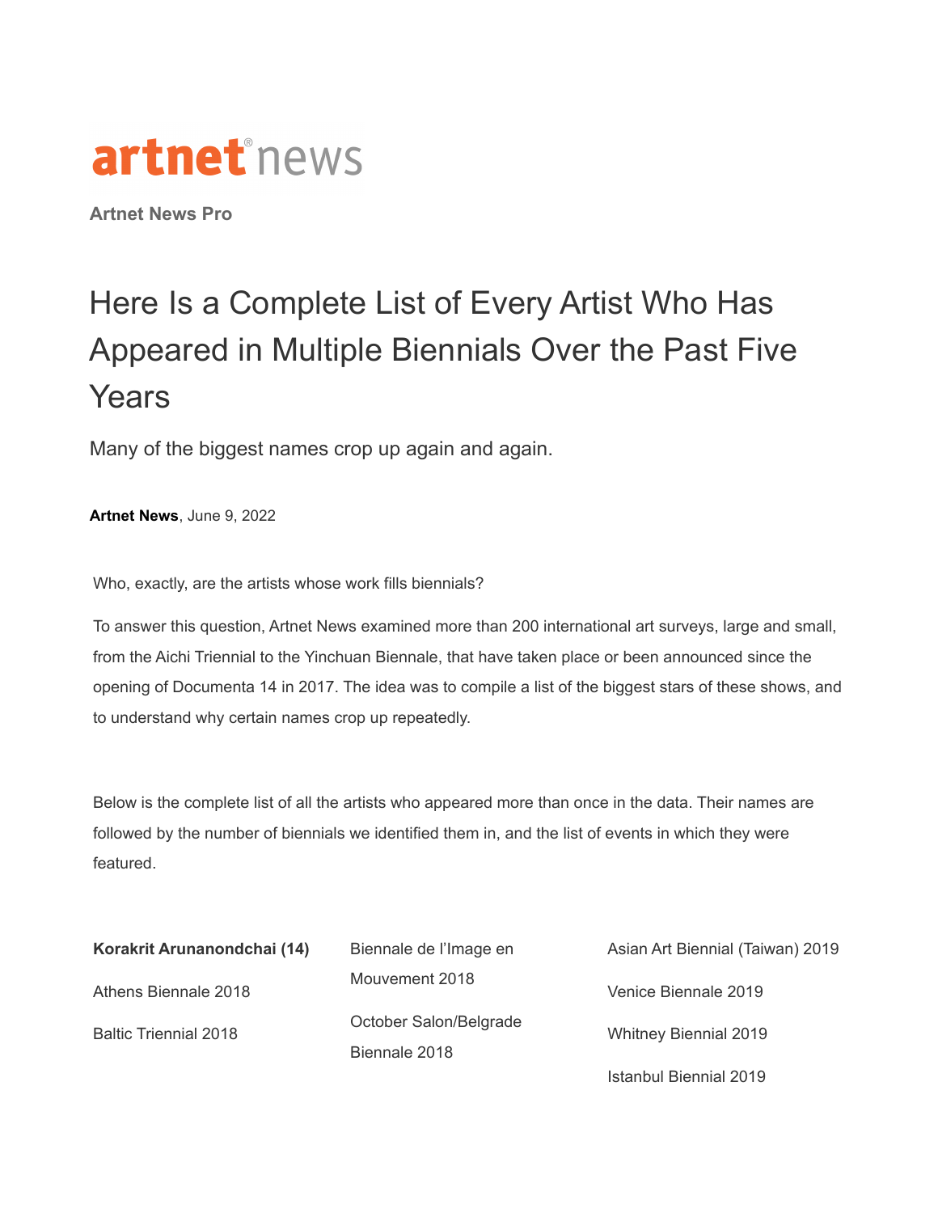artnet news

**Artnet News Pro**

# Here Is a Complete List of Every Artist Who Has Appeared in Multiple Biennials Over the Past Five Years

Many of the biggest names crop up again and again.

**Artnet News**, June 9, 2022

Who, exactly, are the artists whose work fills biennials?

To answer this question, Artnet News examined more than 200 international art surveys, large and small, from the Aichi Triennial to the Yinchuan Biennale, that have taken place or been announced since the opening of Documenta 14 in 2017. The idea was to compile a list of the biggest stars of these shows, and to understand why certain names crop up repeatedly.

Below is the complete list of all the artists who appeared more than once in the data. Their names are followed by the number of biennials we identified them in, and the list of events in which they were featured.

**Korakrit Arunanondchai (14)**

Athens Biennale 2018

Baltic Triennial 2018

Biennale de l'Image en Mouvement 2018

October Salon/Belgrade Biennale 2018

Asian Art Biennial (Taiwan) 2019

Venice Biennale 2019

Whitney Biennial 2019

Istanbul Biennial 2019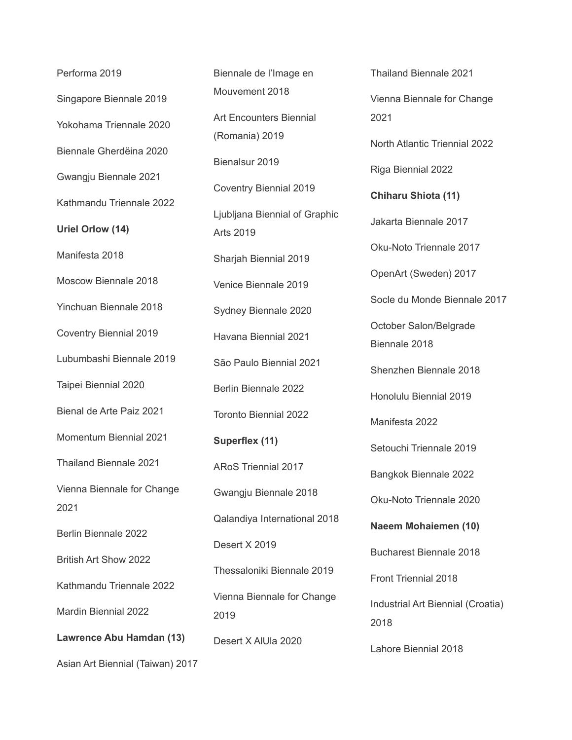Performa 2019

Singapore Biennale 2019

Yokohama Triennale 2020

Biennale Gherdëina 2020

Gwangju Biennale 2021

Kathmandu Triennale 2022

**Uriel Orlow (14)**

Manifesta 2018

Moscow Biennale 2018

Yinchuan Biennale 2018

Coventry Biennial 2019

Lubumbashi Biennale 2019

Taipei Biennial 2020

Bienal de Arte Paiz 2021

Momentum Biennial 2021

Thailand Biennale 2021

Vienna Biennale for Change 2021

Berlin Biennale 2022

British Art Show 2022

Kathmandu Triennale 2022

Mardin Biennial 2022

**Lawrence Abu Hamdan (13)**

Asian Art Biennial (Taiwan) 2017

Biennale de l'Image en Mouvement 2018

Art Encounters Biennial (Romania) 2019

Bienalsur 2019

Coventry Biennial 2019

Ljubljana Biennial of Graphic Arts 2019

Sharjah Biennial 2019

Venice Biennale 2019

Sydney Biennale 2020

Havana Biennial 2021

São Paulo Biennial 2021

Berlin Biennale 2022

Toronto Biennial 2022

**Superflex (11)**

ARoS Triennial 2017

Gwangju Biennale 2018

Qalandiya International 2018

Desert X 2019

Thessaloniki Biennale 2019

Vienna Biennale for Change 2019

Desert X AlUla 2020

Thailand Biennale 2021

Vienna Biennale for Change 2021

North Atlantic Triennial 2022

Riga Biennial 2022

**Chiharu Shiota (11)**

Jakarta Biennale 2017

Oku-Noto Triennale 2017

OpenArt (Sweden) 2017

Socle du Monde Biennale 2017

October Salon/Belgrade Biennale 2018

Shenzhen Biennale 2018

Honolulu Biennial 2019

Manifesta 2022

Setouchi Triennale 2019

Bangkok Biennale 2022

Oku-Noto Triennale 2020

**Naeem Mohaiemen (10)**

Bucharest Biennale 2018

Front Triennial 2018

Industrial Art Biennial (Croatia) 2018

Lahore Biennial 2018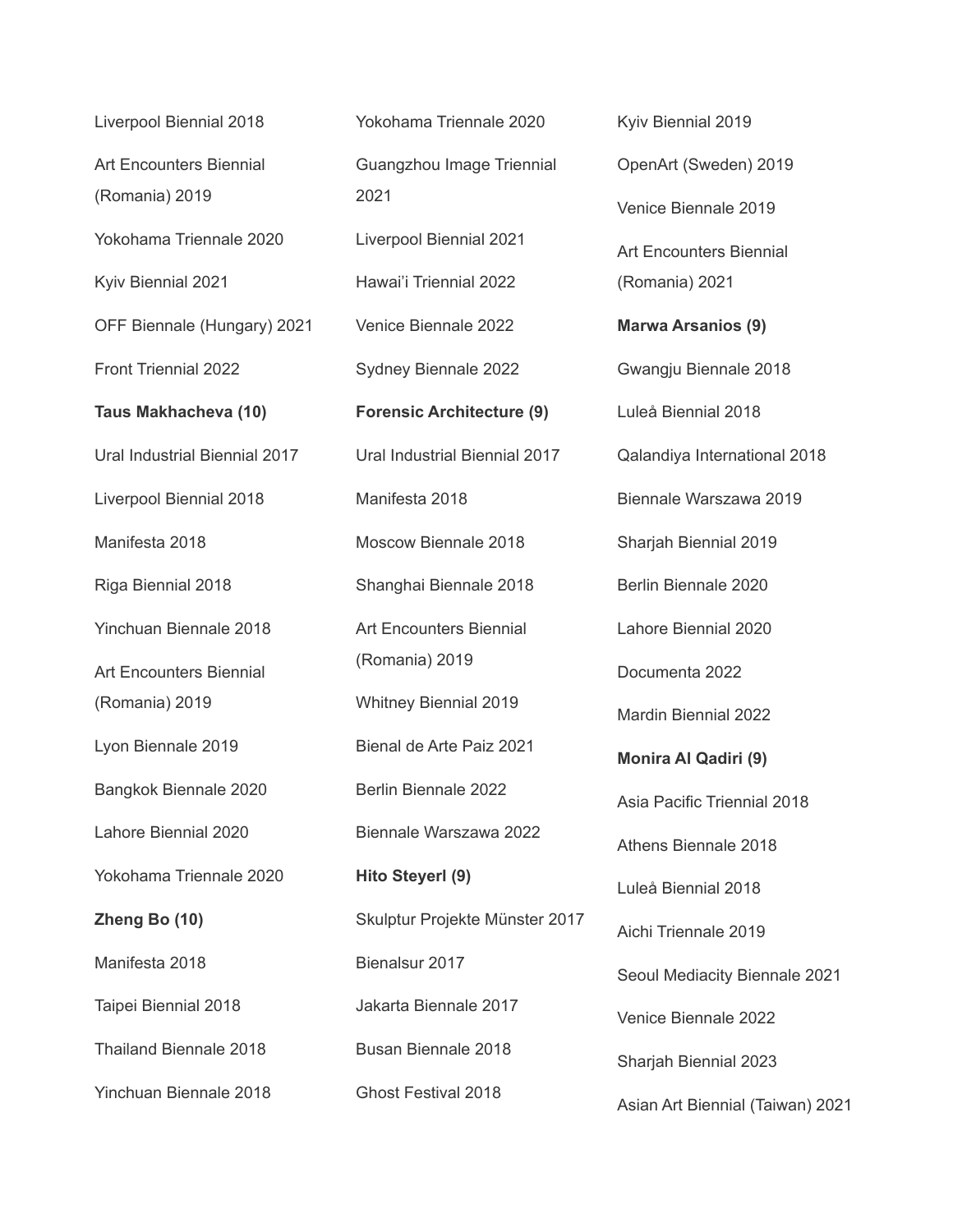Liverpool Biennial 2018

Art Encounters Biennial (Romania) 2019

Yokohama Triennale 2020

Kyiv Biennial 2021

OFF Biennale (Hungary) 2021

Front Triennial 2022

**Taus Makhacheva (10)**

Ural Industrial Biennial 2017

Liverpool Biennial 2018

Manifesta 2018

Riga Biennial 2018

Yinchuan Biennale 2018

Art Encounters Biennial (Romania) 2019

Lyon Biennale 2019

Bangkok Biennale 2020

Lahore Biennial 2020

Yokohama Triennale 2020

**Zheng Bo (10)**

Manifesta 2018

Taipei Biennial 2018

Thailand Biennale 2018

Yinchuan Biennale 2018

Yokohama Triennale 2020

Guangzhou Image Triennial 2021

Liverpool Biennial 2021

Hawai'i Triennial 2022

Venice Biennale 2022

Sydney Biennale 2022

**Forensic Architecture (9)**

Ural Industrial Biennial 2017

Manifesta 2018

Moscow Biennale 2018

Shanghai Biennale 2018

Art Encounters Biennial (Romania) 2019

Whitney Biennial 2019

Bienal de Arte Paiz 2021

Berlin Biennale 2022

Biennale Warszawa 2022

**Hito Steyerl (9)**

Skulptur Projekte Münster 2017

Bienalsur 2017

Jakarta Biennale 2017

Busan Biennale 2018

Ghost Festival 2018

Kyiv Biennial 2019

OpenArt (Sweden) 2019

Venice Biennale 2019

Art Encounters Biennial (Romania) 2021

**Marwa Arsanios (9)**

Gwangju Biennale 2018

Luleå Biennial 2018

Qalandiya International 2018

Biennale Warszawa 2019

Sharjah Biennial 2019

Berlin Biennale 2020

Lahore Biennial 2020

Documenta 2022

Mardin Biennial 2022

**Monira Al Qadiri (9)**

Asia Pacific Triennial 2018

Athens Biennale 2018

Luleå Biennial 2018

Aichi Triennale 2019

Seoul Mediacity Biennale 2021

Venice Biennale 2022

Sharjah Biennial 2023

Asian Art Biennial (Taiwan) 2021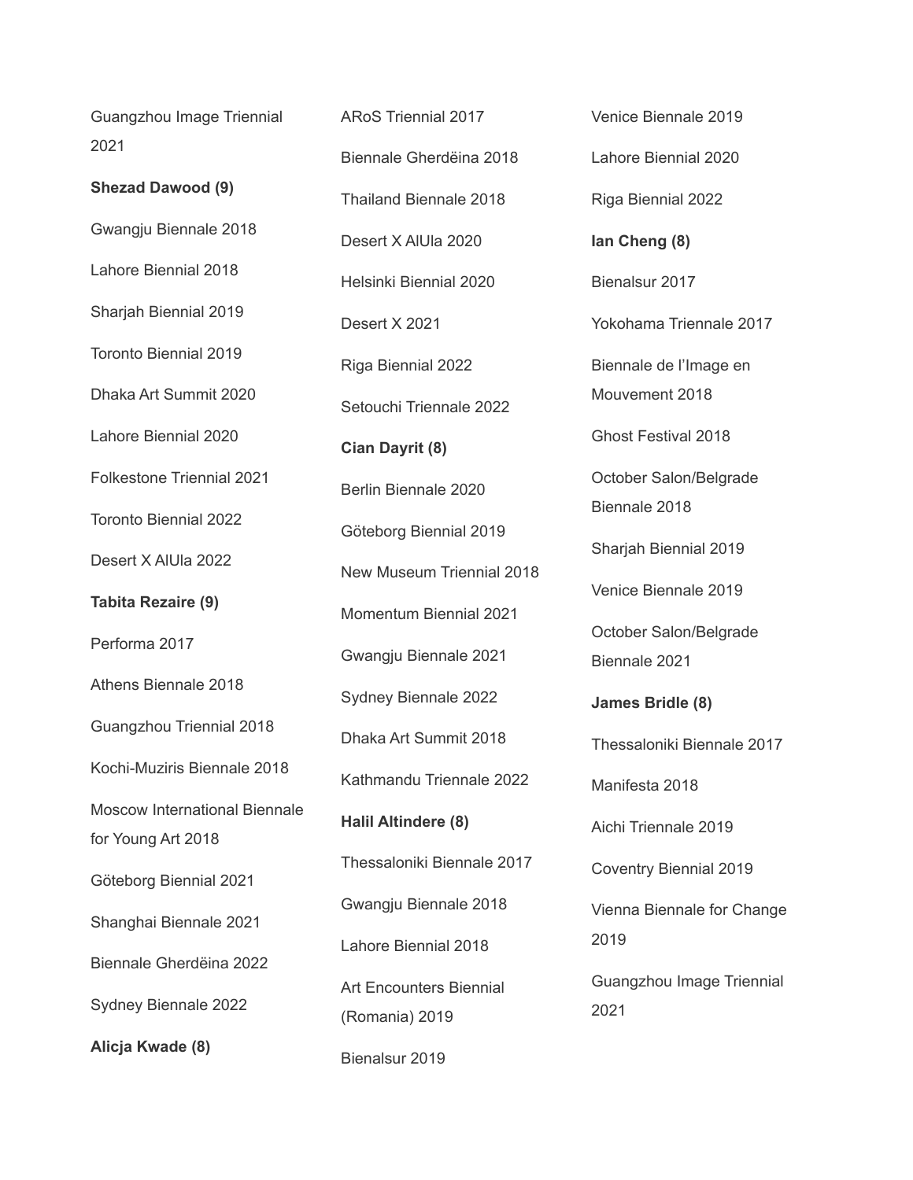Guangzhou Image Triennial 2021

**Shezad Dawood (9)**

Gwangju Biennale 2018

Lahore Biennial 2018

Sharjah Biennial 2019

Toronto Biennial 2019

Dhaka Art Summit 2020

Lahore Biennial 2020

Folkestone Triennial 2021

Toronto Biennial 2022

Desert X AlUla 2022

**Tabita Rezaire (9)**

Performa 2017

Athens Biennale 2018

Guangzhou Triennial 2018

Kochi-Muziris Biennale 2018

Moscow International Biennale for Young Art 2018

Göteborg Biennial 2021

Shanghai Biennale 2021

Biennale Gherdëina 2022

Sydney Biennale 2022

**Alicja Kwade (8)**

ARoS Triennial 2017

Biennale Gherdëina 2018

Thailand Biennale 2018

Desert X AlUla 2020

Helsinki Biennial 2020

Desert X 2021

Riga Biennial 2022

Setouchi Triennale 2022

**Cian Dayrit (8)**

Berlin Biennale 2020

Göteborg Biennial 2019

New Museum Triennial 2018

Momentum Biennial 2021

Gwangju Biennale 2021

Sydney Biennale 2022

Dhaka Art Summit 2018

Kathmandu Triennale 2022

**Halil Altindere (8)**

Thessaloniki Biennale 2017

Gwangju Biennale 2018

Lahore Biennial 2018

Art Encounters Biennial (Romania) 2019

Bienalsur 2019

Venice Biennale 2019

Lahore Biennial 2020

Riga Biennial 2022

**Ian Cheng (8)**

Bienalsur 2017

Yokohama Triennale 2017

Biennale de l'Image en Mouvement 2018

Ghost Festival 2018

October Salon/Belgrade Biennale 2018

Sharjah Biennial 2019

Venice Biennale 2019

October Salon/Belgrade Biennale 2021

**James Bridle (8)**

Thessaloniki Biennale 2017

Manifesta 2018

Aichi Triennale 2019

Coventry Biennial 2019

Vienna Biennale for Change 2019

Guangzhou Image Triennial 2021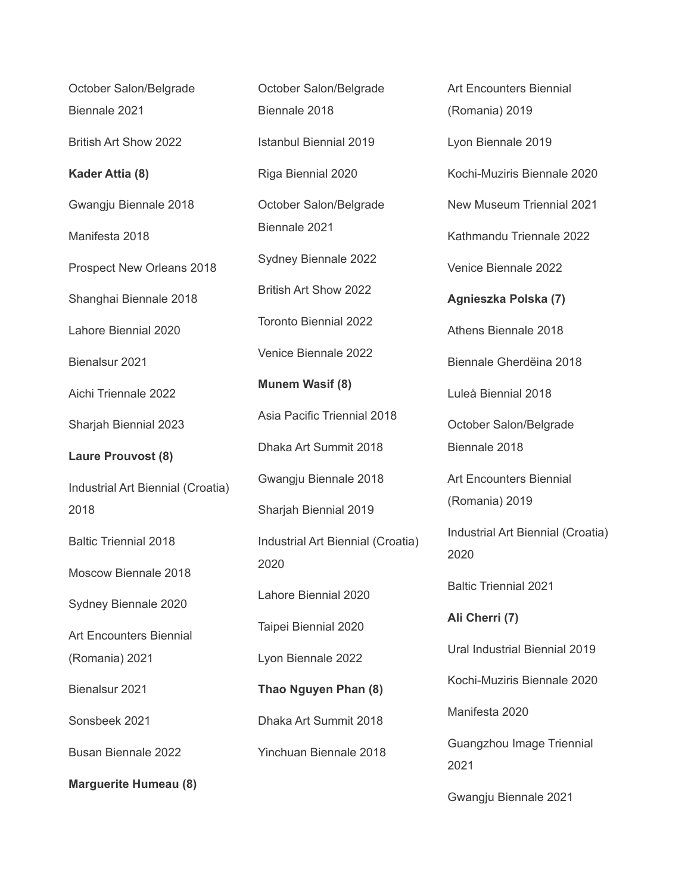October Salon/Belgrade Biennale 2021

British Art Show 2022

**Kader Attia (8)**

Gwangju Biennale 2018

Manifesta 2018

Prospect New Orleans 2018

Shanghai Biennale 2018

Lahore Biennial 2020

Bienalsur 2021

Aichi Triennale 2022

Sharjah Biennial 2023

**Laure Prouvost (8)**

Industrial Art Biennial (Croatia) 2018

Baltic Triennial 2018

Moscow Biennale 2018

Sydney Biennale 2020

Art Encounters Biennial (Romania) 2021

Bienalsur 2021

Sonsbeek 2021

Busan Biennale 2022

**Marguerite Humeau (8)**

October Salon/Belgrade Biennale 2018

Istanbul Biennial 2019

Riga Biennial 2020

October Salon/Belgrade Biennale 2021

Sydney Biennale 2022

British Art Show 2022

Toronto Biennial 2022

Venice Biennale 2022

**Munem Wasif (8)**

Asia Pacific Triennial 2018

Dhaka Art Summit 2018

Gwangju Biennale 2018

Sharjah Biennial 2019

Industrial Art Biennial (Croatia) 2020

Lahore Biennial 2020

Taipei Biennial 2020

Lyon Biennale 2022

**Thao Nguyen Phan (8)**

Dhaka Art Summit 2018

Yinchuan Biennale 2018

Art Encounters Biennial (Romania) 2019

Lyon Biennale 2019

Kochi-Muziris Biennale 2020

New Museum Triennial 2021

Kathmandu Triennale 2022

Venice Biennale 2022

**Agnieszka Polska (7)**

Athens Biennale 2018

Biennale Gherdëina 2018

Luleå Biennial 2018

October Salon/Belgrade Biennale 2018

Art Encounters Biennial (Romania) 2019

Industrial Art Biennial (Croatia) 2020

Baltic Triennial 2021

**Ali Cherri (7)**

Ural Industrial Biennial 2019

Kochi-Muziris Biennale 2020

Manifesta 2020

Guangzhou Image Triennial 2021

Gwangju Biennale 2021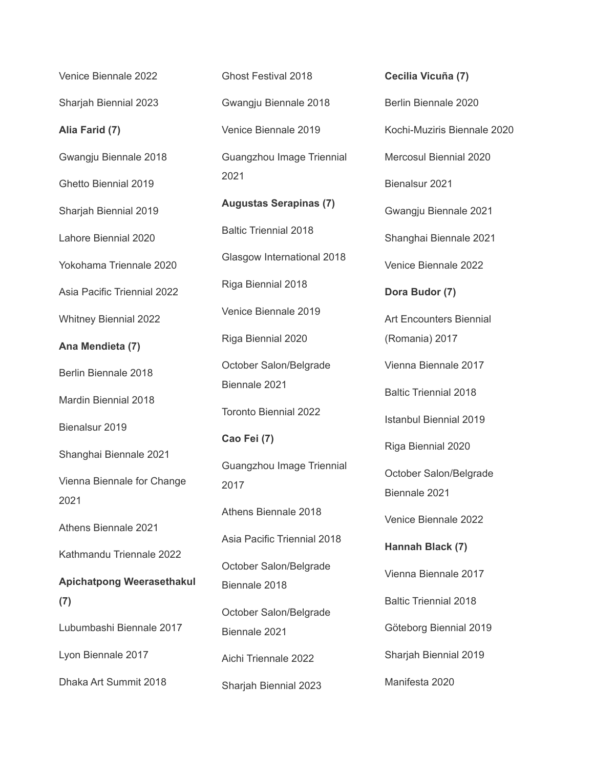Venice Biennale 2022

Sharjah Biennial 2023

**Alia Farid (7)**

Gwangju Biennale 2018

Ghetto Biennial 2019

Sharjah Biennial 2019

Lahore Biennial 2020

Yokohama Triennale 2020

Asia Pacific Triennial 2022

Whitney Biennial 2022

**Ana Mendieta (7)**

Berlin Biennale 2018

Mardin Biennial 2018

Bienalsur 2019

Shanghai Biennale 2021

Vienna Biennale for Change 2021

Athens Biennale 2021

Kathmandu Triennale 2022

**Apichatpong Weerasethakul (7)**

Lubumbashi Biennale 2017

Lyon Biennale 2017

Dhaka Art Summit 2018

Ghost Festival 2018

Gwangju Biennale 2018

Venice Biennale 2019

Guangzhou Image Triennial 2021

**Augustas Serapinas (7)**

Baltic Triennial 2018

Glasgow International 2018

Riga Biennial 2018

Venice Biennale 2019

Riga Biennial 2020

October Salon/Belgrade Biennale 2021

Toronto Biennial 2022

**Cao Fei (7)**

Guangzhou Image Triennial 2017

Athens Biennale 2018

Asia Pacific Triennial 2018

October Salon/Belgrade Biennale 2018

October Salon/Belgrade Biennale 2021

Aichi Triennale 2022

Sharjah Biennial 2023

**Cecilia Vicuña (7)**

Berlin Biennale 2020

Kochi-Muziris Biennale 2020

Mercosul Biennial 2020

Bienalsur 2021

Gwangju Biennale 2021

Shanghai Biennale 2021

Venice Biennale 2022

**Dora Budor (7)**

Art Encounters Biennial (Romania) 2017

Vienna Biennale 2017

Baltic Triennial 2018

Istanbul Biennial 2019

Riga Biennial 2020

October Salon/Belgrade Biennale 2021

Venice Biennale 2022

**Hannah Black (7)**

Vienna Biennale 2017

Baltic Triennial 2018

Göteborg Biennial 2019

Sharjah Biennial 2019

Manifesta 2020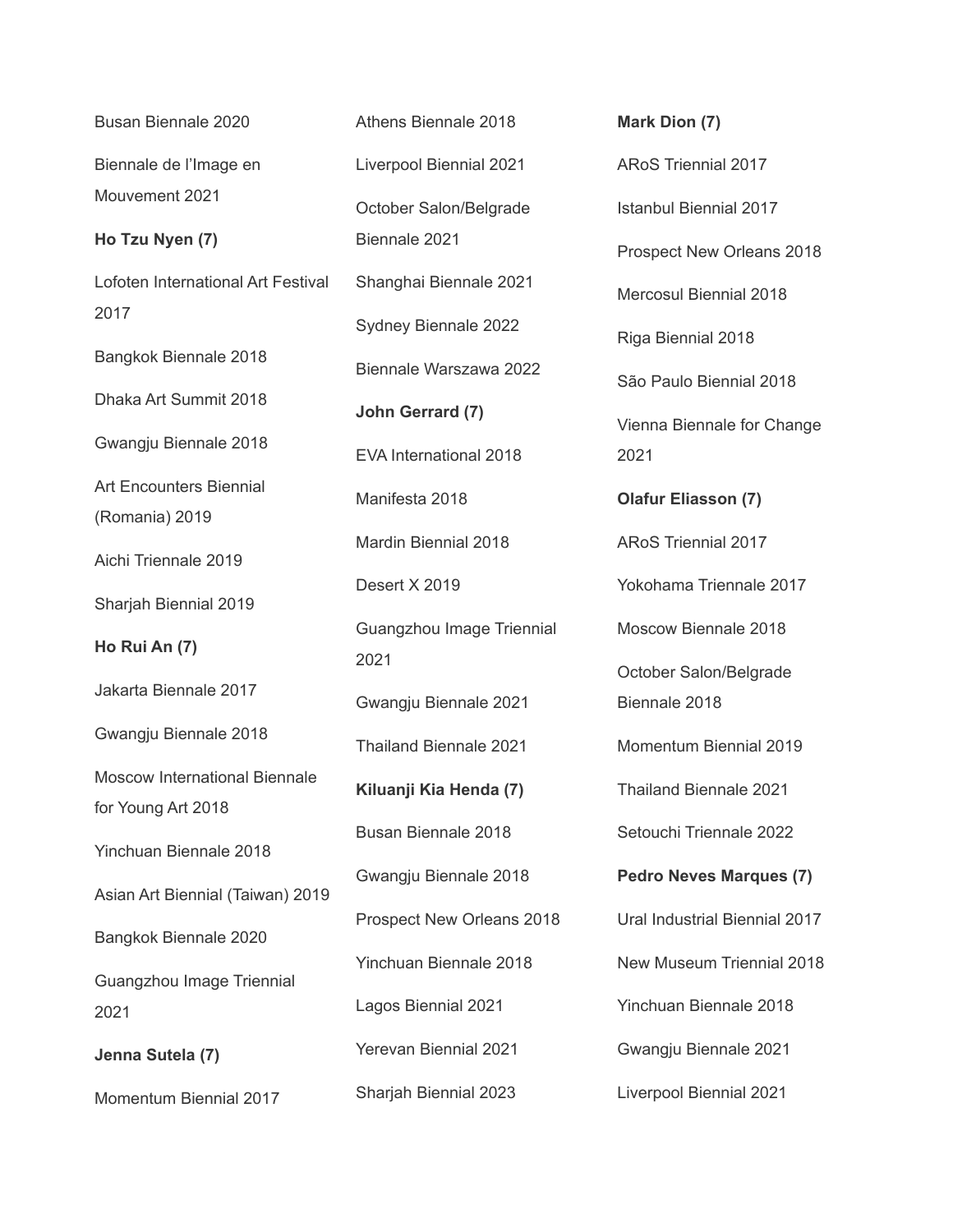Busan Biennale 2020

Biennale de l'Image en Mouvement 2021

**Ho Tzu Nyen (7)**

Lofoten International Art Festival 2017

Bangkok Biennale 2018

Dhaka Art Summit 2018

Gwangju Biennale 2018

Art Encounters Biennial (Romania) 2019

Aichi Triennale 2019

Sharjah Biennial 2019

**Ho Rui An (7)**

Jakarta Biennale 2017

Gwangju Biennale 2018

Moscow International Biennale for Young Art 2018

Yinchuan Biennale 2018

Asian Art Biennial (Taiwan) 2019

Bangkok Biennale 2020

Guangzhou Image Triennial 2021

**Jenna Sutela (7)**

Momentum Biennial 2017

Athens Biennale 2018

Liverpool Biennial 2021

October Salon/Belgrade Biennale 2021

Shanghai Biennale 2021

Sydney Biennale 2022

Biennale Warszawa 2022

**John Gerrard (7)**

EVA International 2018

Manifesta 2018

Mardin Biennial 2018

Desert X 2019

Guangzhou Image Triennial 2021

Gwangju Biennale 2021

Thailand Biennale 2021

**Kiluanji Kia Henda (7)**

Busan Biennale 2018

Gwangju Biennale 2018

Prospect New Orleans 2018

Yinchuan Biennale 2018

Lagos Biennial 2021

Yerevan Biennial 2021

Sharjah Biennial 2023

**Mark Dion (7)**

ARoS Triennial 2017

Istanbul Biennial 2017

Prospect New Orleans 2018

Mercosul Biennial 2018

Riga Biennial 2018

São Paulo Biennial 2018

Vienna Biennale for Change 2021

**Olafur Eliasson (7)**

ARoS Triennial 2017

Yokohama Triennale 2017

Moscow Biennale 2018

October Salon/Belgrade Biennale 2018

Momentum Biennial 2019

Thailand Biennale 2021

Setouchi Triennale 2022

**Pedro Neves Marques (7)**

Ural Industrial Biennial 2017

New Museum Triennial 2018

Yinchuan Biennale 2018

Gwangju Biennale 2021

Liverpool Biennial 2021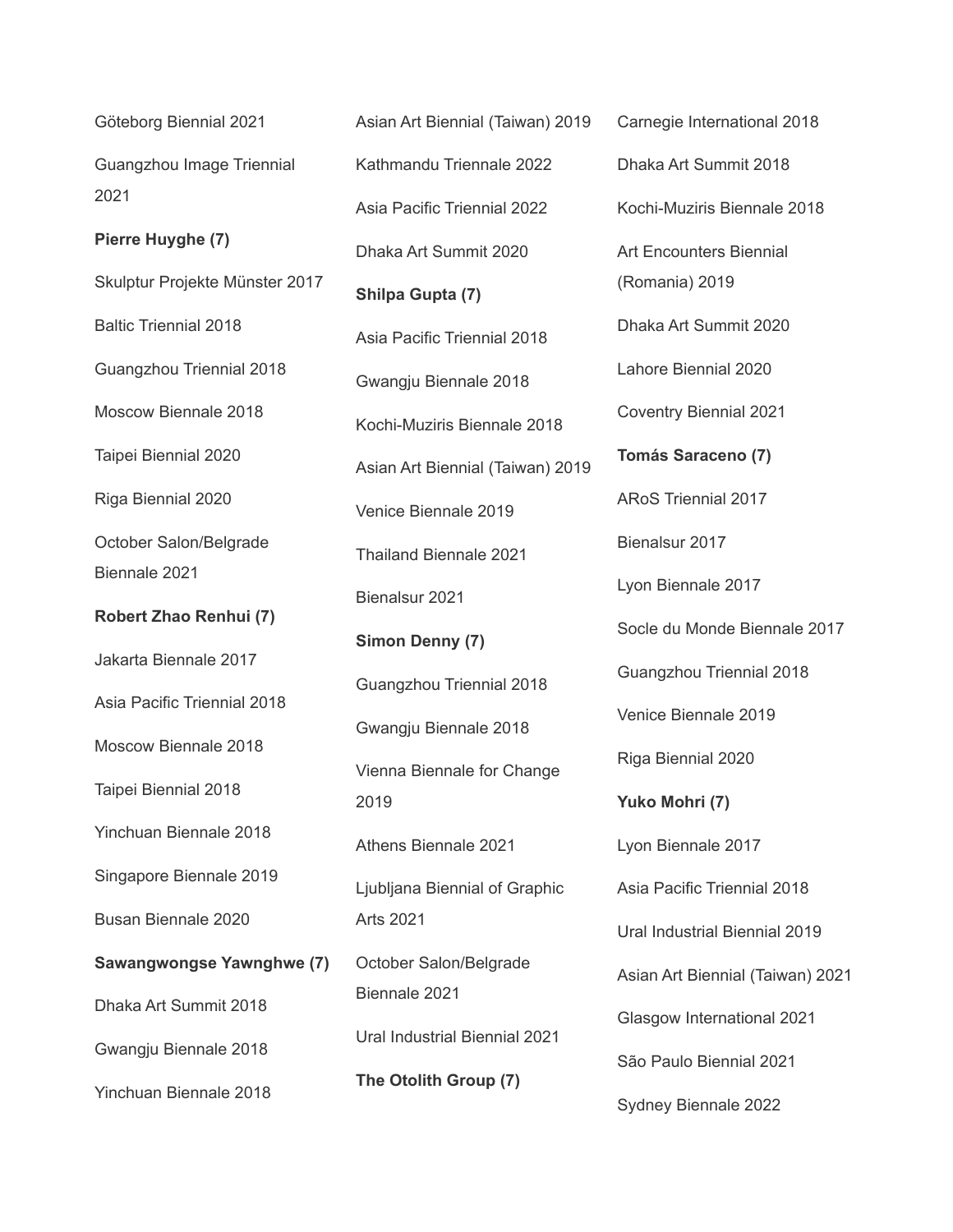Göteborg Biennial 2021

Guangzhou Image Triennial 2021

**Pierre Huyghe (7)**

Skulptur Projekte Münster 2017

Baltic Triennial 2018

Guangzhou Triennial 2018

Moscow Biennale 2018

Taipei Biennial 2020

Riga Biennial 2020

October Salon/Belgrade Biennale 2021

**Robert Zhao Renhui (7)**

Jakarta Biennale 2017

Asia Pacific Triennial 2018

Moscow Biennale 2018

Taipei Biennial 2018

Yinchuan Biennale 2018

Singapore Biennale 2019

Busan Biennale 2020

**Sawangwongse Yawnghwe (7)**

Dhaka Art Summit 2018

Gwangju Biennale 2018

Yinchuan Biennale 2018

Asian Art Biennial (Taiwan) 2019

Kathmandu Triennale 2022

Asia Pacific Triennial 2022

Dhaka Art Summit 2020

**Shilpa Gupta (7)**

Asia Pacific Triennial 2018

Gwangju Biennale 2018

Kochi-Muziris Biennale 2018

Asian Art Biennial (Taiwan) 2019

Venice Biennale 2019

Thailand Biennale 2021

Bienalsur 2021

**Simon Denny (7)**

Guangzhou Triennial 2018

Gwangju Biennale 2018

Vienna Biennale for Change 2019

Athens Biennale 2021

Ljubljana Biennial of Graphic Arts 2021

October Salon/Belgrade Biennale 2021

Ural Industrial Biennial 2021

**The Otolith Group (7)**

Carnegie International 2018

Dhaka Art Summit 2018

Kochi-Muziris Biennale 2018

Art Encounters Biennial (Romania) 2019

Dhaka Art Summit 2020

Lahore Biennial 2020

Coventry Biennial 2021

**Tomás Saraceno (7)**

ARoS Triennial 2017

Bienalsur 2017

Lyon Biennale 2017

Socle du Monde Biennale 2017

Guangzhou Triennial 2018

Venice Biennale 2019

Riga Biennial 2020

**Yuko Mohri (7)**

Lyon Biennale 2017

Asia Pacific Triennial 2018

Ural Industrial Biennial 2019

Asian Art Biennial (Taiwan) 2021

Glasgow International 2021

São Paulo Biennial 2021

Sydney Biennale 2022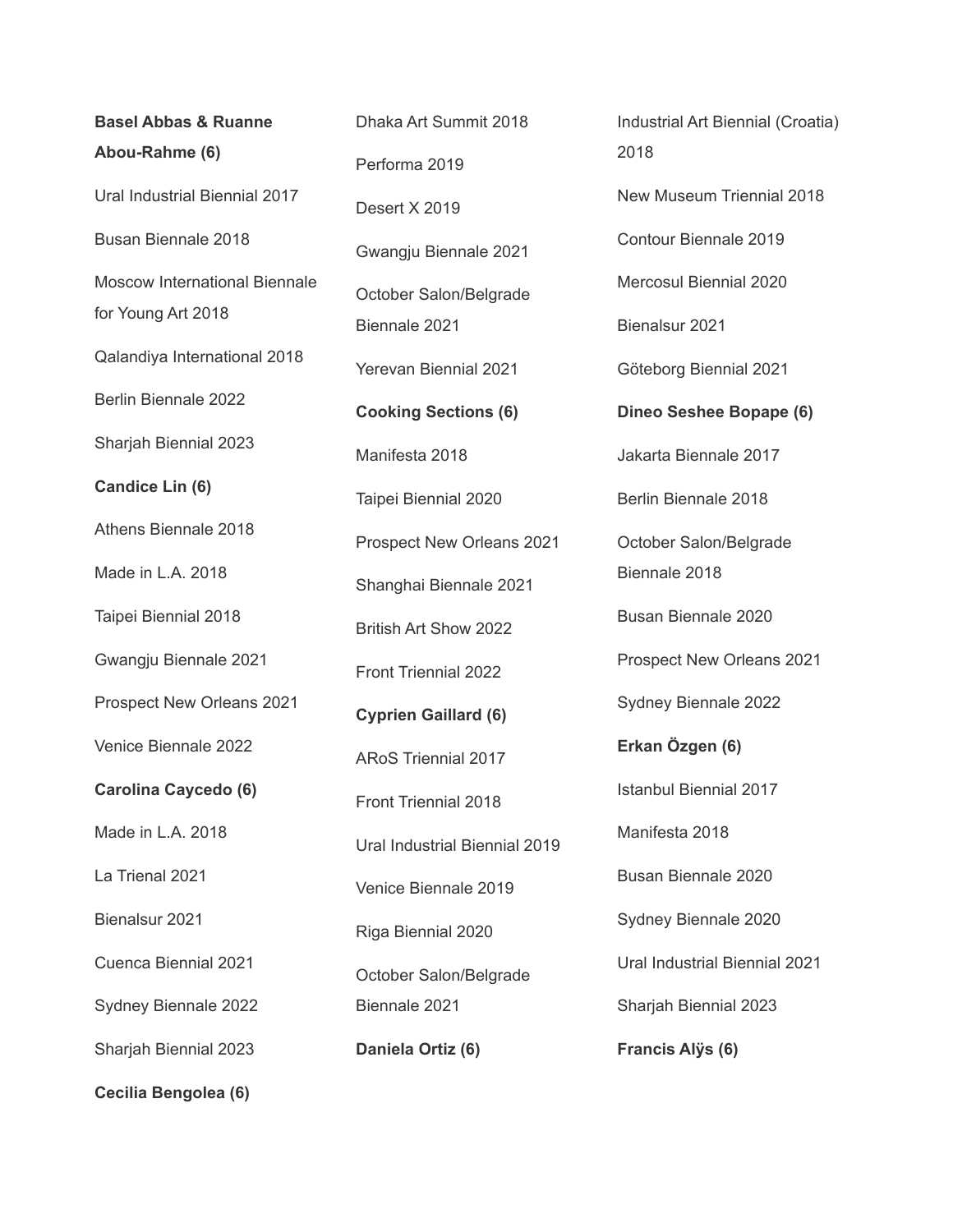**Basel Abbas & Ruanne Abou-Rahme (6)**

Ural Industrial Biennial 2017

Busan Biennale 2018

Moscow International Biennale for Young Art 2018

Qalandiya International 2018

Berlin Biennale 2022

Sharjah Biennial 2023

**Candice Lin (6)**

Athens Biennale 2018

Made in L.A. 2018

Taipei Biennial 2018

Gwangju Biennale 2021

Prospect New Orleans 2021

Venice Biennale 2022

**Carolina Caycedo (6)**

Made in L.A. 2018

La Trienal 2021

Bienalsur 2021

Cuenca Biennial 2021

Sydney Biennale 2022

Sharjah Biennial 2023

**Cecilia Bengolea (6)**

Dhaka Art Summit 2018

Performa 2019

Desert X 2019

Gwangju Biennale 2021

October Salon/Belgrade Biennale 2021

Yerevan Biennial 2021

**Cooking Sections (6)**

Manifesta 2018

Taipei Biennial 2020

Prospect New Orleans 2021

Shanghai Biennale 2021

British Art Show 2022

Front Triennial 2022

**Cyprien Gaillard (6)**

ARoS Triennial 2017

Front Triennial 2018

Ural Industrial Biennial 2019

Venice Biennale 2019

Riga Biennial 2020

October Salon/Belgrade Biennale 2021

**Daniela Ortiz (6)**

Industrial Art Biennial (Croatia) 2018

New Museum Triennial 2018

Contour Biennale 2019

Mercosul Biennial 2020

Bienalsur 2021

Göteborg Biennial 2021

**Dineo Seshee Bopape (6)**

Jakarta Biennale 2017

Berlin Biennale 2018

October Salon/Belgrade Biennale 2018

Busan Biennale 2020

Prospect New Orleans 2021

Sydney Biennale 2022

**Erkan Özgen (6)**

Istanbul Biennial 2017

Manifesta 2018

Busan Biennale 2020

Sydney Biennale 2020

Ural Industrial Biennial 2021

Sharjah Biennial 2023

**Francis Alÿs (6)**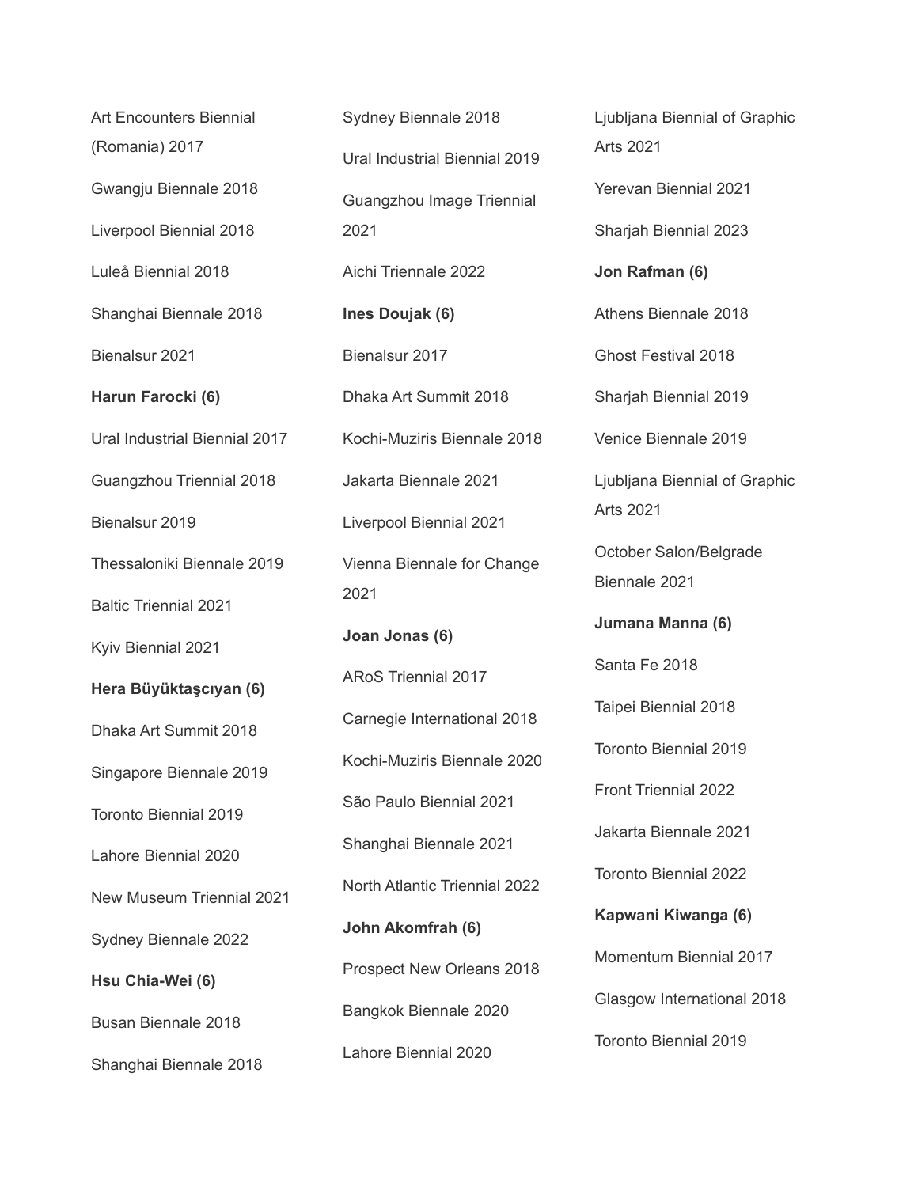Art Encounters Biennial (Romania) 2017

Gwangju Biennale 2018

Liverpool Biennial 2018

Luleå Biennial 2018

Shanghai Biennale 2018

Bienalsur 2021

**Harun Farocki (6)**

Ural Industrial Biennial 2017

Guangzhou Triennial 2018

Bienalsur 2019

Thessaloniki Biennale 2019

Baltic Triennial 2021

Kyiv Biennial 2021

**Hera Büyüktaşcıyan (6)**

Dhaka Art Summit 2018

Singapore Biennale 2019

Toronto Biennial 2019

Lahore Biennial 2020

New Museum Triennial 2021

Sydney Biennale 2022

**Hsu Chia-Wei (6)**

Busan Biennale 2018

Shanghai Biennale 2018

Sydney Biennale 2018

Ural Industrial Biennial 2019

Guangzhou Image Triennial 2021

Aichi Triennale 2022

**Ines Doujak (6)**

Bienalsur 2017

Dhaka Art Summit 2018

Kochi-Muziris Biennale 2018

Jakarta Biennale 2021

Liverpool Biennial 2021

Vienna Biennale for Change 2021

**Joan Jonas (6)**

ARoS Triennial 2017

Carnegie International 2018

Kochi-Muziris Biennale 2020

São Paulo Biennial 2021

Shanghai Biennale 2021

North Atlantic Triennial 2022

**John Akomfrah (6)**

Prospect New Orleans 2018

Bangkok Biennale 2020

Lahore Biennial 2020

Ljubljana Biennial of Graphic Arts 2021

Yerevan Biennial 2021

Sharjah Biennial 2023

**Jon Rafman (6)**

Athens Biennale 2018

Ghost Festival 2018

Sharjah Biennial 2019

Venice Biennale 2019

Ljubljana Biennial of Graphic Arts 2021

October Salon/Belgrade Biennale 2021

**Jumana Manna (6)**

Santa Fe 2018

Taipei Biennial 2018

Toronto Biennial 2019

Front Triennial 2022

Jakarta Biennale 2021

Toronto Biennial 2022

**Kapwani Kiwanga (6)**

Momentum Biennial 2017

Glasgow International 2018

Toronto Biennial 2019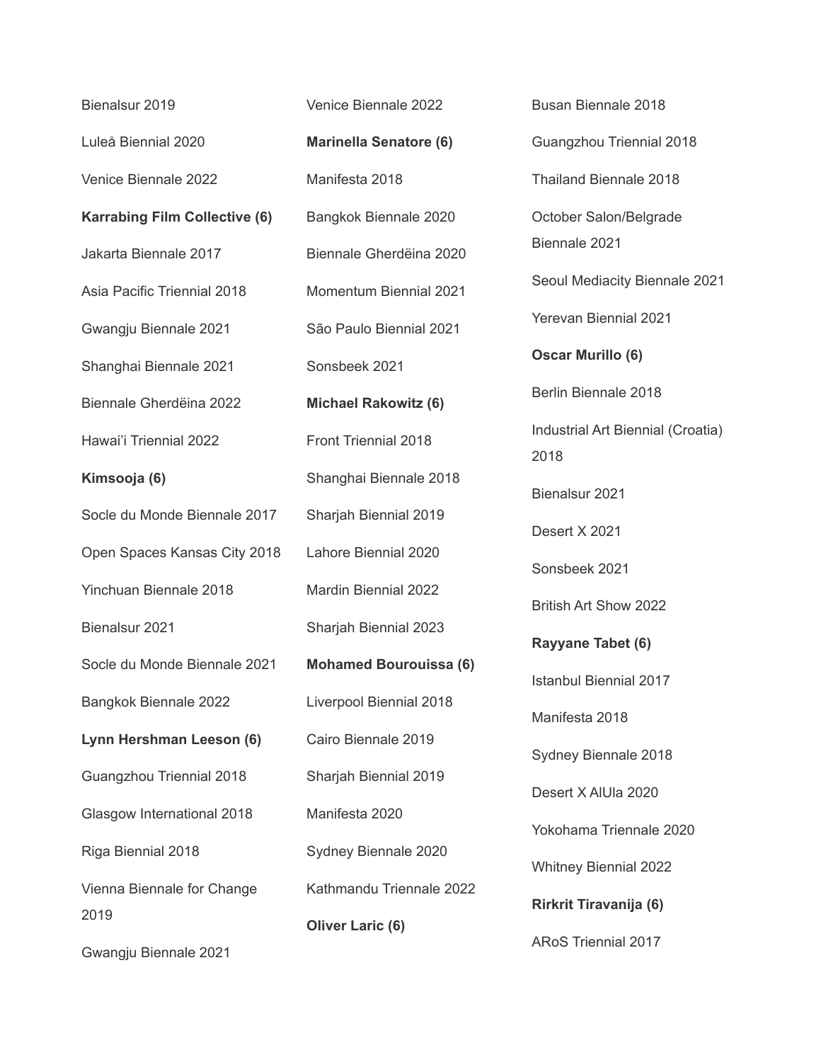Bienalsur 2019

Luleå Biennial 2020

Venice Biennale 2022

**Karrabing Film Collective (6)**

Jakarta Biennale 2017

Asia Pacific Triennial 2018

Gwangju Biennale 2021

Shanghai Biennale 2021

Biennale Gherdëina 2022

Hawai'i Triennial 2022

**Kimsooja (6)**

Socle du Monde Biennale 2017

Open Spaces Kansas City 2018

Yinchuan Biennale 2018

Bienalsur 2021

Socle du Monde Biennale 2021

Bangkok Biennale 2022

**Lynn Hershman Leeson (6)**

Guangzhou Triennial 2018

Glasgow International 2018

Riga Biennial 2018

Vienna Biennale for Change 2019

Gwangju Biennale 2021

Venice Biennale 2022

**Marinella Senatore (6)**

Manifesta 2018

Bangkok Biennale 2020

Biennale Gherdëina 2020

Momentum Biennial 2021

São Paulo Biennial 2021

Sonsbeek 2021

**Michael Rakowitz (6)**

Front Triennial 2018

Shanghai Biennale 2018

Sharjah Biennial 2019

Lahore Biennial 2020

Mardin Biennial 2022

Sharjah Biennial 2023

**Mohamed Bourouissa (6)**

Liverpool Biennial 2018

Cairo Biennale 2019

Sharjah Biennial 2019

Manifesta 2020

Sydney Biennale 2020

Kathmandu Triennale 2022

**Oliver Laric (6)**

Busan Biennale 2018

Guangzhou Triennial 2018

Thailand Biennale 2018

October Salon/Belgrade Biennale 2021

Seoul Mediacity Biennale 2021

Yerevan Biennial 2021

**Oscar Murillo (6)**

Berlin Biennale 2018

Industrial Art Biennial (Croatia) 2018

Bienalsur 2021

Desert X 2021

Sonsbeek 2021

British Art Show 2022

**Rayyane Tabet (6)**

Istanbul Biennial 2017

Manifesta 2018

Sydney Biennale 2018

Desert X AlUla 2020

Yokohama Triennale 2020

Whitney Biennial 2022

**Rirkrit Tiravanija (6)**

ARoS Triennial 2017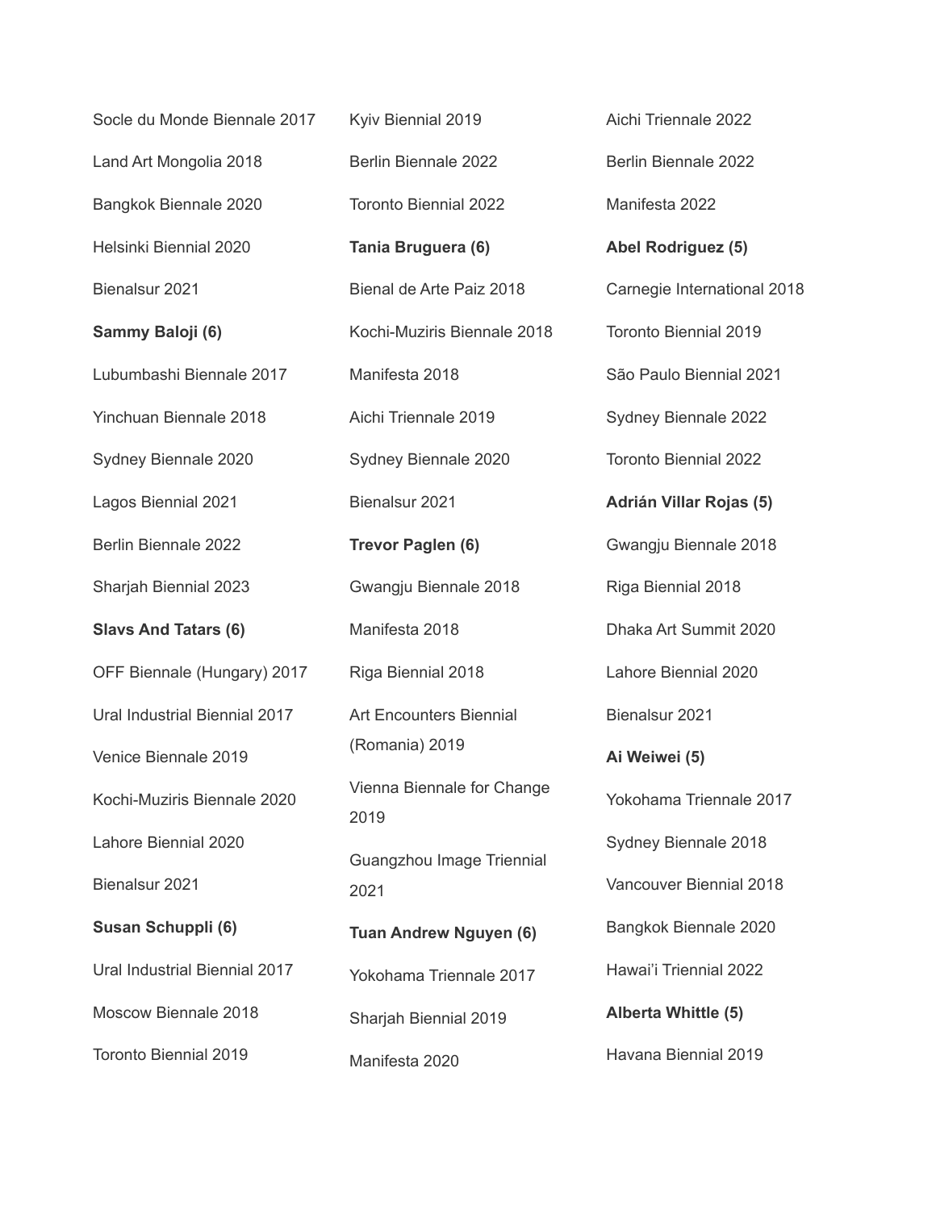Socle du Monde Biennale 2017

Land Art Mongolia 2018

Bangkok Biennale 2020

Helsinki Biennial 2020

Bienalsur 2021

**Sammy Baloji (6)**

Lubumbashi Biennale 2017

Yinchuan Biennale 2018

Sydney Biennale 2020

Lagos Biennial 2021

Berlin Biennale 2022

Sharjah Biennial 2023

**Slavs And Tatars (6)**

OFF Biennale (Hungary) 2017

Ural Industrial Biennial 2017

Venice Biennale 2019

Kochi-Muziris Biennale 2020

Lahore Biennial 2020

Bienalsur 2021

**Susan Schuppli (6)**

Ural Industrial Biennial 2017

Moscow Biennale 2018

Toronto Biennial 2019

Kyiv Biennial 2019

Berlin Biennale 2022

Toronto Biennial 2022

**Tania Bruguera (6)**

Bienal de Arte Paiz 2018

Kochi-Muziris Biennale 2018

Manifesta 2018

Aichi Triennale 2019

Sydney Biennale 2020

Bienalsur 2021

**Trevor Paglen (6)**

Gwangju Biennale 2018

Manifesta 2018

Riga Biennial 2018

Art Encounters Biennial (Romania) 2019

Vienna Biennale for Change 2019

Guangzhou Image Triennial 2021

**Tuan Andrew Nguyen (6)**

Yokohama Triennale 2017

Sharjah Biennial 2019

Manifesta 2020

Aichi Triennale 2022

Berlin Biennale 2022

Manifesta 2022

**Abel Rodriguez (5)**

Carnegie International 2018

Toronto Biennial 2019

São Paulo Biennial 2021

Sydney Biennale 2022

Toronto Biennial 2022

**Adrián Villar Rojas (5)**

Gwangju Biennale 2018

Riga Biennial 2018

Dhaka Art Summit 2020

Lahore Biennial 2020

Bienalsur 2021

**Ai Weiwei (5)**

Yokohama Triennale 2017

Sydney Biennale 2018

Vancouver Biennial 2018

Bangkok Biennale 2020

Hawai'i Triennial 2022

**Alberta Whittle (5)**

Havana Biennial 2019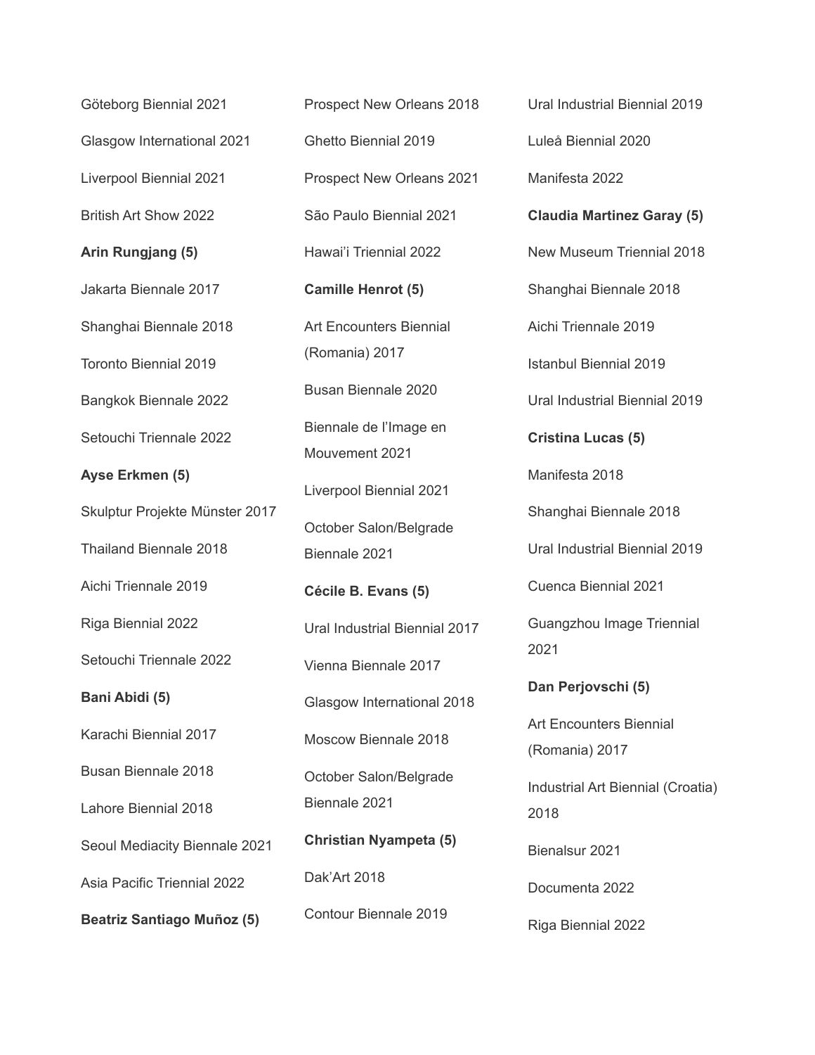Göteborg Biennial 2021

Glasgow International 2021

Liverpool Biennial 2021

British Art Show 2022

**Arin Rungjang (5)**

Jakarta Biennale 2017

Shanghai Biennale 2018

Toronto Biennial 2019

Bangkok Biennale 2022

Setouchi Triennale 2022

**Ayse Erkmen (5)**

Skulptur Projekte Münster 2017

Thailand Biennale 2018

Aichi Triennale 2019

Riga Biennial 2022

Setouchi Triennale 2022

**Bani Abidi (5)**

Karachi Biennial 2017

Busan Biennale 2018

Lahore Biennial 2018

Seoul Mediacity Biennale 2021

Asia Pacific Triennial 2022

**Beatriz Santiago Muñoz (5)**

Prospect New Orleans 2018

Ghetto Biennial 2019

Prospect New Orleans 2021

São Paulo Biennial 2021

Hawai'i Triennial 2022

**Camille Henrot (5)**

Art Encounters Biennial (Romania) 2017

Busan Biennale 2020

Biennale de l'Image en Mouvement 2021

Liverpool Biennial 2021

October Salon/Belgrade Biennale 2021

**Cécile B. Evans (5)**

Ural Industrial Biennial 2017

Vienna Biennale 2017

Glasgow International 2018

Moscow Biennale 2018

October Salon/Belgrade Biennale 2021

**Christian Nyampeta (5)**

Dak'Art 2018

Contour Biennale 2019

Ural Industrial Biennial 2019

Luleå Biennial 2020

Manifesta 2022

**Claudia Martinez Garay (5)**

New Museum Triennial 2018

Shanghai Biennale 2018

Aichi Triennale 2019

Istanbul Biennial 2019

Ural Industrial Biennial 2019

**Cristina Lucas (5)**

Manifesta 2018

Shanghai Biennale 2018

Ural Industrial Biennial 2019

Cuenca Biennial 2021

Guangzhou Image Triennial 2021

**Dan Perjovschi (5)**

Art Encounters Biennial (Romania) 2017

Industrial Art Biennial (Croatia) 2018

Bienalsur 2021

Documenta 2022

Riga Biennial 2022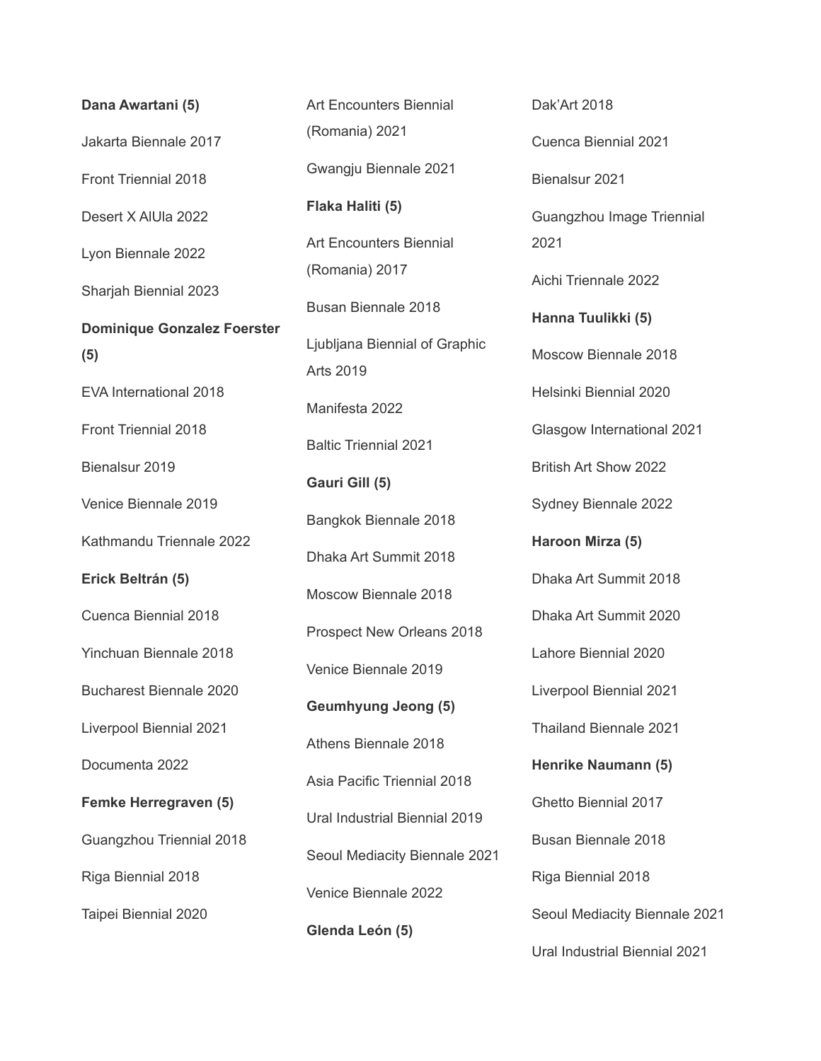**Dana Awartani (5)**

Jakarta Biennale 2017

Front Triennial 2018

Desert X AlUla 2022

Lyon Biennale 2022

Sharjah Biennial 2023

**Dominique Gonzalez Foerster (5)**

EVA International 2018

Front Triennial 2018

Bienalsur 2019

Venice Biennale 2019

Kathmandu Triennale 2022

**Erick Beltrán (5)**

Cuenca Biennial 2018

Yinchuan Biennale 2018

Bucharest Biennale 2020

Liverpool Biennial 2021

Documenta 2022

**Femke Herregraven (5)**

Guangzhou Triennial 2018

Riga Biennial 2018

Taipei Biennial 2020

Art Encounters Biennial (Romania) 2021

Gwangju Biennale 2021

**Flaka Haliti (5)**

Art Encounters Biennial (Romania) 2017

Busan Biennale 2018

Ljubljana Biennial of Graphic Arts 2019

Manifesta 2022

Baltic Triennial 2021

**Gauri Gill (5)**

Bangkok Biennale 2018

Dhaka Art Summit 2018

Moscow Biennale 2018

Prospect New Orleans 2018

Venice Biennale 2019

**Geumhyung Jeong (5)**

Athens Biennale 2018

Asia Pacific Triennial 2018

Ural Industrial Biennial 2019

Seoul Mediacity Biennale 2021

Venice Biennale 2022

**Glenda León (5)**

Dak'Art 2018

Cuenca Biennial 2021

Bienalsur 2021

Guangzhou Image Triennial 2021

Aichi Trienale 2022

**Hanna Tuulikki (5)**

Moscow Biennale 2018

Helsinki Biennial 2020

Glasgow International 2021

British Art Show 2022

Sydney Biennale 2022

**Haroon Mirza (5)**

Dhaka Art Summit 2018

Dhaka Art Summit 2020

Lahore Biennial 2020

Liverpool Biennial 2021

Thailand Biennale 2021

**Henrike Naumann (5)**

Ghetto Biennial 2017

Busan Biennale 2018

Riga Biennial 2018

Seoul Mediacity Biennale 2021

Ural Industrial Biennial 2021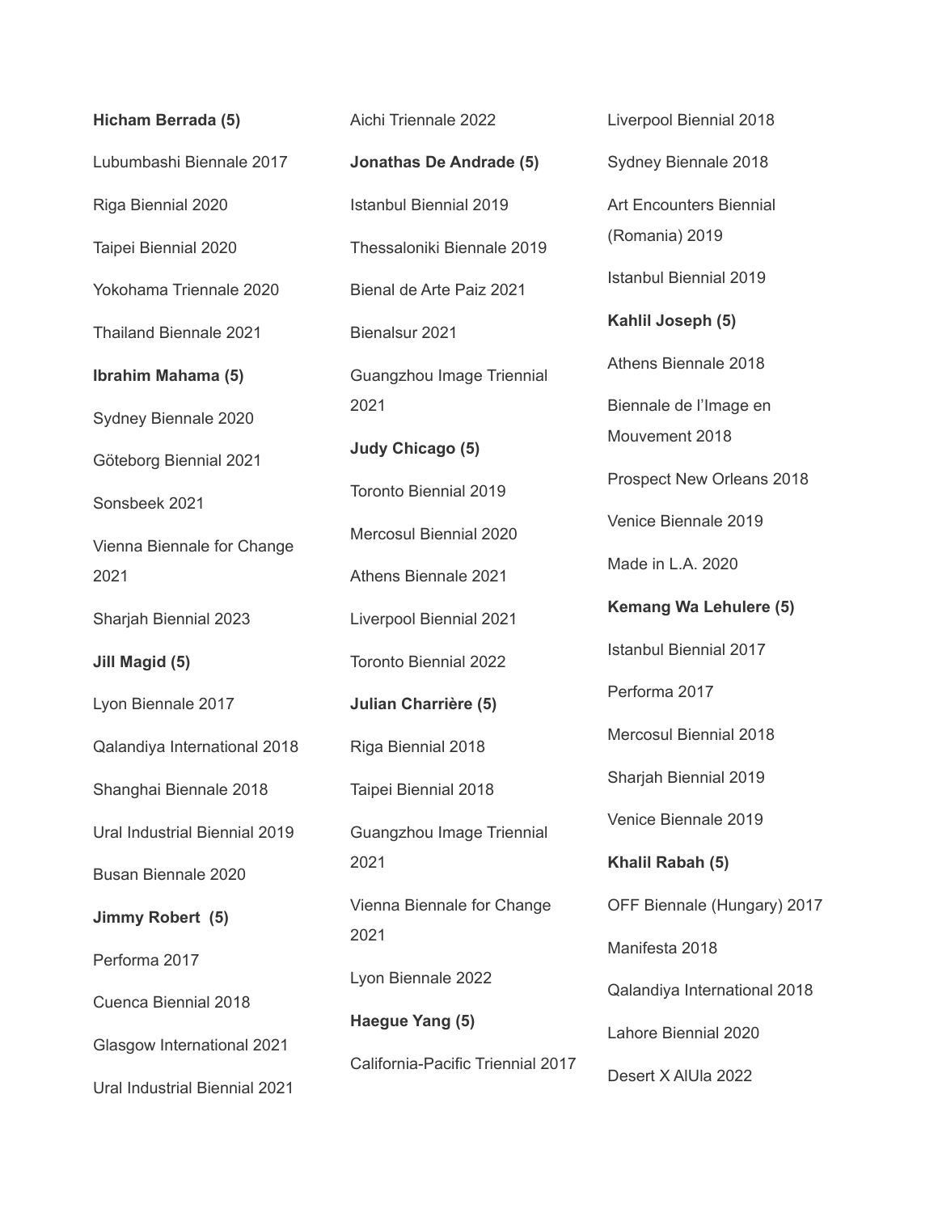**Hicham Berrada (5)**

Lubumbashi Biennale 2017

Riga Biennial 2020

Taipei Biennial 2020

Yokohama Triennale 2020

Thailand Biennale 2021

**Ibrahim Mahama (5)**

Sydney Biennale 2020

Göteborg Biennial 2021

Sonsbeek 2021

Vienna Biennale for Change 2021

Sharjah Biennial 2023

**Jill Magid (5)**

Lyon Biennale 2017

Qalandiya International 2018

Shanghai Biennale 2018

Ural Industrial Biennial 2019

Busan Biennale 2020

**Jimmy Robert (5)**

Performa 2017

Cuenca Biennial 2018

Glasgow International 2021

Ural Industrial Biennial 2021

Aichi Triennale 2022

**Jonathas De Andrade (5)**

Istanbul Biennial 2019

Thessaloniki Biennale 2019

Bienal de Arte Paiz 2021

Bienalsur 2021

Guangzhou Image Triennial 2021

**Judy Chicago (5)**

Toronto Biennial 2019

Mercosul Biennial 2020

Athens Biennale 2021

Liverpool Biennial 2021

Toronto Biennial 2022

**Julian Charrière (5)**

Riga Biennial 2018

Taipei Biennial 2018

Guangzhou Image Triennial 2021

Vienna Biennale for Change 2021

Lyon Biennale 2022

**Haegue Yang (5)**

California-Pacific Triennial 2017

Liverpool Biennial 2018

Sydney Biennale 2018

Art Encounters Biennial (Romania) 2019

Istanbul Biennial 2019

**Kahlil Joseph (5)**

Athens Biennale 2018

Biennale de l'Image en Mouvement 2018

Prospect New Orleans 2018

Venice Biennale 2019

Made in L.A. 2020

**Kemang Wa Lehulere (5)**

Istanbul Biennial 2017

Performa 2017

Mercosul Biennial 2018

Sharjah Biennial 2019

Venice Biennale 2019

**Khalil Rabah (5)**

OFF Biennale (Hungary) 2017

Manifesta 2018

Qalandiya International 2018

Lahore Biennial 2020

Desert X AlUla 2022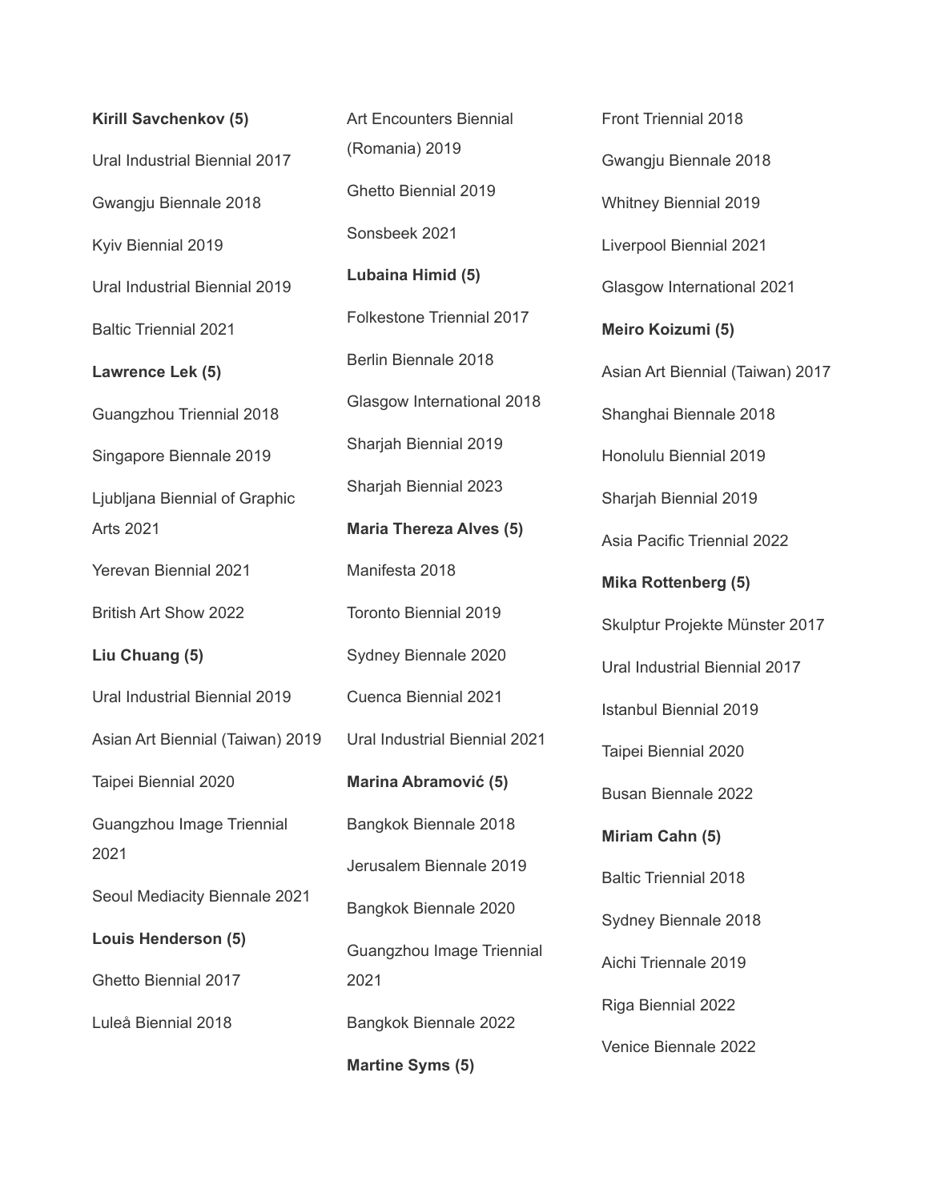**Kirill Savchenkov (5)**

Ural Industrial Biennial 2017

Gwangju Biennale 2018

Kyiv Biennial 2019

Ural Industrial Biennial 2019

Baltic Triennial 2021

**Lawrence Lek (5)**

Guangzhou Triennial 2018

Singapore Biennale 2019

Ljubljana Biennial of Graphic Arts 2021

Yerevan Biennial 2021

British Art Show 2022

**Liu Chuang (5)**

Ural Industrial Biennial 2019

Asian Art Biennial (Taiwan) 2019

Taipei Biennial 2020

Guangzhou Image Triennial 2021

Seoul Mediacity Biennale 2021

**Louis Henderson (5)**

Ghetto Biennial 2017

Luleå Biennial 2018

Art Encounters Biennial (Romania) 2019

Ghetto Biennial 2019

Sonsbeek 2021

**Lubaina Himid (5)**

Folkestone Triennial 2017

Berlin Biennale 2018

Glasgow International 2018

Sharjah Biennial 2019

Sharjah Biennial 2023

**Maria Thereza Alves (5)**

Manifesta 2018

Toronto Biennial 2019

Sydney Biennale 2020

Cuenca Biennial 2021

Ural Industrial Biennial 2021

**Marina Abramović (5)**

Bangkok Biennale 2018

Jerusalem Biennale 2019

Bangkok Biennale 2020

Guangzhou Image Triennial 2021

Bangkok Biennale 2022

**Martine Syms (5)**

Front Triennial 2018

Gwangju Biennale 2018

Whitney Biennial 2019

Liverpool Biennial 2021

Glasgow International 2021

**Meiro Koizumi (5)**

Asian Art Biennial (Taiwan) 2017

Shanghai Biennale 2018

Honolulu Biennial 2019

Sharjah Biennial 2019

Asia Pacific Triennial 2022

**Mika Rottenberg (5)**

Skulptur Projekte Münster 2017

Ural Industrial Biennial 2017

Istanbul Biennial 2019

Taipei Biennial 2020

Busan Biennale 2022

**Miriam Cahn (5)**

Baltic Triennial 2018

Sydney Biennale 2018

Aichi Triennale 2019

Riga Biennial 2022

Venice Biennale 2022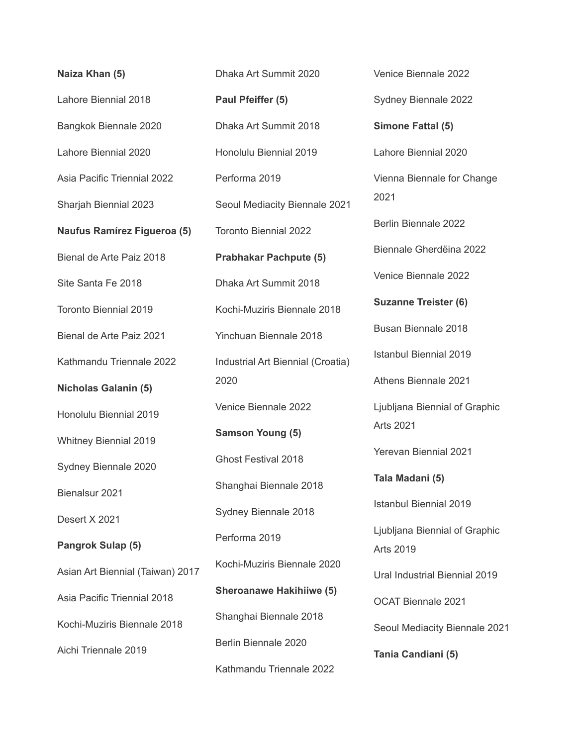**Naiza Khan (5)**

Lahore Biennial 2018

Bangkok Biennale 2020

Lahore Biennial 2020

Asia Pacific Triennial 2022

Sharjah Biennial 2023

**Naufus Ramírez Figueroa (5)**

Bienal de Arte Paiz 2018

Site Santa Fe 2018

Toronto Biennial 2019

Bienal de Arte Paiz 2021

Kathmandu Triennale 2022

**Nicholas Galanin (5)**

Honolulu Biennial 2019

Whitney Biennial 2019

Sydney Biennale 2020

Bienalsur 2021

Desert X 2021

**Pangrok Sulap (5)**

Asian Art Biennial (Taiwan) 2017

Asia Pacific Triennial 2018

Kochi-Muziris Biennale 2018

Aichi Triennale 2019

Dhaka Art Summit 2020

**Paul Pfeiffer (5)**

Dhaka Art Summit 2018

Honolulu Biennial 2019

Performa 2019

Seoul Mediacity Biennale 2021

Toronto Biennial 2022

**Prabhakar Pachpute (5)**

Dhaka Art Summit 2018

Kochi-Muziris Biennale 2018

Yinchuan Biennale 2018

Industrial Art Biennial (Croatia) 2020

Venice Biennale 2022

**Samson Young (5)**

Ghost Festival 2018

Shanghai Biennale 2018

Sydney Biennale 2018

Performa 2019

Kochi-Muziris Biennale 2020

**Sheroanawe Hakihiiwe (5)**

Shanghai Biennale 2018

Berlin Biennale 2020

Kathmandu Triennale 2022

Venice Biennale 2022

Sydney Biennale 2022

**Simone Fattal (5)**

Lahore Biennial 2020

Vienna Biennale for Change 2021

Berlin Biennale 2022

Biennale Gherdëina 2022

Venice Biennale 2022

**Suzanne Treister (6)**

Busan Biennale 2018

Istanbul Biennial 2019

Athens Biennale 2021

Ljubljana Biennial of Graphic Arts 2021

Yerevan Biennial 2021

**Tala Madani (5)**

Istanbul Biennial 2019

Ljubljana Biennial of Graphic Arts 2019

Ural Industrial Biennial 2019

OCAT Biennale 2021

Seoul Mediacity Biennale 2021

**Tania Candiani (5)**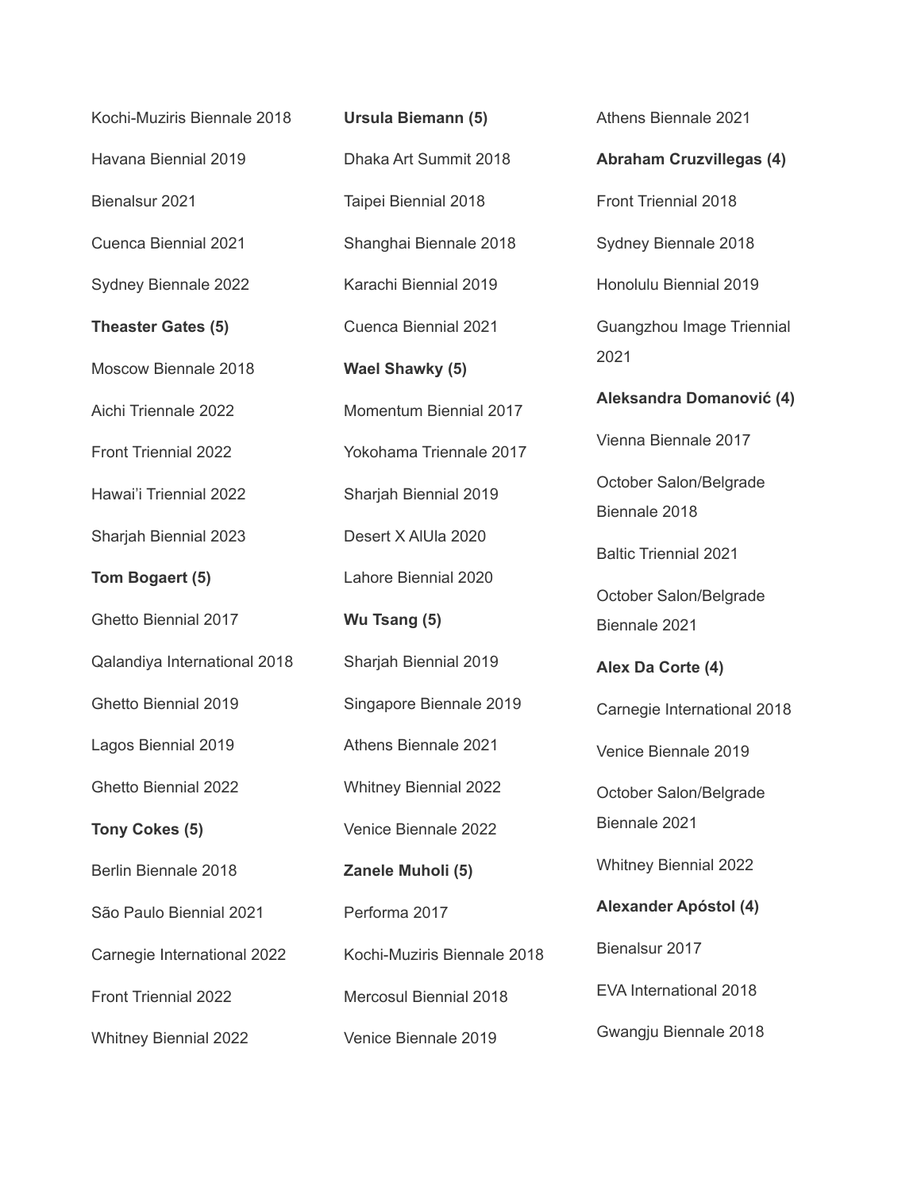Kochi-Muziris Biennale 2018

Havana Biennial 2019

Bienalsur 2021

Cuenca Biennial 2021

Sydney Biennale 2022

**Theaster Gates (5)**

Moscow Biennale 2018

Aichi Triennale 2022

Front Triennial 2022

Hawai'i Triennial 2022

Sharjah Biennial 2023

**Tom Bogaert (5)**

Ghetto Biennial 2017

Qalandiya International 2018

Ghetto Biennial 2019

Lagos Biennial 2019

Ghetto Biennial 2022

**Tony Cokes (5)**

Berlin Biennale 2018

São Paulo Biennial 2021

Carnegie International 2022

Front Triennial 2022

Whitney Biennial 2022

**Ursula Biemann (5)**

Dhaka Art Summit 2018

Taipei Biennial 2018

Shanghai Biennale 2018

Karachi Biennial 2019

Cuenca Biennial 2021

**Wael Shawky (5)**

Momentum Biennial 2017

Yokohama Triennale 2017

Sharjah Biennial 2019

Desert X AlUla 2020

Lahore Biennial 2020

**Wu Tsang (5)**

Sharjah Biennial 2019

Singapore Biennale 2019

Athens Biennale 2021

Whitney Biennial 2022

Venice Biennale 2022

**Zanele Muholi (5)**

Performa 2017

Kochi-Muziris Biennale 2018

Mercosul Biennial 2018

Venice Biennale 2019

Athens Biennale 2021

**Abraham Cruzvillegas (4)**

Front Triennial 2018

Sydney Biennale 2018

Honolulu Biennial 2019

Guangzhou Image Triennial 2021

**Aleksandra Domanović (4)**

Vienna Biennale 2017

October Salon/Belgrade Biennale 2018

Baltic Triennial 2021

October Salon/Belgrade Biennale 2021

**Alex Da Corte (4)**

Carnegie International 2018

Venice Biennale 2019

October Salon/Belgrade Biennale 2021

Whitney Biennial 2022

**Alexander Apóstol (4)**

Bienalsur 2017

EVA International 2018

Gwangju Biennale 2018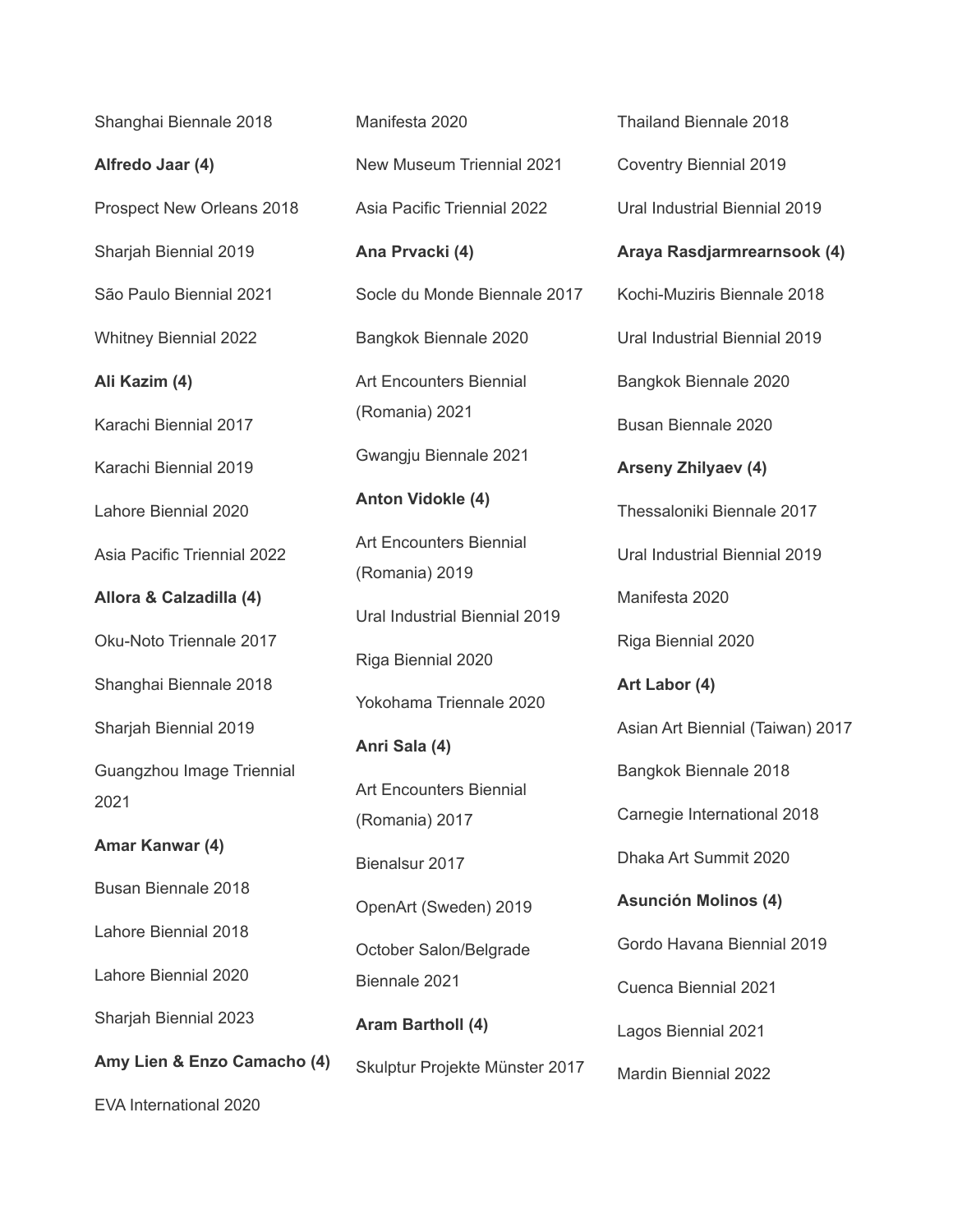Shanghai Biennale 2018

**Alfredo Jaar (4)**

Prospect New Orleans 2018

Sharjah Biennial 2019

São Paulo Biennial 2021

Whitney Biennial 2022

**Ali Kazim (4)**

Karachi Biennial 2017

Karachi Biennial 2019

Lahore Biennial 2020

Asia Pacific Triennial 2022

**Allora & Calzadilla (4)**

Oku-Noto Triennale 2017

Shanghai Biennale 2018

Sharjah Biennial 2019

Guangzhou Image Triennial 2021

**Amar Kanwar (4)**

Busan Biennale 2018

Lahore Biennial 2018

Lahore Biennial 2020

Sharjah Biennial 2023

**Amy Lien & Enzo Camacho (4)**

EVA International 2020

Manifesta 2020

New Museum Triennial 2021

Asia Pacific Triennial 2022

**Ana Prvacki (4)**

Socle du Monde Biennale 2017

Bangkok Biennale 2020

Art Encounters Biennial (Romania) 2021

Gwangju Biennale 2021

**Anton Vidokle (4)**

Art Encounters Biennial (Romania) 2019

Ural Industrial Biennial 2019

Riga Biennial 2020

Yokohama Triennale 2020

**Anri Sala (4)**

Art Encounters Biennial (Romania) 2017

Bienalsur 2017

OpenArt (Sweden) 2019

October Salon/Belgrade Biennale 2021

**Aram Bartholl (4)**

Skulptur Projekte Münster 2017

Thailand Biennale 2018

Coventry Biennial 2019

Ural Industrial Biennial 2019

**Araya Rasdjarmrearnsook (4)**

Kochi-Muziris Biennale 2018

Ural Industrial Biennial 2019

Bangkok Biennale 2020

Busan Biennale 2020

**Arseny Zhilyaev (4)**

Thessaloniki Biennale 2017

Ural Industrial Biennial 2019

Manifesta 2020

Riga Biennial 2020

**Art Labor (4)**

Asian Art Biennial (Taiwan) 2017

Bangkok Biennale 2018

Carnegie International 2018

Dhaka Art Summit 2020

**Asunción Molinos (4)**

Gordo Havana Biennial 2019

Cuenca Biennial 2021

Lagos Biennial 2021

Mardin Biennial 2022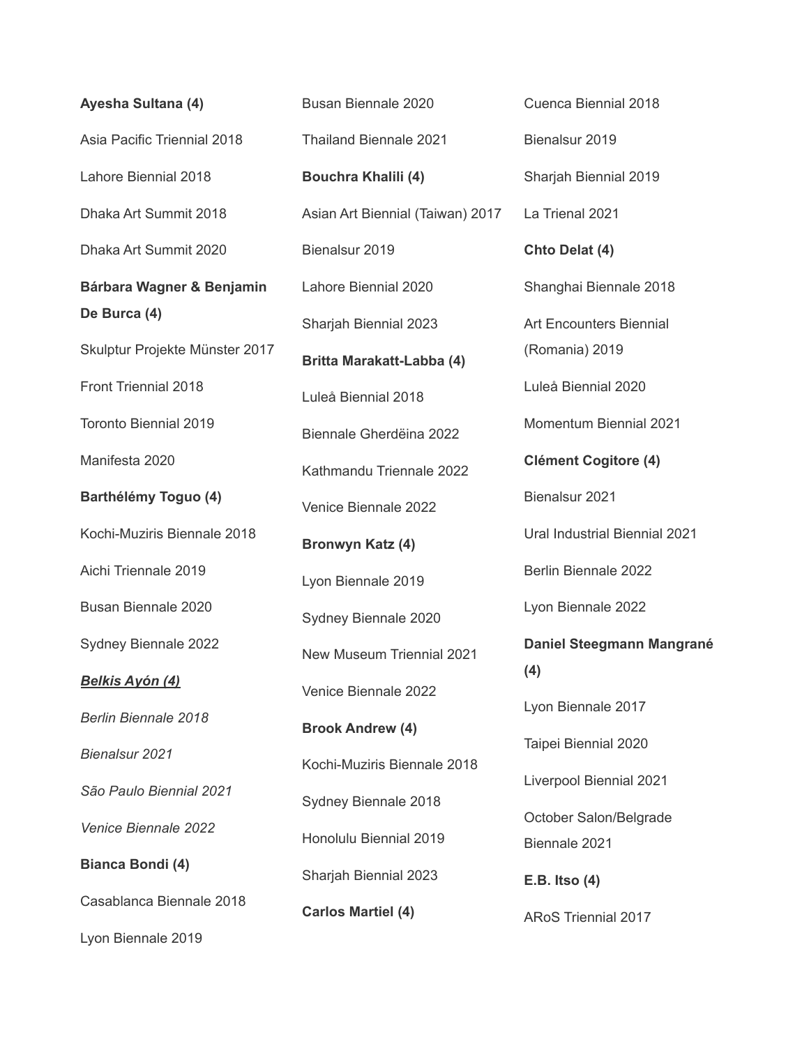**Ayesha Sultana (4)**

Asia Pacific Triennial 2018

Lahore Biennial 2018

Dhaka Art Summit 2018

Dhaka Art Summit 2020

**Bárbara Wagner & Benjamin De Burca (4)**

Skulptur Projekte Münster 2017

Front Triennial 2018

Toronto Biennial 2019

Manifesta 2020

**Barthélémy Toguo (4)**

Kochi-Muziris Biennale 2018

Aichi Triennale 2019

Busan Biennale 2020

Sydney Biennale 2022

***Belkis Ayón (4)***

*Berlin Biennale 2018*

*Bienalsur 2021*

*São Paulo Biennial 2021*

*Venice Biennale 2022*

**Bianca Bondi (4)**

Casablanca Biennale 2018

Lyon Biennale 2019

Busan Biennale 2020

Thailand Biennale 2021

**Bouchra Khalili (4)**

Asian Art Biennial (Taiwan) 2017

Bienalsur 2019

Lahore Biennial 2020

Sharjah Biennial 2023

**Britta Marakatt-Labba (4)**

Luleå Biennial 2018

Biennale Gherdëina 2022

Kathmandu Triennale 2022

Venice Biennale 2022

**Bronwyn Katz (4)**

Lyon Biennale 2019

Sydney Biennale 2020

New Museum Triennial 2021

Venice Biennale 2022

**Brook Andrew (4)**

Kochi-Muziris Biennale 2018

Sydney Biennale 2018

Honolulu Biennial 2019

Sharjah Biennial 2023

**Carlos Martiel (4)**

Cuenca Biennial 2018

Bienalsur 2019

Sharjah Biennial 2019

La Trienal 2021

**Chto Delat (4)**

Shanghai Biennale 2018

Art Encounters Biennial (Romania) 2019

Luleå Biennial 2020

Momentum Biennial 2021

**Clément Cogitore (4)**

Bienalsur 2021

Ural Industrial Biennial 2021

Berlin Biennale 2022

Lyon Biennale 2022

**Daniel Steegmann Mangrané (4)**

Lyon Biennale 2017

Taipei Biennial 2020

Liverpool Biennial 2021

October Salon/Belgrade Biennale 2021

**E.B. Itso (4)**

ARoS Triennial 2017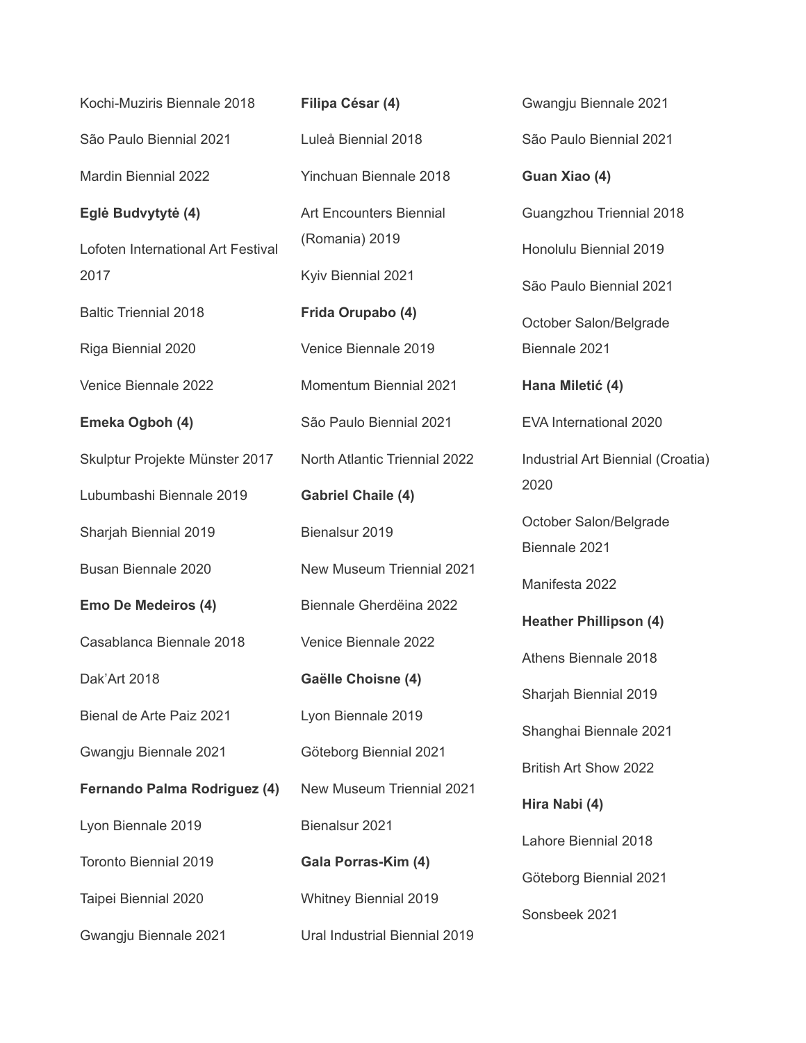Kochi-Muziris Biennale 2018

São Paulo Biennial 2021

Mardin Biennial 2022

**Eglė Budvytytė (4)**

Lofoten International Art Festival 2017

Baltic Triennial 2018

Riga Biennial 2020

Venice Biennale 2022

**Emeka Ogboh (4)**

Skulptur Projekte Münster 2017

Lubumbashi Biennale 2019

Sharjah Biennial 2019

Busan Biennale 2020

**Emo De Medeiros (4)**

Casablanca Biennale 2018

Dak'Art 2018

Bienal de Arte Paiz 2021

Gwangju Biennale 2021

**Fernando Palma Rodriguez (4)**

Lyon Biennale 2019

Toronto Biennial 2019

Taipei Biennial 2020

Gwangju Biennale 2021

**Filipa César (4)**

Luleå Biennial 2018

Yinchuan Biennale 2018

Art Encounters Biennial (Romania) 2019

Kyiv Biennial 2021

**Frida Orupabo (4)**

Venice Biennale 2019

Momentum Biennial 2021

São Paulo Biennial 2021

North Atlantic Triennial 2022

**Gabriel Chaile (4)**

Bienalsur 2019

New Museum Triennial 2021

Biennale Gherdëina 2022

Venice Biennale 2022

**Gaëlle Choisne (4)**

Lyon Biennale 2019

Göteborg Biennial 2021

New Museum Triennial 2021

Bienalsur 2021

**Gala Porras-Kim (4)**

Whitney Biennial 2019

Ural Industrial Biennial 2019

Gwangju Biennale 2021

São Paulo Biennial 2021

**Guan Xiao (4)**

Guangzhou Triennial 2018

Honolulu Biennial 2019

São Paulo Biennial 2021

October Salon/Belgrade Biennale 2021

**Hana Miletić (4)**

EVA International 2020

Industrial Art Biennial (Croatia) 2020

October Salon/Belgrade Biennale 2021

Manifesta 2022

**Heather Phillipson (4)**

Athens Biennale 2018

Sharjah Biennial 2019

Shanghai Biennale 2021

British Art Show 2022

**Hira Nabi (4)**

Lahore Biennial 2018

Göteborg Biennial 2021

Sonsbeek 2021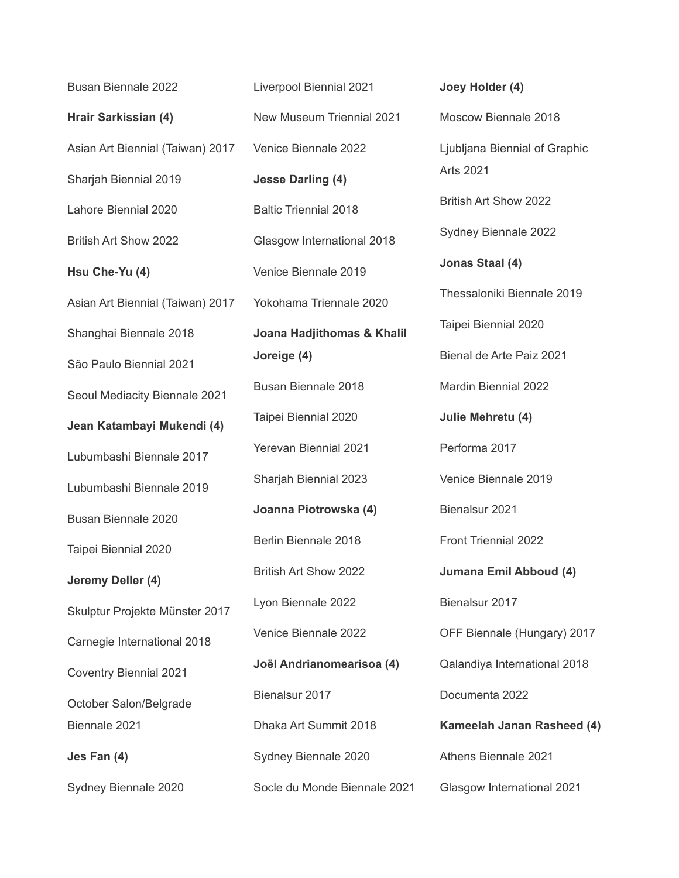Busan Biennale 2022

**Hrair Sarkissian (4)**

Asian Art Biennial (Taiwan) 2017

Sharjah Biennial 2019

Lahore Biennial 2020

British Art Show 2022

**Hsu Che-Yu (4)**

Asian Art Biennial (Taiwan) 2017

Shanghai Biennale 2018

São Paulo Biennial 2021

Seoul Mediacity Biennale 2021

**Jean Katambayi Mukendi (4)**

Lubumbashi Biennale 2017

Lubumbashi Biennale 2019

Busan Biennale 2020

Taipei Biennial 2020

**Jeremy Deller (4)**

Skulptur Projekte Münster 2017

Carnegie International 2018

Coventry Biennial 2021

October Salon/Belgrade Biennale 2021

**Jes Fan (4)**

Sydney Biennale 2020

Liverpool Biennial 2021

New Museum Triennial 2021

Venice Biennale 2022

**Jesse Darling (4)**

Baltic Triennial 2018

Glasgow International 2018

Venice Biennale 2019

Yokohama Triennale 2020

**Joana Hadjithomas & Khalil Joreige (4)**

Busan Biennale 2018

Taipei Biennial 2020

Yerevan Biennial 2021

Sharjah Biennial 2023

**Joanna Piotrowska (4)**

Berlin Biennale 2018

British Art Show 2022

Lyon Biennale 2022

Venice Biennale 2022

**Joël Andrianomearisoa (4)**

Bienalsur 2017

Dhaka Art Summit 2018

Sydney Biennale 2020

Socle du Monde Biennale 2021

**Joey Holder (4)**

Moscow Biennale 2018

Ljubljana Biennial of Graphic Arts 2021

British Art Show 2022

Sydney Biennale 2022

**Jonas Staal (4)**

Thessaloniki Biennale 2019

Taipei Biennial 2020

Bienal de Arte Paiz 2021

Mardin Biennial 2022

**Julie Mehretu (4)**

Performa 2017

Venice Biennale 2019

Bienalsur 2021

Front Triennial 2022

**Jumana Emil Abboud (4)**

Bienalsur 2017

OFF Biennale (Hungary) 2017

Qalandiya International 2018

Documenta 2022

**Kameelah Janan Rasheed (4)**

Athens Biennale 2021

Glasgow International 2021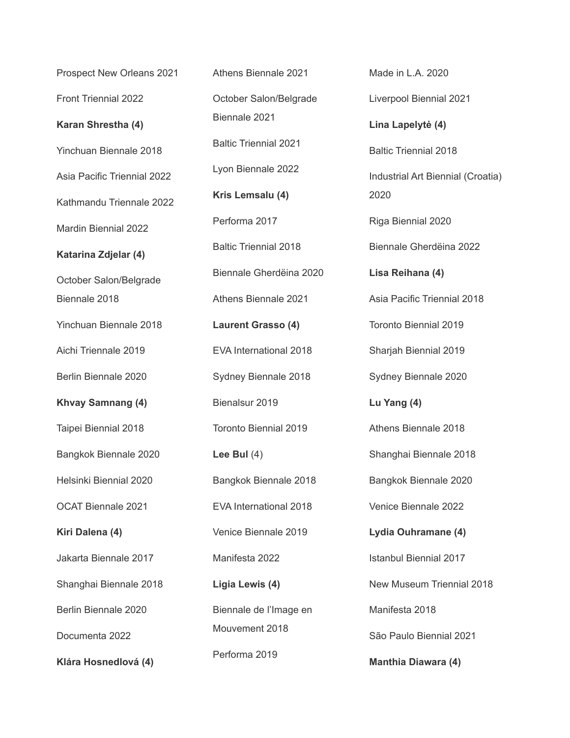Prospect New Orleans 2021

Front Triennial 2022

**Karan Shrestha (4)**

Yinchuan Biennale 2018

Asia Pacific Triennial 2022

Kathmandu Triennale 2022

Mardin Biennial 2022

**Katarina Zdjelar (4)**

October Salon/Belgrade Biennale 2018

Yinchuan Biennale 2018

Aichi Triennale 2019

Berlin Biennale 2020

**Khvay Samnang (4)**

Taipei Biennial 2018

Bangkok Biennale 2020

Helsinki Biennial 2020

OCAT Biennale 2021

**Kiri Dalena (4)**

Jakarta Biennale 2017

Shanghai Biennale 2018

Berlin Biennale 2020

Documenta 2022

**Klára Hosnedlová (4)**

Athens Biennale 2021

October Salon/Belgrade Biennale 2021

Baltic Triennial 2021

Lyon Biennale 2022

**Kris Lemsalu (4)**

Performa 2017

Baltic Triennial 2018

Biennale Gherdëina 2020

Athens Biennale 2021

**Laurent Grasso (4)**

EVA International 2018

Sydney Biennale 2018

Bienalsur 2019

Toronto Biennial 2019

**Lee Bul** (4)

Bangkok Biennale 2018

EVA International 2018

Venice Biennale 2019

Manifesta 2022

**Ligia Lewis (4)**

Biennale de l'Image en Mouvement 2018

Performa 2019

Made in L.A. 2020

Liverpool Biennial 2021

**Lina Lapelytė (4)**

Baltic Triennial 2018

Industrial Art Biennial (Croatia) 2020

Riga Biennial 2020

Biennale Gherdëina 2022

**Lisa Reihana (4)**

Asia Pacific Triennial 2018

Toronto Biennial 2019

Sharjah Biennial 2019

Sydney Biennale 2020

**Lu Yang (4)**

Athens Biennale 2018

Shanghai Biennale 2018

Bangkok Biennale 2020

Venice Biennale 2022

**Lydia Ouhramane (4)**

Istanbul Biennial 2017

New Museum Triennial 2018

Manifesta 2018

São Paulo Biennial 2021

**Manthia Diawara (4)**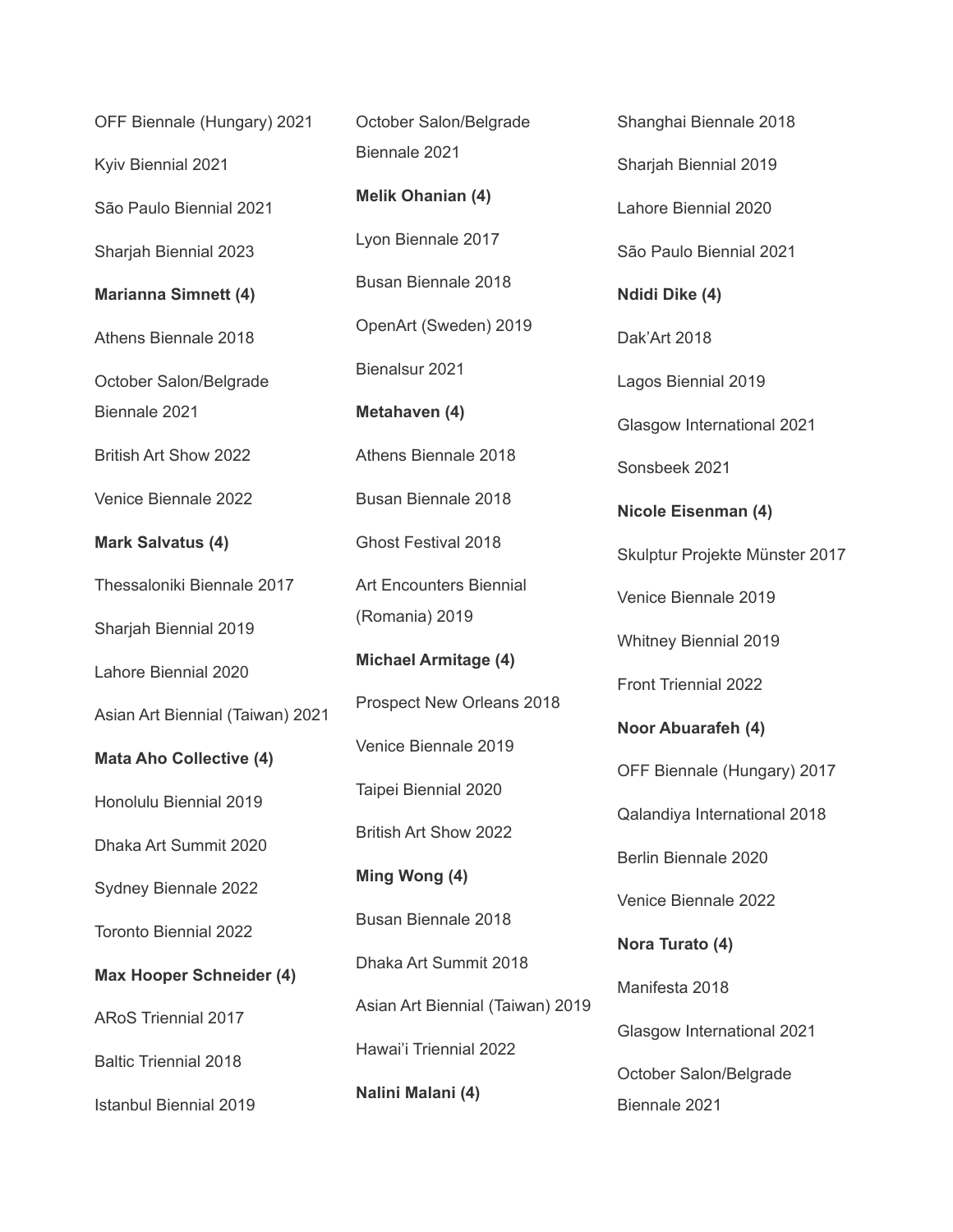OFF Biennale (Hungary) 2021

Kyiv Biennial 2021

São Paulo Biennial 2021

Sharjah Biennial 2023

**Marianna Simnett (4)**

Athens Biennale 2018

October Salon/Belgrade Biennale 2021

British Art Show 2022

Venice Biennale 2022

**Mark Salvatus (4)**

Thessaloniki Biennale 2017

Sharjah Biennial 2019

Lahore Biennial 2020

Asian Art Biennial (Taiwan) 2021

**Mata Aho Collective (4)**

Honolulu Biennial 2019

Dhaka Art Summit 2020

Sydney Biennale 2022

Toronto Biennial 2022

**Max Hooper Schneider (4)**

ARoS Triennial 2017

Baltic Triennial 2018

Istanbul Biennial 2019

October Salon/Belgrade Biennale 2021

**Melik Ohanian (4)**

Lyon Biennale 2017

Busan Biennale 2018

OpenArt (Sweden) 2019

Bienalsur 2021

**Metahaven (4)**

Athens Biennale 2018

Busan Biennale 2018

Ghost Festival 2018

Art Encounters Biennial (Romania) 2019

**Michael Armitage (4)**

Prospect New Orleans 2018

Venice Biennale 2019

Taipei Biennial 2020

British Art Show 2022

**Ming Wong (4)**

Busan Biennale 2018

Dhaka Art Summit 2018

Asian Art Biennial (Taiwan) 2019

Hawai'i Triennial 2022

**Nalini Malani (4)**

Shanghai Biennale 2018

Sharjah Biennial 2019

Lahore Biennial 2020

São Paulo Biennial 2021

**Ndidi Dike (4)**

Dak'Art 2018

Lagos Biennial 2019

Glasgow International 2021

Sonsbeek 2021

**Nicole Eisenman (4)**

Skulptur Projekte Münster 2017

Venice Biennale 2019

Whitney Biennial 2019

Front Triennial 2022

**Noor Abuarafeh (4)**

OFF Biennale (Hungary) 2017

Qalandiya International 2018

Berlin Biennale 2020

Venice Biennale 2022

**Nora Turato (4)**

Manifesta 2018

Glasgow International 2021

October Salon/Belgrade Biennale 2021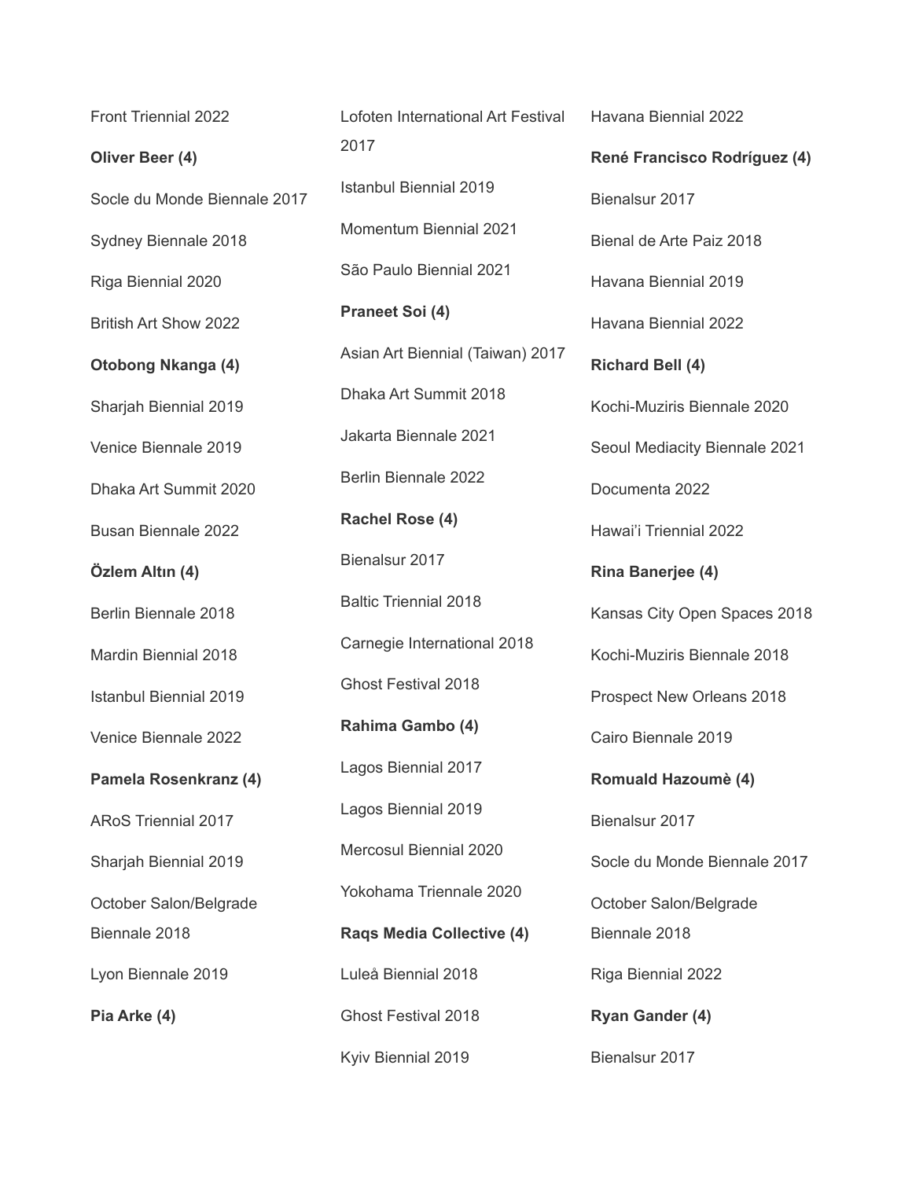Front Triennial 2022

**Oliver Beer (4)**

Socle du Monde Biennale 2017

Sydney Biennale 2018

Riga Biennial 2020

British Art Show 2022

**Otobong Nkanga (4)**

Sharjah Biennial 2019

Venice Biennale 2019

Dhaka Art Summit 2020

Busan Biennale 2022

**Özlem Altın (4)**

Berlin Biennale 2018

Mardin Biennial 2018

Istanbul Biennial 2019

Venice Biennale 2022

**Pamela Rosenkranz (4)**

ARoS Triennial 2017

Sharjah Biennial 2019

October Salon/Belgrade Biennale 2018

Lyon Biennale 2019

**Pia Arke (4)**

Lofoten International Art Festival 2017

Istanbul Biennial 2019

Momentum Biennial 2021

São Paulo Biennial 2021

**Praneet Soi (4)**

Asian Art Biennial (Taiwan) 2017

Dhaka Art Summit 2018

Jakarta Biennale 2021

Berlin Biennale 2022

**Rachel Rose (4)**

Bienalsur 2017

Baltic Triennial 2018

Carnegie International 2018

Ghost Festival 2018

**Rahima Gambo (4)**

Lagos Biennial 2017

Lagos Biennial 2019

Mercosul Biennial 2020

Yokohama Triennale 2020

**Raqs Media Collective (4)**

Luleå Biennial 2018

Ghost Festival 2018

Kyiv Biennial 2019

Havana Biennial 2022

**René Francisco Rodríguez (4)**

Bienalsur 2017

Bienal de Arte Paiz 2018

Havana Biennial 2019

Havana Biennial 2022

**Richard Bell (4)**

Kochi-Muziris Biennale 2020

Seoul Mediacity Biennale 2021

Documenta 2022

Hawai'i Triennial 2022

**Rina Banerjee (4)**

Kansas City Open Spaces 2018

Kochi-Muziris Biennale 2018

Prospect New Orleans 2018

Cairo Biennale 2019

**Romuald Hazoumè (4)**

Bienalsur 2017

Socle du Monde Biennale 2017

October Salon/Belgrade Biennale 2018

Riga Biennial 2022

**Ryan Gander (4)**

Bienalsur 2017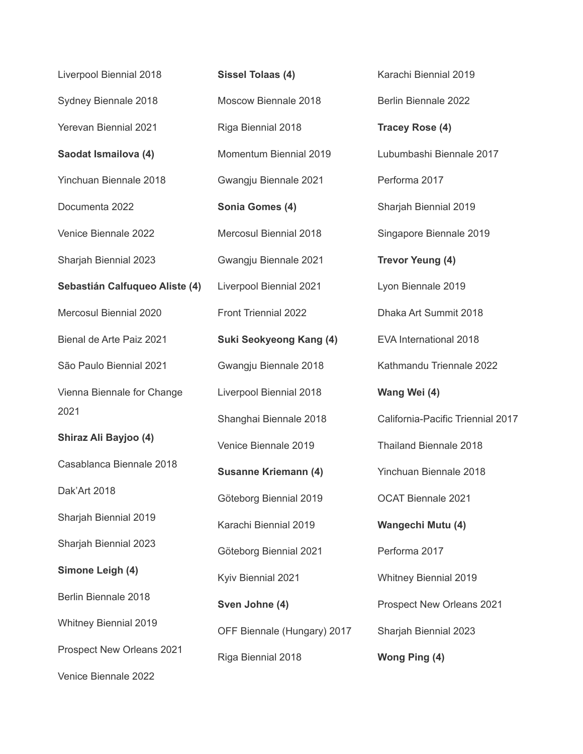Liverpool Biennial 2018

Sydney Biennale 2018

Yerevan Biennial 2021

**Saodat Ismailova (4)**

Yinchuan Biennale 2018

Documenta 2022

Venice Biennale 2022

Sharjah Biennial 2023

**Sebastián Calfuqueo Aliste (4)**

Mercosul Biennial 2020

Bienal de Arte Paiz 2021

São Paulo Biennial 2021

Vienna Biennale for Change 2021

**Shiraz Ali Bayjoo (4)**

Casablanca Biennale 2018

Dak'Art 2018

Sharjah Biennial 2019

Sharjah Biennial 2023

**Simone Leigh (4)**

Berlin Biennale 2018

Whitney Biennial 2019

Prospect New Orleans 2021

Venice Biennale 2022

**Sissel Tolaas (4)**

Moscow Biennale 2018

Riga Biennial 2018

Momentum Biennial 2019

Gwangju Biennale 2021

**Sonia Gomes (4)**

Mercosul Biennial 2018

Gwangju Biennale 2021

Liverpool Biennial 2021

Front Triennial 2022

**Suki Seokyeong Kang (4)**

Gwangju Biennale 2018

Liverpool Biennial 2018

Shanghai Biennale 2018

Venice Biennale 2019

**Susanne Kriemann (4)**

Göteborg Biennial 2019

Karachi Biennial 2019

Göteborg Biennial 2021

Kyiv Biennial 2021

**Sven Johne (4)**

OFF Biennale (Hungary) 2017

Riga Biennial 2018

Karachi Biennial 2019

Berlin Biennale 2022

**Tracey Rose (4)**

Lubumbashi Biennale 2017

Performa 2017

Sharjah Biennial 2019

Singapore Biennale 2019

**Trevor Yeung (4)**

Lyon Biennale 2019

Dhaka Art Summit 2018

EVA International 2018

Kathmandu Triennale 2022

**Wang Wei (4)**

California-Pacific Triennial 2017

Thailand Biennale 2018

Yinchuan Biennale 2018

OCAT Biennale 2021

**Wangechi Mutu (4)**

Performa 2017

Whitney Biennial 2019

Prospect New Orleans 2021

Sharjah Biennial 2023

**Wong Ping (4)**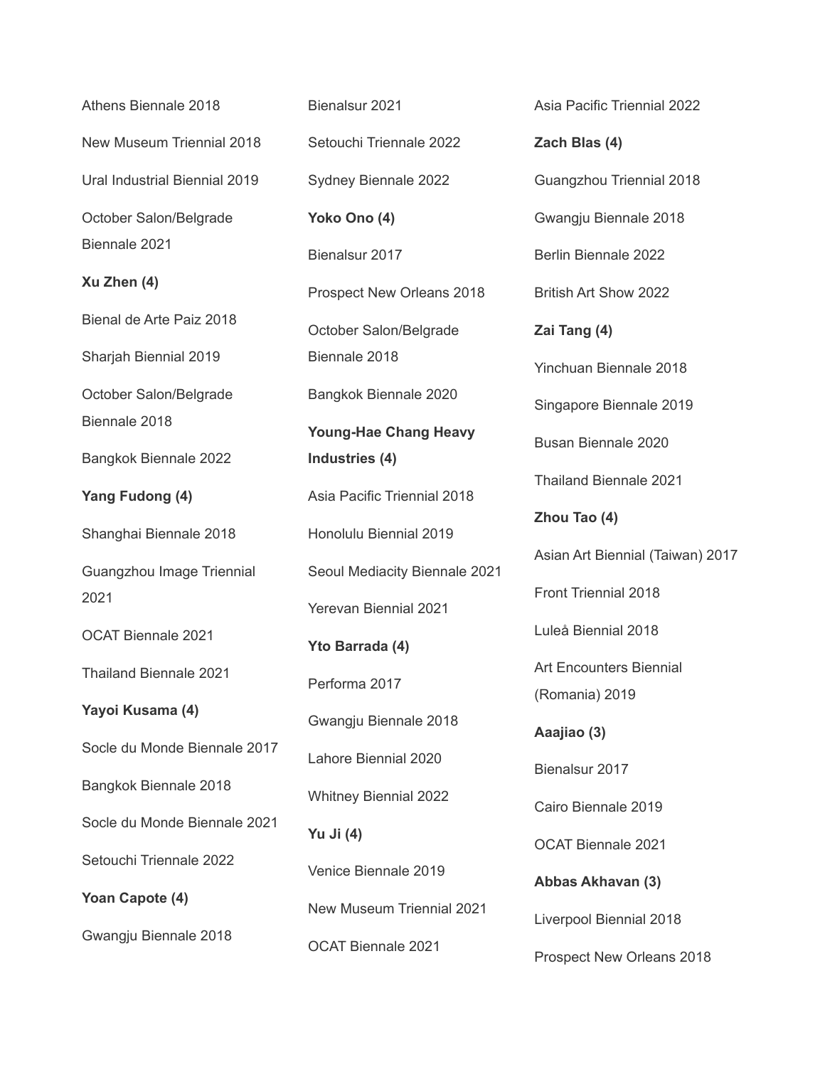Athens Biennale 2018

New Museum Triennial 2018

Ural Industrial Biennial 2019

October Salon/Belgrade Biennale 2021

**Xu Zhen (4)**

Bienal de Arte Paiz 2018

Sharjah Biennial 2019

October Salon/Belgrade Biennale 2018

Bangkok Biennale 2022

**Yang Fudong (4)**

Shanghai Biennale 2018

Guangzhou Image Triennial 2021

OCAT Biennale 2021

Thailand Biennale 2021

**Yayoi Kusama (4)**

Socle du Monde Biennale 2017

Bangkok Biennale 2018

Socle du Monde Biennale 2021

Setouchi Triennale 2022

**Yoan Capote (4)**

Gwangju Biennale 2018

Bienalsur 2021

Setouchi Triennale 2022

Sydney Biennale 2022

**Yoko Ono (4)**

Bienalsur 2017

Prospect New Orleans 2018

October Salon/Belgrade Biennale 2018

Bangkok Biennale 2020

**Young-Hae Chang Heavy Industries (4)**

Asia Pacific Triennial 2018

Honolulu Biennial 2019

Seoul Mediacity Biennale 2021

Yerevan Biennial 2021

**Yto Barrada (4)**

Performa 2017

Gwangju Biennale 2018

Lahore Biennial 2020

Whitney Biennial 2022

**Yu Ji (4)**

Venice Biennale 2019

New Museum Triennial 2021

OCAT Biennale 2021

Asia Pacific Triennial 2022

**Zach Blas (4)**

Guangzhou Triennial 2018

Gwangju Biennale 2018

Berlin Biennale 2022

British Art Show 2022

**Zai Tang (4)**

Yinchuan Biennale 2018

Singapore Biennale 2019

Busan Biennale 2020

Thailand Biennale 2021

**Zhou Tao (4)**

Asian Art Biennial (Taiwan) 2017

Front Triennial 2018

Luleå Biennial 2018

Art Encounters Biennial (Romania) 2019

**Aaajiao (3)**

Bienalsur 2017

Cairo Biennale 2019

OCAT Biennale 2021

**Abbas Akhavan (3)**

Liverpool Biennial 2018

Prospect New Orleans 2018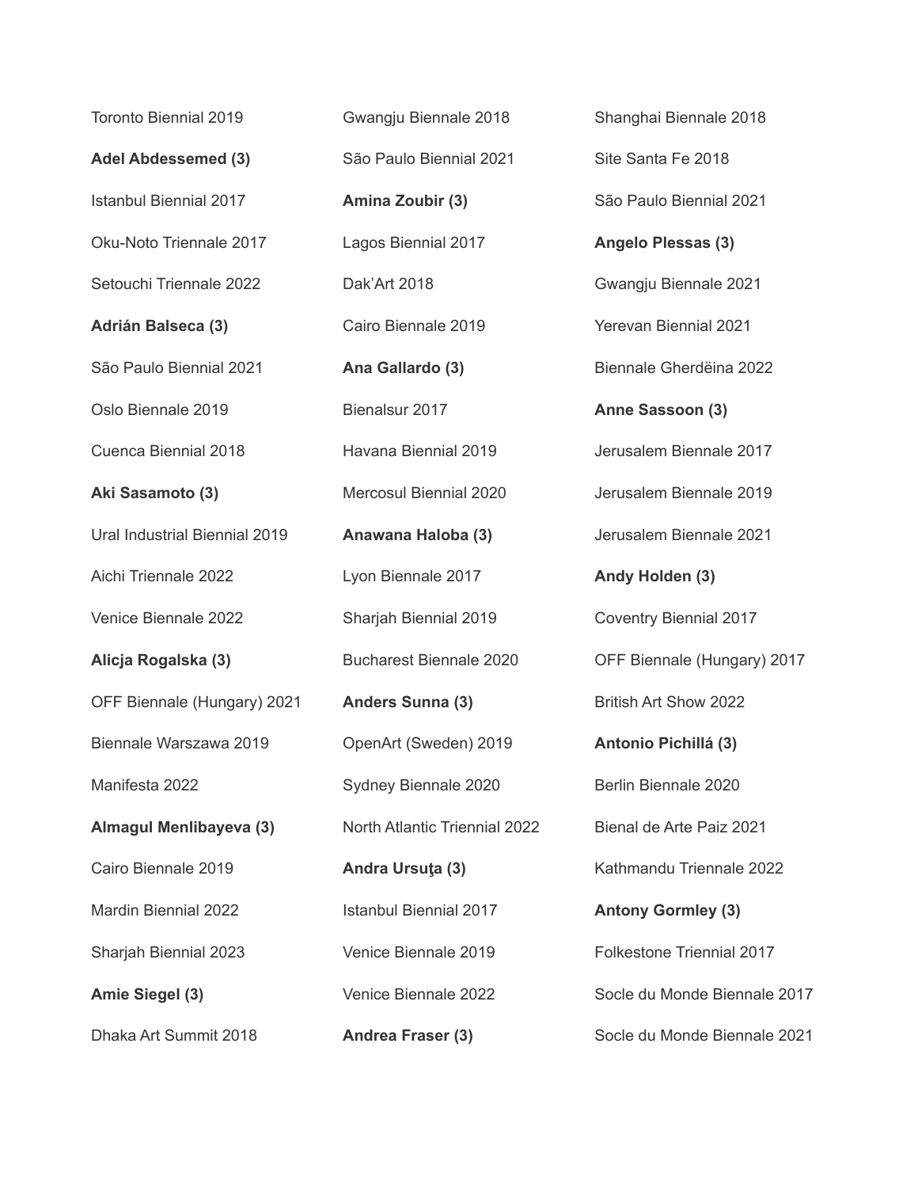Toronto Biennial 2019

**Adel Abdessemed (3)**

Istanbul Biennial 2017

Oku-Noto Triennale 2017

Setouchi Triennale 2022

**Adrián Balseca (3)**

São Paulo Biennial 2021

Oslo Biennale 2019

Cuenca Biennial 2018

**Aki Sasamoto (3)**

Ural Industrial Biennial 2019

Aichi Triennale 2022

Venice Biennale 2022

**Alicja Rogalska (3)**

OFF Biennale (Hungary) 2021

Biennale Warszawa 2019

Manifesta 2022

**Almagul Menlibayeva (3)**

Cairo Biennale 2019

Mardin Biennial 2022

Sharjah Biennial 2023

**Amie Siegel (3)**

Dhaka Art Summit 2018

Gwangju Biennale 2018

São Paulo Biennial 2021

**Amina Zoubir (3)**

Lagos Biennial 2017

Dak'Art 2018

Cairo Biennale 2019

**Ana Gallardo (3)**

Bienalsur 2017

Havana Biennial 2019

Mercosul Biennial 2020

**Anawana Haloba (3)**

Lyon Biennale 2017

Sharjah Biennial 2019

Bucharest Biennale 2020

**Anders Sunna (3)**

OpenArt (Sweden) 2019

Sydney Biennale 2020

North Atlantic Triennial 2022

**Andra Ursuţa (3)**

Istanbul Biennial 2017

Venice Biennale 2019

Venice Biennale 2022

**Andrea Fraser (3)**

Shanghai Biennale 2018

Site Santa Fe 2018

São Paulo Biennial 2021

**Angelo Plessas (3)**

Gwangju Biennale 2021

Yerevan Biennial 2021

Biennale Gherdëina 2022

**Anne Sassoon (3)**

Jerusalem Biennale 2017

Jerusalem Biennale 2019

Jerusalem Biennale 2021

**Andy Holden (3)**

Coventry Biennial 2017

OFF Biennale (Hungary) 2017

British Art Show 2022

**Antonio Pichillá (3)**

Berlin Biennale 2020

Bienal de Arte Paiz 2021

Kathmandu Triennale 2022

**Antony Gormley (3)**

Folkestone Triennial 2017

Socle du Monde Biennale 2017

Socle du Monde Biennale 2021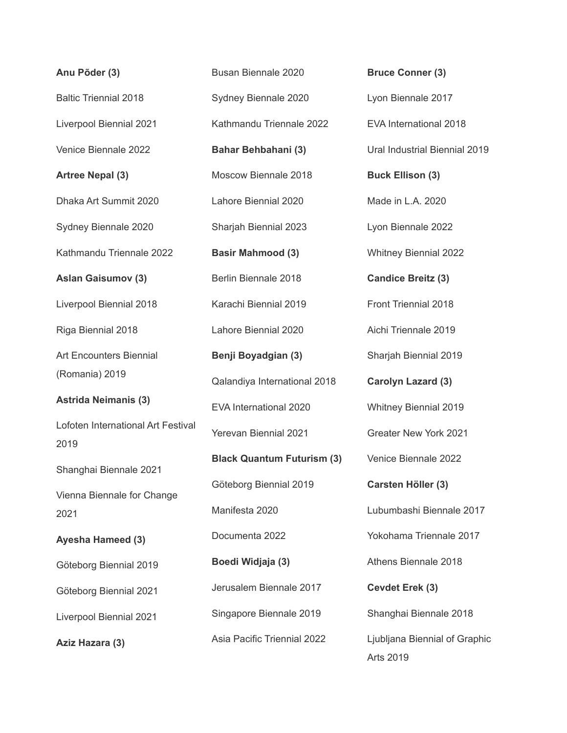**Anu Põder (3)**

Baltic Triennial 2018

Liverpool Biennial 2021

Venice Biennale 2022

**Artree Nepal (3)**

Dhaka Art Summit 2020

Sydney Biennale 2020

Kathmandu Triennale 2022

**Aslan Gaisumov (3)**

Liverpool Biennial 2018

Riga Biennial 2018

Art Encounters Biennial (Romania) 2019

**Astrida Neimanis (3)**

Lofoten International Art Festival 2019

Shanghai Biennale 2021

Vienna Biennale for Change 2021

**Ayesha Hameed (3)**

Göteborg Biennial 2019

Göteborg Biennial 2021

Liverpool Biennial 2021

**Aziz Hazara (3)**

Busan Biennale 2020

Sydney Biennale 2020

Kathmandu Triennale 2022

**Bahar Behbahani (3)**

Moscow Biennale 2018

Lahore Biennial 2020

Sharjah Biennial 2023

**Basir Mahmood (3)**

Berlin Biennale 2018

Karachi Biennial 2019

Lahore Biennial 2020

**Benji Boyadgian (3)**

Qalandiya International 2018

EVA International 2020

Yerevan Biennial 2021

**Black Quantum Futurism (3)**

Göteborg Biennial 2019

Manifesta 2020

Documenta 2022

**Boedi Widjaja (3)**

Jerusalem Biennale 2017

Singapore Biennale 2019

Asia Pacific Triennial 2022

**Bruce Conner (3)**

Lyon Biennale 2017

EVA International 2018

Ural Industrial Biennial 2019

**Buck Ellison (3)**

Made in L.A. 2020

Lyon Biennale 2022

Whitney Biennial 2022

**Candice Breitz (3)**

Front Triennial 2018

Aichi Triennale 2019

Sharjah Biennial 2019

**Carolyn Lazard (3)**

Whitney Biennial 2019

Greater New York 2021

Venice Biennale 2022

**Carsten Höller (3)**

Lubumbashi Biennale 2017

Yokohama Triennale 2017

Athens Biennale 2018

**Cevdet Erek (3)**

Shanghai Biennale 2018

Ljubljana Biennial of Graphic Arts 2019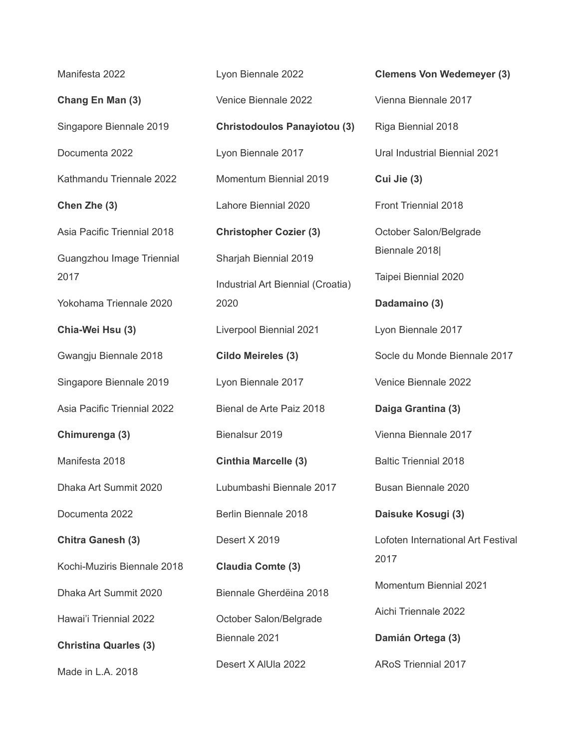Manifesta 2022

**Chang En Man (3)**

Singapore Biennale 2019

Documenta 2022

Kathmandu Triennale 2022

**Chen Zhe (3)**

Asia Pacific Triennial 2018

Guangzhou Image Triennial 2017

Yokohama Triennale 2020

**Chia-Wei Hsu (3)**

Gwangju Biennale 2018

Singapore Biennale 2019

Asia Pacific Triennial 2022

**Chimurenga (3)**

Manifesta 2018

Dhaka Art Summit 2020

Documenta 2022

**Chitra Ganesh (3)**

Kochi-Muziris Biennale 2018

Dhaka Art Summit 2020

Hawai'i Triennial 2022

**Christina Quarles (3)**

Made in L.A. 2018

Lyon Biennale 2022

Venice Biennale 2022

**Christodoulos Panayiotou (3)**

Lyon Biennale 2017

Momentum Biennial 2019

Lahore Biennial 2020

**Christopher Cozier (3)**

Sharjah Biennial 2019

Industrial Art Biennial (Croatia) 2020

Liverpool Biennial 2021

**Cildo Meireles (3)**

Lyon Biennale 2017

Bienal de Arte Paiz 2018

Bienalsur 2019

**Cinthia Marcelle (3)**

Lubumbashi Biennale 2017

Berlin Biennale 2018

Desert X 2019

**Claudia Comte (3)**

Biennale Gherdëina 2018

October Salon/Belgrade Biennale 2021

Desert X AlUla 2022

**Clemens Von Wedemeyer (3)**

Vienna Biennale 2017

Riga Biennial 2018

Ural Industrial Biennial 2021

**Cui Jie (3)**

Front Triennial 2018

October Salon/Belgrade Biennale 2018|

Taipei Biennial 2020

**Dadamaino (3)**

Lyon Biennale 2017

Socle du Monde Biennale 2017

Venice Biennale 2022

**Daiga Grantina (3)**

Vienna Biennale 2017

Baltic Triennial 2018

Busan Biennale 2020

**Daisuke Kosugi (3)**

Lofoten International Art Festival 2017

Momentum Biennial 2021

Aichi Triennale 2022

**Damián Ortega (3)**

ARoS Triennial 2017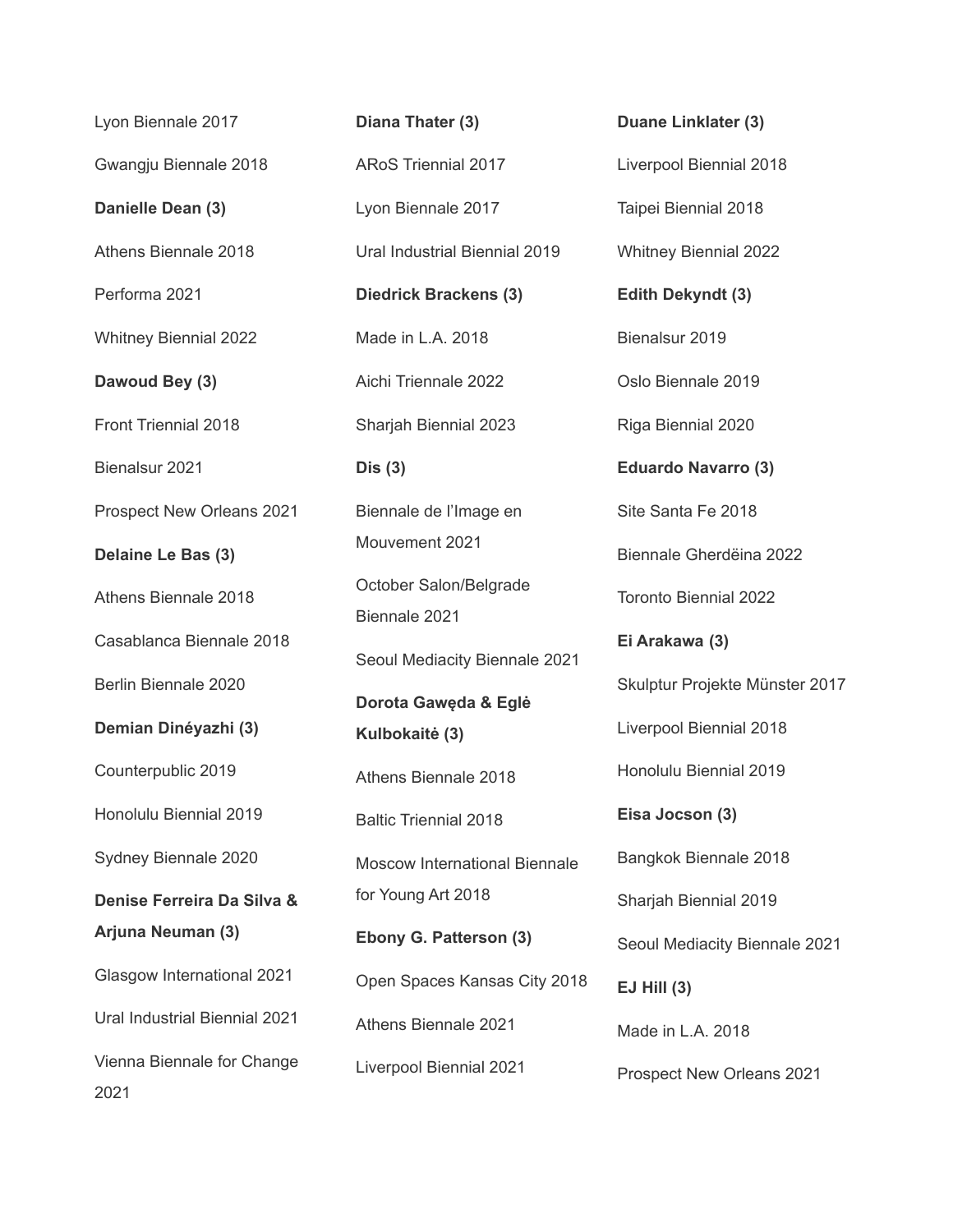Lyon Biennale 2017

Gwangju Biennale 2018

**Danielle Dean (3)**

Athens Biennale 2018

Performa 2021

Whitney Biennial 2022

**Dawoud Bey (3)**

Front Triennial 2018

Bienalsur 2021

Prospect New Orleans 2021

**Delaine Le Bas (3)**

Athens Biennale 2018

Casablanca Biennale 2018

Berlin Biennale 2020

**Demian Dinéyazhi (3)**

Counterpublic 2019

Honolulu Biennial 2019

Sydney Biennale 2020

**Denise Ferreira Da Silva & Arjuna Neuman (3)**

Glasgow International 2021

Ural Industrial Biennial 2021

Vienna Biennale for Change 2021

**Diana Thater (3)**

ARoS Triennial 2017

Lyon Biennale 2017

Ural Industrial Biennial 2019

**Diedrick Brackens (3)**

Made in L.A. 2018

Aichi Triennale 2022

Sharjah Biennial 2023

**Dis (3)**

Biennale de l'Image en Mouvement 2021

October Salon/Belgrade Biennale 2021

Seoul Mediacity Biennale 2021

**Dorota Gawęda & Eglė Kulbokaitė (3)**

Athens Biennale 2018

Baltic Triennial 2018

Moscow International Biennale for Young Art 2018

**Ebony G. Patterson (3)**

Open Spaces Kansas City 2018

Athens Biennale 2021

Liverpool Biennial 2021

**Duane Linklater (3)**

Liverpool Biennial 2018

Taipei Biennial 2018

Whitney Biennial 2022

**Edith Dekyndt (3)**

Bienalsur 2019

Oslo Biennale 2019

Riga Biennial 2020

**Eduardo Navarro (3)**

Site Santa Fe 2018

Biennale Gherdëina 2022

Toronto Biennial 2022

**Ei Arakawa (3)**

Skulptur Projekte Münster 2017

Liverpool Biennial 2018

Honolulu Biennial 2019

**Eisa Jocson (3)**

Bangkok Biennale 2018

Sharjah Biennial 2019

Seoul Mediacity Biennale 2021

**EJ Hill (3)**

Made in L.A. 2018

Prospect New Orleans 2021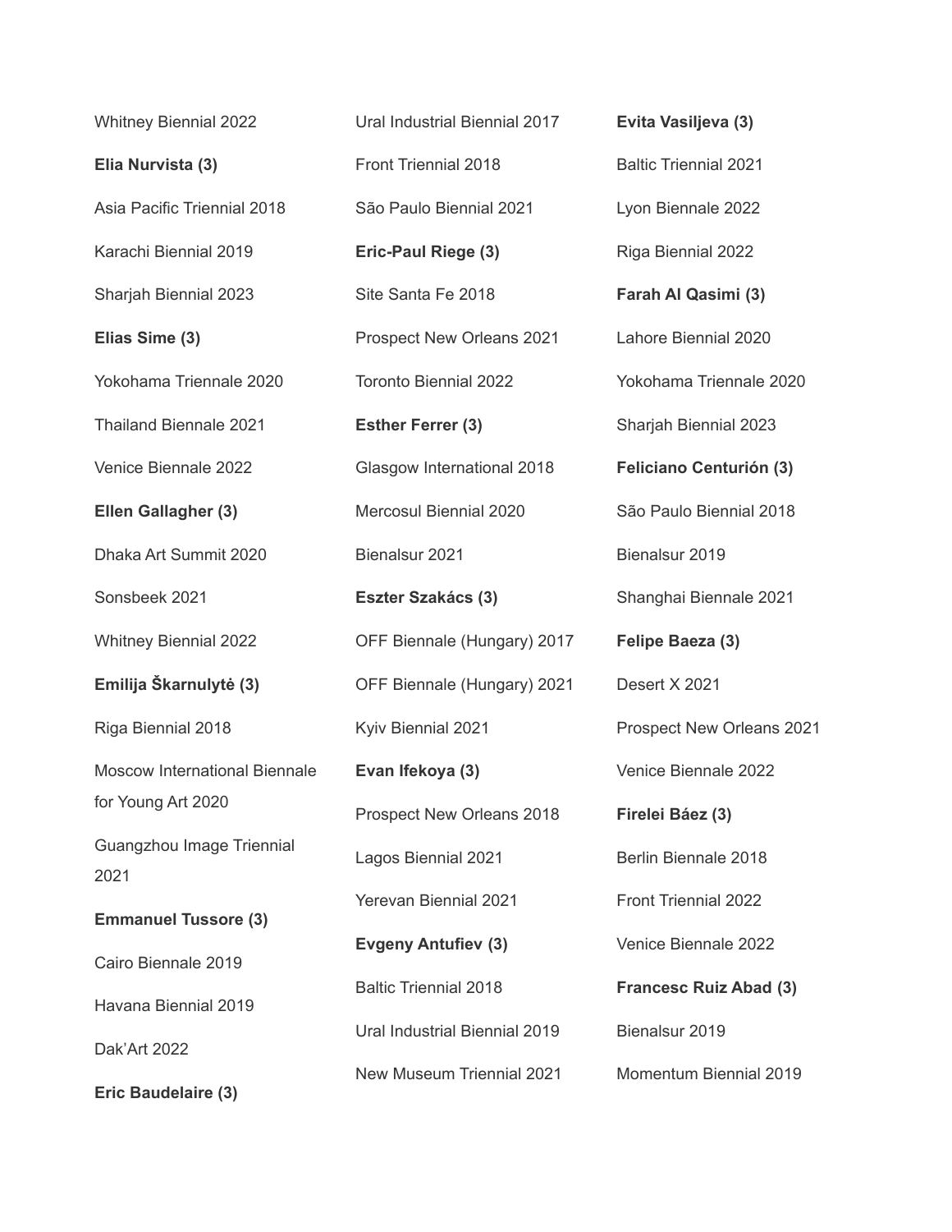Whitney Biennial 2022

**Elia Nurvista (3)**

Asia Pacific Triennial 2018

Karachi Biennial 2019

Sharjah Biennial 2023

**Elias Sime (3)**

Yokohama Triennale 2020

Thailand Biennale 2021

Venice Biennale 2022

**Ellen Gallagher (3)**

Dhaka Art Summit 2020

Sonsbeek 2021

Whitney Biennial 2022

**Emilija Škarnulytė (3)**

Riga Biennial 2018

Moscow International Biennale for Young Art 2020

Guangzhou Image Triennial 2021

**Emmanuel Tussore (3)**

Cairo Biennale 2019

Havana Biennial 2019

Dak'Art 2022

**Eric Baudelaire (3)**

Ural Industrial Biennial 2017

Front Triennial 2018

São Paulo Biennial 2021

**Eric-Paul Riege (3)**

Site Santa Fe 2018

Prospect New Orleans 2021

Toronto Biennial 2022

**Esther Ferrer (3)**

Glasgow International 2018

Mercosul Biennial 2020

Bienalsur 2021

**Eszter Szakács (3)**

OFF Biennale (Hungary) 2017

OFF Biennale (Hungary) 2021

Kyiv Biennial 2021

**Evan Ifekoya (3)**

Prospect New Orleans 2018

Lagos Biennial 2021

Yerevan Biennial 2021

**Evgeny Antufiev (3)**

Baltic Triennial 2018

Ural Industrial Biennial 2019

New Museum Triennial 2021

**Evita Vasiljeva (3)**

Baltic Triennial 2021

Lyon Biennale 2022

Riga Biennial 2022

**Farah Al Qasimi (3)**

Lahore Biennial 2020

Yokohama Triennale 2020

Sharjah Biennial 2023

**Feliciano Centurión (3)**

São Paulo Biennial 2018

Bienalsur 2019

Shanghai Biennale 2021

**Felipe Baeza (3)**

Desert X 2021

Prospect New Orleans 2021

Venice Biennale 2022

**Firelei Báez (3)**

Berlin Biennale 2018

Front Triennial 2022

Venice Biennale 2022

**Francesc Ruiz Abad (3)**

Bienalsur 2019

Momentum Biennial 2019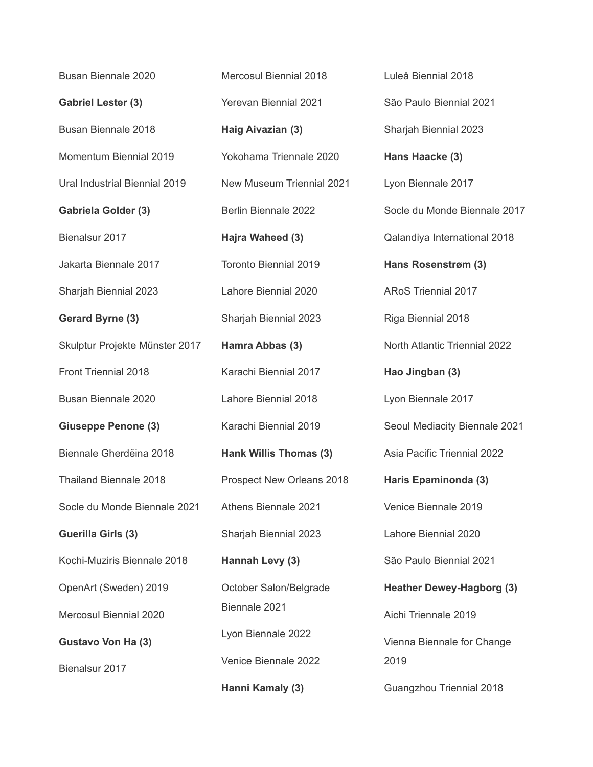Busan Biennale 2020

**Gabriel Lester (3)**

Busan Biennale 2018

Momentum Biennial 2019

Ural Industrial Biennial 2019

**Gabriela Golder (3)**

Bienalsur 2017

Jakarta Biennale 2017

Sharjah Biennial 2023

**Gerard Byrne (3)**

Skulptur Projekte Münster 2017

Front Triennial 2018

Busan Biennale 2020

**Giuseppe Penone (3)**

Biennale Gherdëina 2018

Thailand Biennale 2018

Socle du Monde Biennale 2021

**Guerilla Girls (3)**

Kochi-Muziris Biennale 2018

OpenArt (Sweden) 2019

Mercosul Biennial 2020

**Gustavo Von Ha (3)**

Bienalsur 2017

Mercosul Biennial 2018

Yerevan Biennial 2021

**Haig Aivazian (3)**

Yokohama Triennale 2020

New Museum Triennial 2021

Berlin Biennale 2022

**Hajra Waheed (3)**

Toronto Biennial 2019

Lahore Biennial 2020

Sharjah Biennial 2023

**Hamra Abbas (3)**

Karachi Biennial 2017

Lahore Biennial 2018

Karachi Biennial 2019

**Hank Willis Thomas (3)**

Prospect New Orleans 2018

Athens Biennale 2021

Sharjah Biennial 2023

**Hannah Levy (3)**

October Salon/Belgrade Biennale 2021

Lyon Biennale 2022

Venice Biennale 2022

**Hanni Kamaly (3)**

Luleå Biennial 2018

São Paulo Biennial 2021

Sharjah Biennial 2023

**Hans Haacke (3)**

Lyon Biennale 2017

Socle du Monde Biennale 2017

Qalandiya International 2018

**Hans Rosenstrøm (3)**

ARoS Triennial 2017

Riga Biennial 2018

North Atlantic Triennial 2022

**Hao Jingban (3)**

Lyon Biennale 2017

Seoul Mediacity Biennale 2021

Asia Pacific Triennial 2022

**Haris Epaminonda (3)**

Venice Biennale 2019

Lahore Biennial 2020

São Paulo Biennial 2021

**Heather Dewey-Hagborg (3)**

Aichi Triennale 2019

Vienna Biennale for Change 2019

Guangzhou Triennial 2018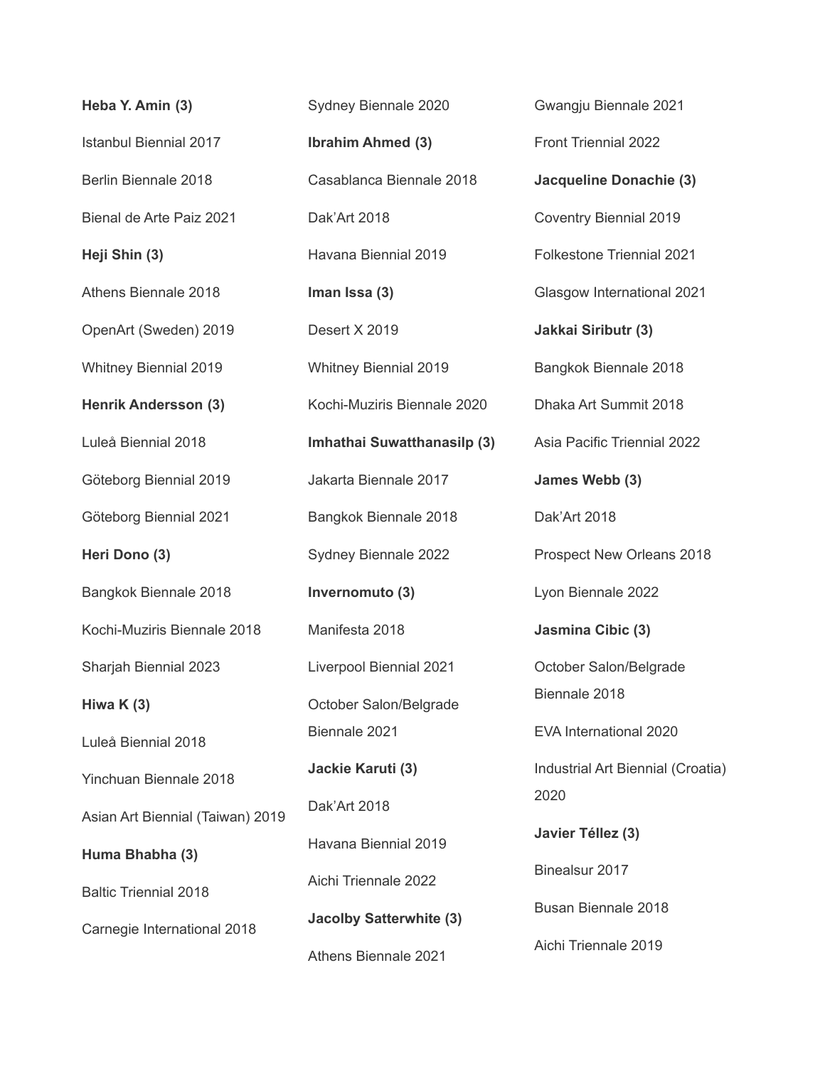**Heba Y. Amin (3)**

Istanbul Biennial 2017

Berlin Biennale 2018

Bienal de Arte Paiz 2021

**Heji Shin (3)**

Athens Biennale 2018

OpenArt (Sweden) 2019

Whitney Biennial 2019

**Henrik Andersson (3)**

Luleå Biennial 2018

Göteborg Biennial 2019

Göteborg Biennial 2021

**Heri Dono (3)**

Bangkok Biennale 2018

Kochi-Muziris Biennale 2018

Sharjah Biennial 2023

**Hiwa K (3)**

Luleå Biennial 2018

Yinchuan Biennale 2018

Asian Art Biennial (Taiwan) 2019

**Huma Bhabha (3)**

Baltic Triennial 2018

Carnegie International 2018

Sydney Biennale 2020

**Ibrahim Ahmed (3)**

Casablanca Biennale 2018

Dak'Art 2018

Havana Biennial 2019

**Iman Issa (3)**

Desert X 2019

Whitney Biennial 2019

Kochi-Muziris Biennale 2020

**Imhathai Suwatthanasilp (3)**

Jakarta Biennale 2017

Bangkok Biennale 2018

Sydney Biennale 2022

**Invernomuto (3)**

Manifesta 2018

Liverpool Biennial 2021

October Salon/Belgrade Biennale 2021

**Jackie Karuti (3)**

Dak'Art 2018

Havana Biennial 2019

Aichi Triennale 2022

**Jacolby Satterwhite (3)**

Athens Biennale 2021

Gwangju Biennale 2021

Front Triennial 2022

**Jacqueline Donachie (3)**

Coventry Biennial 2019

Folkestone Triennial 2021

Glasgow International 2021

**Jakkai Siributr (3)**

Bangkok Biennale 2018

Dhaka Art Summit 2018

Asia Pacific Triennial 2022

**James Webb (3)**

Dak'Art 2018

Prospect New Orleans 2018

Lyon Biennale 2022

**Jasmina Cibic (3)**

October Salon/Belgrade Biennale 2018

EVA International 2020

Industrial Art Biennial (Croatia) 2020

**Javier Téllez (3)**

Binealsur 2017

Busan Biennale 2018

Aichi Triennale 2019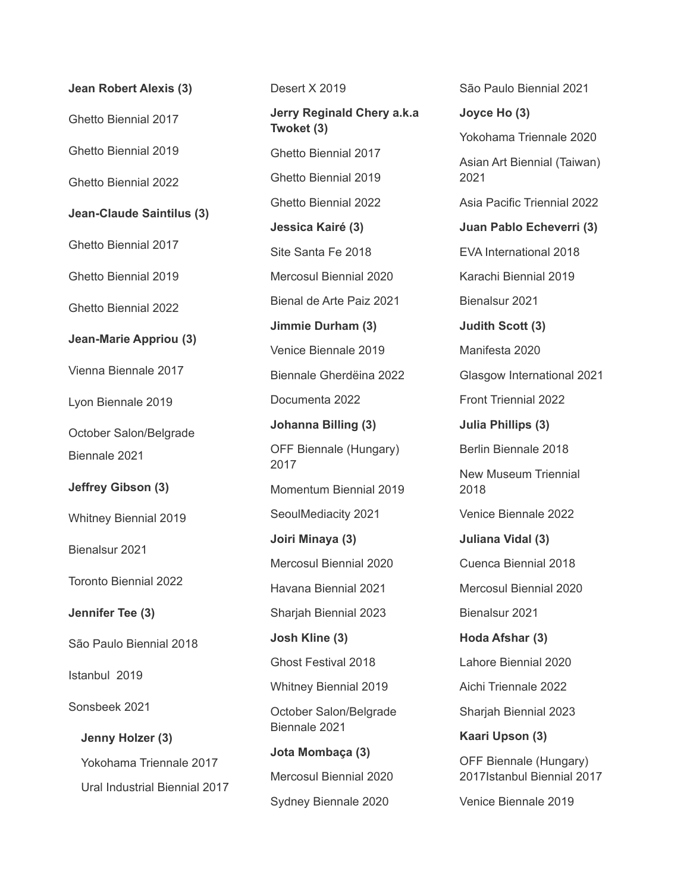**Jean Robert Alexis (3)**

Ghetto Biennial 2017

Ghetto Biennial 2019

Ghetto Biennial 2022

**Jean-Claude Saintilus (3)**

Ghetto Biennial 2017

Ghetto Biennial 2019

Ghetto Biennial 2022

**Jean-Marie Appriou (3)**

Vienna Biennale 2017

Lyon Biennale 2019

October Salon/Belgrade Biennale 2021

**Jeffrey Gibson (3)**

Whitney Biennial 2019

Bienalsur 2021

Toronto Biennial 2022

**Jennifer Tee (3)**

São Paulo Biennial 2018

Istanbul 2019

Sonsbeek 2021

**Jenny Holzer (3)**

Yokohama Triennale 2017

Ural Industrial Biennial 2017

Desert X 2019

**Jerry Reginald Chery a.k.a Twoket (3)**

Ghetto Biennial 2017

Ghetto Biennial 2019

Ghetto Biennial 2022

**Jessica Kairé (3)**

Site Santa Fe 2018

Mercosul Biennial 2020

Bienal de Arte Paiz 2021

**Jimmie Durham (3)**

Venice Biennale 2019

Biennale Gherdëina 2022

Documenta 2022

**Johanna Billing (3)**

OFF Biennale (Hungary) 2017

Momentum Biennial 2019

SeoulMediacity 2021

**Joiri Minaya (3)**

Mercosul Biennial 2020

Havana Biennial 2021

Sharjah Biennial 2023

**Josh Kline (3)**

Ghost Festival 2018

Whitney Biennial 2019

October Salon/Belgrade Biennale 2021

**Jota Mombaça (3)**

Mercosul Biennial 2020

Sydney Biennale 2020

São Paulo Biennial 2021

**Joyce Ho (3)**

Yokohama Triennale 2020

Asian Art Biennial (Taiwan) 2021

Asia Pacific Triennial 2022

**Juan Pablo Echeverri (3)**

EVA International 2018

Karachi Biennial 2019

Bienalsur 2021

**Judith Scott (3)**

Manifesta 2020

Glasgow International 2021

Front Triennial 2022

**Julia Phillips (3)**

Berlin Biennale 2018

New Museum Triennial 2018

Venice Biennale 2022

**Juliana Vidal (3)**

Cuenca Biennial 2018

Mercosul Biennial 2020

Bienalsur 2021

**Hoda Afshar (3)**

Lahore Biennial 2020

Aichi Triennale 2022

Sharjah Biennial 2023

**Kaari Upson (3)**

OFF Biennale (Hungary) 2017Istanbul Biennial 2017

Venice Biennale 2019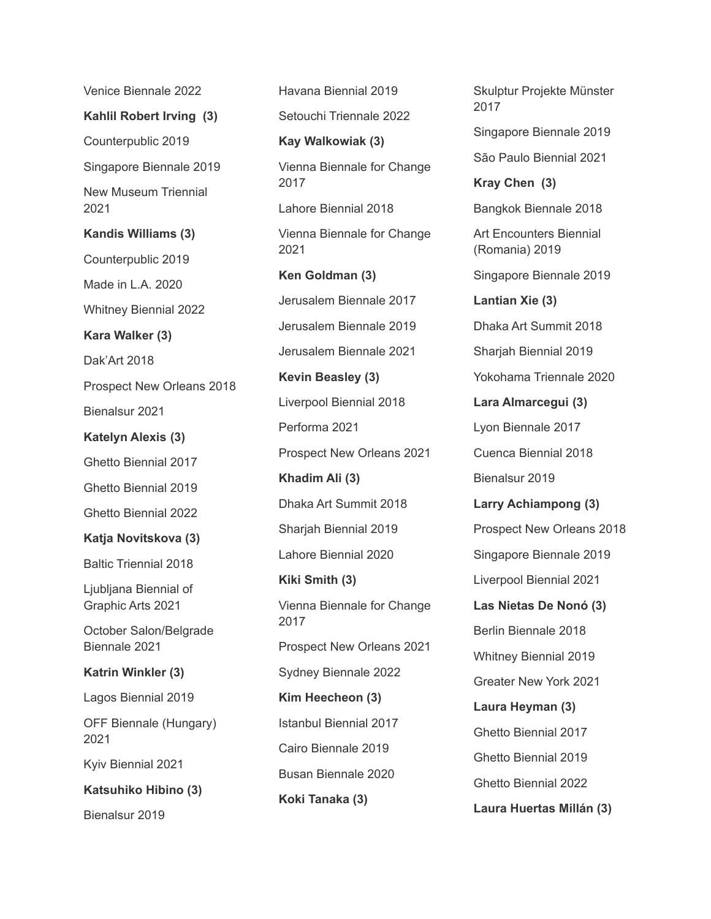Venice Biennale 2022

**Kahlil Robert Irving (3)**

Counterpublic 2019

Singapore Biennale 2019

New Museum Triennial 2021

**Kandis Williams (3)**

Counterpublic 2019

Made in L.A. 2020

Whitney Biennial 2022

**Kara Walker (3)**

Dak'Art 2018

Prospect New Orleans 2018

Bienalsur 2021

**Katelyn Alexis (3)**

Ghetto Biennial 2017

Ghetto Biennial 2019

Ghetto Biennial 2022

**Katja Novitskova (3)**

Baltic Triennial 2018

Ljubljana Biennial of Graphic Arts 2021

October Salon/Belgrade Biennale 2021

**Katrin Winkler (3)**

Lagos Biennial 2019

OFF Biennale (Hungary) 2021

Kyiv Biennial 2021

**Katsuhiko Hibino (3)**

Bienalsur 2019

Havana Biennial 2019

Setouchi Triennale 2022

**Kay Walkowiak (3)**

Vienna Biennale for Change 2017

Lahore Biennial 2018

Vienna Biennale for Change 2021

**Ken Goldman (3)**

Jerusalem Biennale 2017

Jerusalem Biennale 2019

Jerusalem Biennale 2021

**Kevin Beasley (3)**

Liverpool Biennial 2018

Performa 2021

Prospect New Orleans 2021

**Khadim Ali (3)**

Dhaka Art Summit 2018

Sharjah Biennial 2019

Lahore Biennial 2020

**Kiki Smith (3)**

Vienna Biennale for Change 2017

Prospect New Orleans 2021

Sydney Biennale 2022

**Kim Heecheon (3)**

Istanbul Biennial 2017

Cairo Biennale 2019

Busan Biennale 2020

**Koki Tanaka (3)**

Skulptur Projekte Münster 2017

Singapore Biennale 2019

São Paulo Biennial 2021

**Kray Chen (3)**

Bangkok Biennale 2018

Art Encounters Biennial (Romania) 2019

Singapore Biennale 2019

**Lantian Xie (3)**

Dhaka Art Summit 2018

Sharjah Biennial 2019

Yokohama Triennale 2020

**Lara Almarcegui (3)**

Lyon Biennale 2017

Cuenca Biennial 2018

Bienalsur 2019

**Larry Achiampong (3)**

Prospect New Orleans 2018

Singapore Biennale 2019

Liverpool Biennial 2021

**Las Nietas De Nonó (3)**

Berlin Biennale 2018

Whitney Biennial 2019

Greater New York 2021

**Laura Heyman (3)**

Ghetto Biennial 2017

Ghetto Biennial 2019

Ghetto Biennial 2022

**Laura Huertas Millán (3)**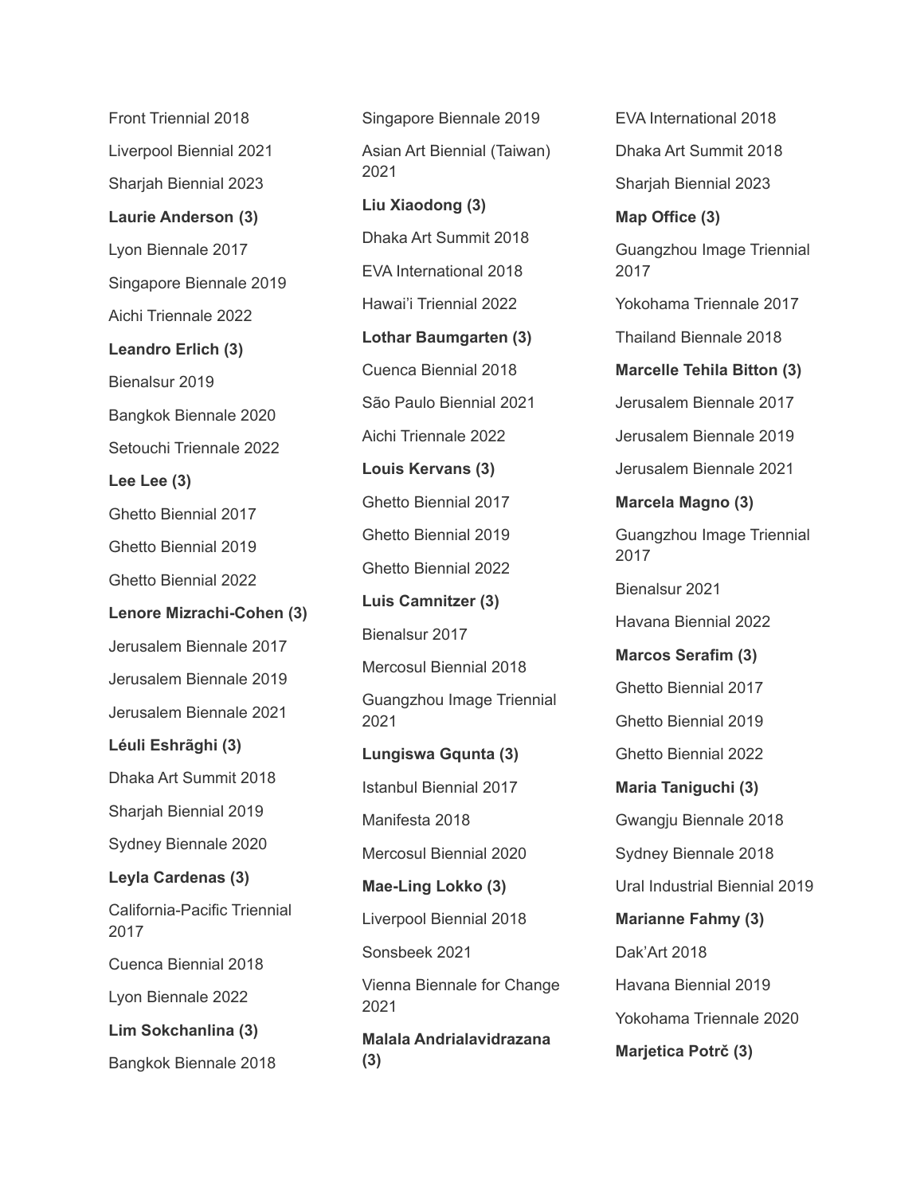Front Triennial 2018

Liverpool Biennial 2021

Sharjah Biennial 2023

**Laurie Anderson (3)**

Lyon Biennale 2017

Singapore Biennale 2019

Aichi Triennale 2022

**Leandro Erlich (3)**

Bienalsur 2019

Bangkok Biennale 2020

Setouchi Triennale 2022

**Lee Lee (3)**

Ghetto Biennial 2017

Ghetto Biennial 2019

Ghetto Biennial 2022

**Lenore Mizrachi-Cohen (3)**

Jerusalem Biennale 2017

Jerusalem Biennale 2019

Jerusalem Biennale 2021

**Léuli Eshrāghi (3)**

Dhaka Art Summit 2018

Sharjah Biennial 2019

Sydney Biennale 2020

**Leyla Cardenas (3)**

California-Pacific Triennial 2017

Cuenca Biennial 2018

Lyon Biennale 2022

**Lim Sokchanlina (3)**

Bangkok Biennale 2018

Singapore Biennale 2019

Asian Art Biennial (Taiwan) 2021

**Liu Xiaodong (3)**

Dhaka Art Summit 2018

EVA International 2018

Hawai'i Triennial 2022

**Lothar Baumgarten (3)**

Cuenca Biennial 2018

São Paulo Biennial 2021

Aichi Triennale 2022

**Louis Kervans (3)**

Ghetto Biennial 2017

Ghetto Biennial 2019

Ghetto Biennial 2022

**Luis Camnitzer (3)**

Bienalsur 2017

Mercosul Biennial 2018

Guangzhou Image Triennial 2021

**Lungiswa Gqunta (3)**

Istanbul Biennial 2017

Manifesta 2018

Mercosul Biennial 2020

**Mae-Ling Lokko (3)**

Liverpool Biennial 2018

Sonsbeek 2021

Vienna Biennale for Change 2021

**Malala Andrialavidrazana (3)**

EVA International 2018

Dhaka Art Summit 2018

Sharjah Biennial 2023

**Map Office (3)**

Guangzhou Image Triennial 2017

Yokohama Triennale 2017

Thailand Biennale 2018

**Marcelle Tehila Bitton (3)**

Jerusalem Biennale 2017

Jerusalem Biennale 2019

Jerusalem Biennale 2021

**Marcela Magno (3)**

Guangzhou Image Triennial 2017

Bienalsur 2021

Havana Biennial 2022

**Marcos Serafim (3)**

Ghetto Biennial 2017

Ghetto Biennial 2019

Ghetto Biennial 2022

**Maria Taniguchi (3)**

Gwangju Biennale 2018

Sydney Biennale 2018

Ural Industrial Biennial 2019

**Marianne Fahmy (3)**

Dak'Art 2018

Havana Biennial 2019

Yokohama Triennale 2020

**Marjetica Potrč (3)**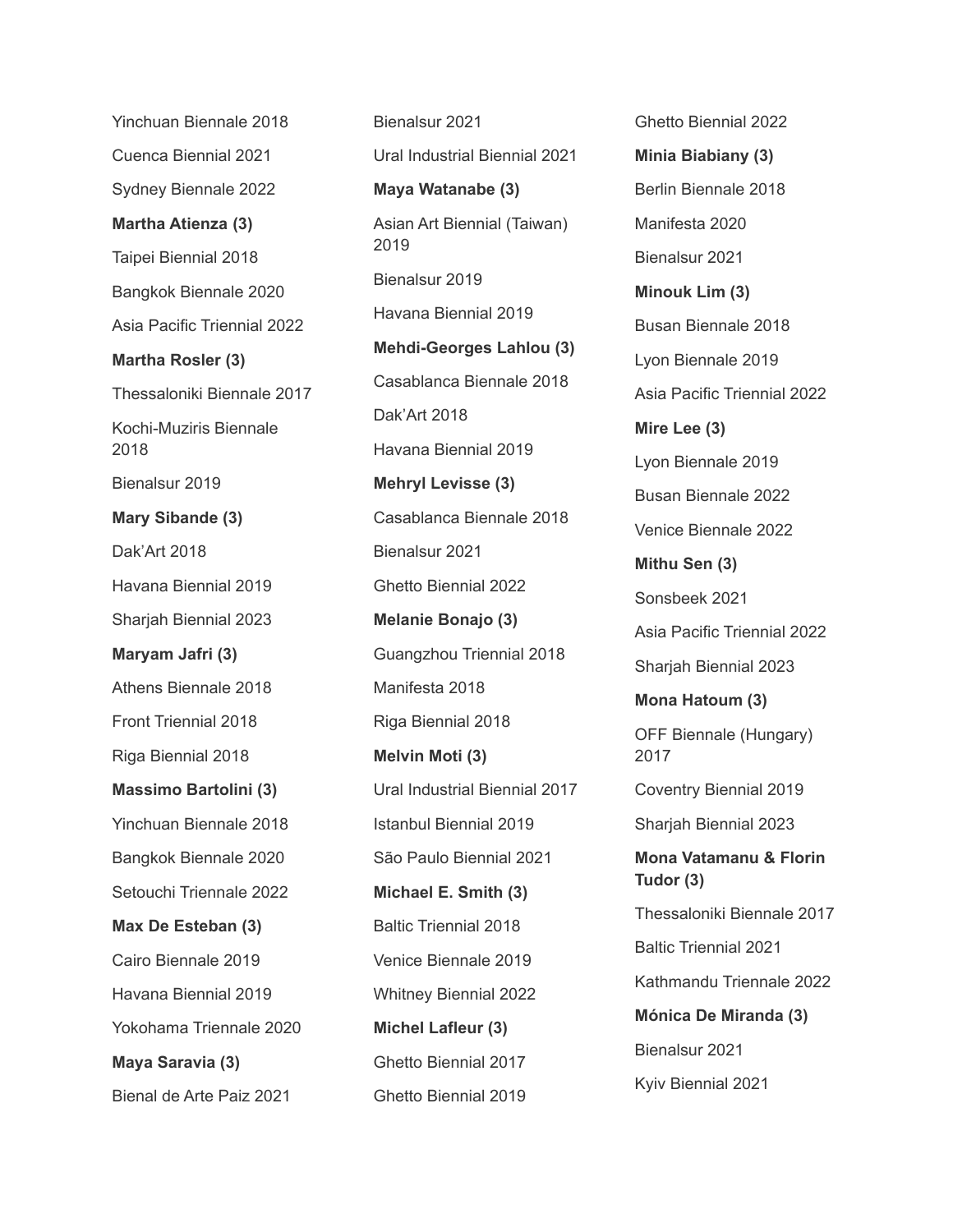Yinchuan Biennale 2018

Cuenca Biennial 2021

Sydney Biennale 2022

**Martha Atienza (3)**

Taipei Biennial 2018

Bangkok Biennale 2020

Asia Pacific Triennial 2022

**Martha Rosler (3)**

Thessaloniki Biennale 2017

Kochi-Muziris Biennale 2018

Bienalsur 2019

**Mary Sibande (3)**

Dak'Art 2018

Havana Biennial 2019

Sharjah Biennial 2023

**Maryam Jafri (3)**

Athens Biennale 2018

Front Triennial 2018

Riga Biennial 2018

**Massimo Bartolini (3)**

Yinchuan Biennale 2018

Bangkok Biennale 2020

Setouchi Triennale 2022

**Max De Esteban (3)**

Cairo Biennale 2019

Havana Biennial 2019

Yokohama Triennale 2020

**Maya Saravia (3)**

Bienal de Arte Paiz 2021

Bienalsur 2021

Ural Industrial Biennial 2021

**Maya Watanabe (3)**

Asian Art Biennial (Taiwan) 2019

Bienalsur 2019

Havana Biennial 2019

**Mehdi-Georges Lahlou (3)**

Casablanca Biennale 2018

Dak'Art 2018

Havana Biennial 2019

**Mehryl Levisse (3)**

Casablanca Biennale 2018

Bienalsur 2021

Ghetto Biennial 2022

**Melanie Bonajo (3)**

Guangzhou Triennial 2018

Manifesta 2018

Riga Biennial 2018

**Melvin Moti (3)**

Ural Industrial Biennial 2017

Istanbul Biennial 2019

São Paulo Biennial 2021

**Michael E. Smith (3)**

Baltic Triennial 2018

Venice Biennale 2019

Whitney Biennial 2022

**Michel Lafleur (3)**

Ghetto Biennial 2017

Ghetto Biennial 2019

Ghetto Biennial 2022

**Minia Biabiany (3)**

Berlin Biennale 2018

Manifesta 2020

Bienalsur 2021

**Minouk Lim (3)**

Busan Biennale 2018

Lyon Biennale 2019

Asia Pacific Triennial 2022

**Mire Lee (3)**

Lyon Biennale 2019

Busan Biennale 2022

Venice Biennale 2022

**Mithu Sen (3)**

Sonsbeek 2021

Asia Pacific Triennial 2022

Sharjah Biennial 2023

**Mona Hatoum (3)**

OFF Biennale (Hungary) 2017

Coventry Biennial 2019

Sharjah Biennial 2023

**Mona Vatamanu & Florin Tudor (3)**

Thessaloniki Biennale 2017

Baltic Triennial 2021

Kathmandu Triennale 2022

**Mónica De Miranda (3)**

Bienalsur 2021

Kyiv Biennial 2021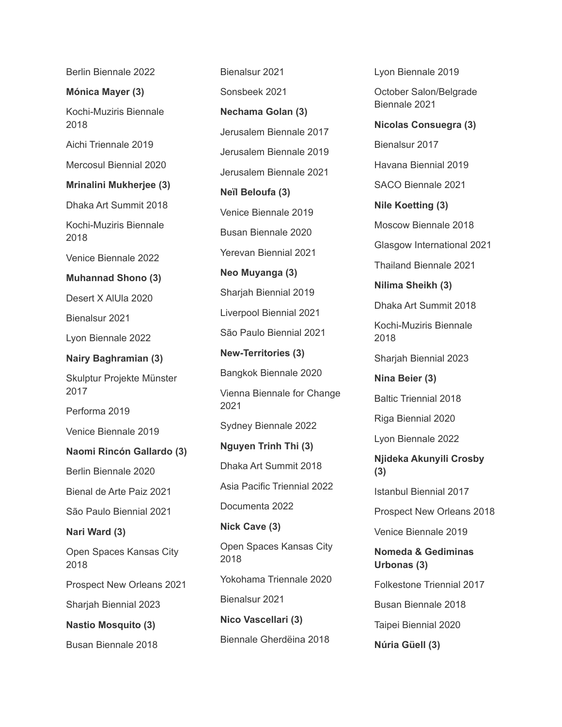Berlin Biennale 2022

**Mónica Mayer (3)**

Kochi-Muziris Biennale 2018

Aichi Triennale 2019

Mercosul Biennial 2020

**Mrinalini Mukherjee (3)**

Dhaka Art Summit 2018

Kochi-Muziris Biennale 2018

Venice Biennale 2022

**Muhannad Shono (3)**

Desert X AlUla 2020

Bienalsur 2021

Lyon Biennale 2022

**Nairy Baghramian (3)**

Skulptur Projekte Münster 2017

Performa 2019

Venice Biennale 2019

**Naomi Rincón Gallardo (3)**

Berlin Biennale 2020

Bienal de Arte Paiz 2021

São Paulo Biennial 2021

**Nari Ward (3)**

Open Spaces Kansas City 2018

Prospect New Orleans 2021

Sharjah Biennial 2023

**Nastio Mosquito (3)**

Busan Biennale 2018

Bienalsur 2021

Sonsbeek 2021

**Nechama Golan (3)**

Jerusalem Biennale 2017

Jerusalem Biennale 2019

Jerusalem Biennale 2021

**Neïl Beloufa (3)**

Venice Biennale 2019

Busan Biennale 2020

Yerevan Biennial 2021

**Neo Muyanga (3)**

Sharjah Biennial 2019

Liverpool Biennial 2021

São Paulo Biennial 2021

**New-Territories (3)**

Bangkok Biennale 2020

Vienna Biennale for Change 2021

Sydney Biennale 2022

**Nguyen Trinh Thi (3)**

Dhaka Art Summit 2018

Asia Pacific Triennial 2022

Documenta 2022

**Nick Cave (3)**

Open Spaces Kansas City 2018

Yokohama Triennale 2020

Bienalsur 2021

**Nico Vascellari (3)**

Biennale Gherdëina 2018

Lyon Biennale 2019

October Salon/Belgrade Biennale 2021

**Nicolas Consuegra (3)**

Bienalsur 2017

Havana Biennial 2019

SACO Biennale 2021

**Nile Koetting (3)**

Moscow Biennale 2018

Glasgow International 2021

Thailand Biennale 2021

**Nilima Sheikh (3)**

Dhaka Art Summit 2018

Kochi-Muziris Biennale 2018

Sharjah Biennial 2023

**Nina Beier (3)**

Baltic Triennial 2018

Riga Biennial 2020

Lyon Biennale 2022

**Njideka Akunyili Crosby (3)**

Istanbul Biennial 2017

Prospect New Orleans 2018

Venice Biennale 2019

**Nomeda & Gediminas Urbonas (3)**

Folkestone Triennial 2017

Busan Biennale 2018

Taipei Biennial 2020

**Núria Güell (3)**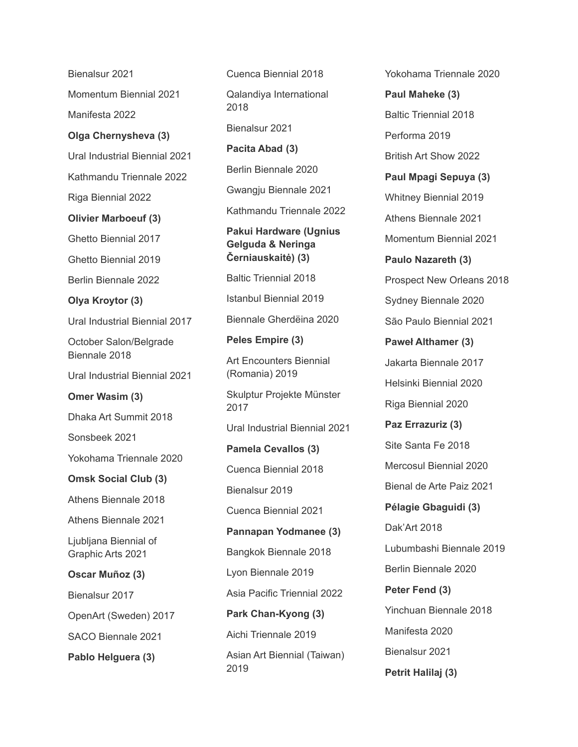Bienalsur 2021

Momentum Biennial 2021

Manifesta 2022

**Olga Chernysheva (3)**

Ural Industrial Biennial 2021

Kathmandu Triennale 2022

Riga Biennial 2022

**Olivier Marboeuf (3)**

Ghetto Biennial 2017

Ghetto Biennial 2019

Berlin Biennale 2022

**Olya Kroytor (3)**

Ural Industrial Biennial 2017

October Salon/Belgrade Biennale 2018

Ural Industrial Biennial 2021

**Omer Wasim (3)**

Dhaka Art Summit 2018

Sonsbeek 2021

Yokohama Triennale 2020

**Omsk Social Club (3)**

Athens Biennale 2018

Athens Biennale 2021

Ljubljana Biennial of Graphic Arts 2021

**Oscar Muñoz (3)**

Bienalsur 2017

OpenArt (Sweden) 2017

SACO Biennale 2021

**Pablo Helguera (3)**

Cuenca Biennial 2018

Qalandiya International 2018

Bienalsur 2021

**Pacita Abad (3)**

Berlin Biennale 2020

Gwangju Biennale 2021

Kathmandu Triennale 2022

**Pakui Hardware (Ugnius Gelguda & Neringa Černiauskaitė) (3)**

Baltic Triennial 2018

Istanbul Biennial 2019

Biennale Gherdëina 2020

**Peles Empire (3)**

Art Encounters Biennial (Romania) 2019

Skulptur Projekte Münster 2017

Ural Industrial Biennial 2021

**Pamela Cevallos (3)**

Cuenca Biennial 2018

Bienalsur 2019

Cuenca Biennial 2021

**Pannapan Yodmanee (3)**

Bangkok Biennale 2018

Lyon Biennale 2019

Asia Pacific Triennial 2022

**Park Chan-Kyong (3)**

Aichi Triennale 2019

Asian Art Biennial (Taiwan) 2019

Yokohama Triennale 2020

**Paul Maheke (3)**

Baltic Triennial 2018

Performa 2019

British Art Show 2022

**Paul Mpagi Sepuya (3)**

Whitney Biennial 2019

Athens Biennale 2021

Momentum Biennial 2021

**Paulo Nazareth (3)**

Prospect New Orleans 2018

Sydney Biennale 2020

São Paulo Biennial 2021

**Paweł Althamer (3)**

Jakarta Biennale 2017

Helsinki Biennial 2020

Riga Biennial 2020

**Paz Errazuriz (3)**

Site Santa Fe 2018

Mercosul Biennial 2020

Bienal de Arte Paiz 2021

**Pélagie Gbaguidi (3)**

Dak'Art 2018

Lubumbashi Biennale 2019

Berlin Biennale 2020

**Peter Fend (3)**

Yinchuan Biennale 2018

Manifesta 2020

Bienalsur 2021

**Petrit Halilaj (3)**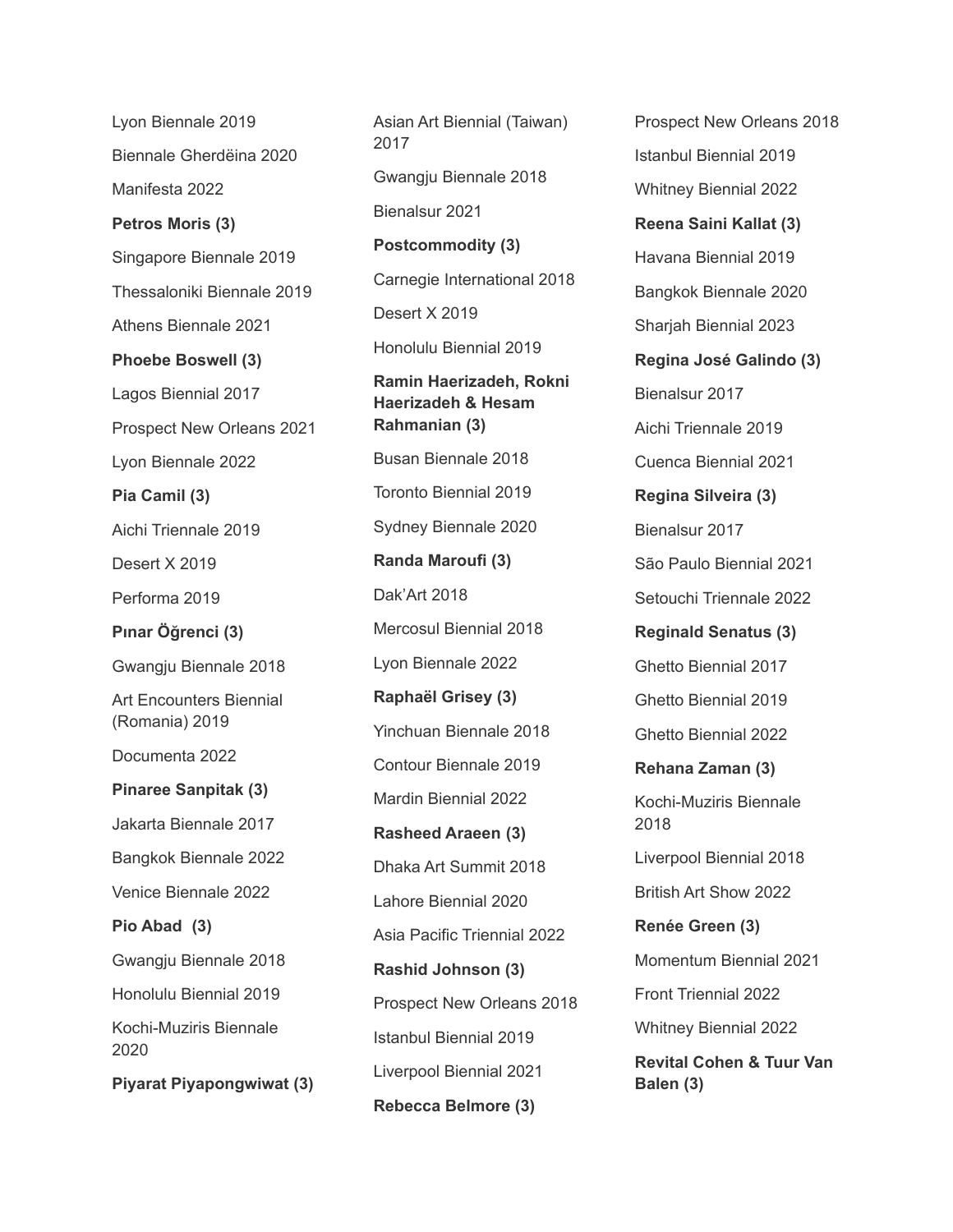Lyon Biennale 2019

Biennale Gherdëina 2020

Manifesta 2022

**Petros Moris (3)**

Singapore Biennale 2019

Thessaloniki Biennale 2019

Athens Biennale 2021

**Phoebe Boswell (3)**

Lagos Biennial 2017

Prospect New Orleans 2021

Lyon Biennale 2022

**Pia Camil (3)**

Aichi Triennale 2019

Desert X 2019

Performa 2019

**Pınar Öğrenci (3)**

Gwangju Biennale 2018

Art Encounters Biennial (Romania) 2019

Documenta 2022

**Pinaree Sanpitak (3)**

Jakarta Biennale 2017

Bangkok Biennale 2022

Venice Biennale 2022

**Pio Abad (3)**

Gwangju Biennale 2018

Honolulu Biennial 2019

Kochi-Muziris Biennale 2020

**Piyarat Piyapongwiwat (3)**

Asian Art Biennial (Taiwan) 2017

Gwangju Biennale 2018

Bienalsur 2021

**Postcommodity (3)**

Carnegie International 2018

Desert X 2019

Honolulu Biennial 2019

**Ramin Haerizadeh, Rokni Haerizadeh & Hesam Rahmanian (3)**

Busan Biennale 2018

Toronto Biennial 2019

Sydney Biennale 2020

**Randa Maroufi (3)**

Dak'Art 2018

Mercosul Biennial 2018

Lyon Biennale 2022

**Raphaël Grisey (3)**

Yinchuan Biennale 2018

Contour Biennale 2019

Mardin Biennial 2022

**Rasheed Araeen (3)**

Dhaka Art Summit 2018

Lahore Biennial 2020

Asia Pacific Triennial 2022

**Rashid Johnson (3)**

Prospect New Orleans 2018

Istanbul Biennial 2019

Liverpool Biennial 2021

**Rebecca Belmore (3)**

Prospect New Orleans 2018

Istanbul Biennial 2019

Whitney Biennial 2022

**Reena Saini Kallat (3)**

Havana Biennial 2019

Bangkok Biennale 2020

Sharjah Biennial 2023

**Regina José Galindo (3)**

Bienalsur 2017

Aichi Triennale 2019

Cuenca Biennial 2021

**Regina Silveira (3)**

Bienalsur 2017

São Paulo Biennial 2021

Setouchi Triennale 2022

**Reginald Senatus (3)**

Ghetto Biennial 2017

Ghetto Biennial 2019

Ghetto Biennial 2022

**Rehana Zaman (3)**

Kochi-Muziris Biennale 2018

Liverpool Biennial 2018

British Art Show 2022

**Renée Green (3)**

Momentum Biennial 2021

Front Triennial 2022

Whitney Biennial 2022

**Revital Cohen & Tuur Van Balen (3)**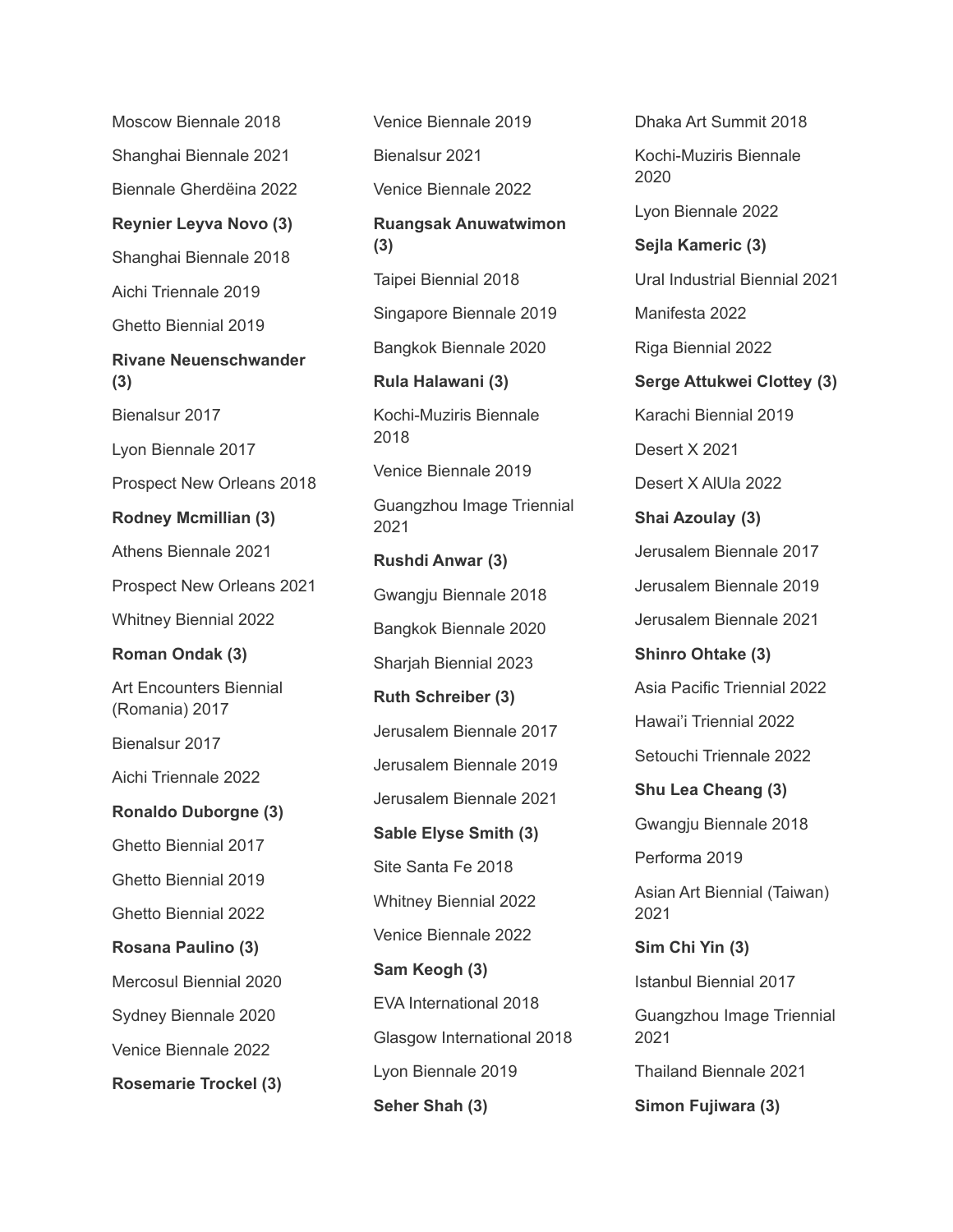Moscow Biennale 2018

Shanghai Biennale 2021

Biennale Gherdëina 2022

**Reynier Leyva Novo (3)**

Shanghai Biennale 2018

Aichi Triennale 2019

Ghetto Biennial 2019

**Rivane Neuenschwander (3)**

Bienalsur 2017

Lyon Biennale 2017

Prospect New Orleans 2018

**Rodney Mcmillian (3)**

Athens Biennale 2021

Prospect New Orleans 2021

Whitney Biennial 2022

**Roman Ondak (3)**

Art Encounters Biennial (Romania) 2017

Bienalsur 2017

Aichi Triennale 2022

**Ronaldo Duborgne (3)**

Ghetto Biennial 2017

Ghetto Biennial 2019

Ghetto Biennial 2022

**Rosana Paulino (3)**

Mercosul Biennial 2020

Sydney Biennale 2020

Venice Biennale 2022

**Rosemarie Trockel (3)**

Venice Biennale 2019

Bienalsur 2021

Venice Biennale 2022

**Ruangsak Anuwatwimon (3)**

Taipei Biennial 2018

Singapore Biennale 2019

Bangkok Biennale 2020

**Rula Halawani (3)**

Kochi-Muziris Biennale 2018

Venice Biennale 2019

Guangzhou Image Triennial 2021

**Rushdi Anwar (3)**

Gwangju Biennale 2018

Bangkok Biennale 2020

Sharjah Biennial 2023

**Ruth Schreiber (3)**

Jerusalem Biennale 2017

Jerusalem Biennale 2019

Jerusalem Biennale 2021

**Sable Elyse Smith (3)**

Site Santa Fe 2018

Whitney Biennial 2022

Venice Biennale 2022

**Sam Keogh (3)**

EVA International 2018

Glasgow International 2018

Lyon Biennale 2019

**Seher Shah (3)**

Dhaka Art Summit 2018

Kochi-Muziris Biennale 2020

Lyon Biennale 2022

**Sejla Kameric (3)**

Ural Industrial Biennial 2021

Manifesta 2022

Riga Biennial 2022

**Serge Attukwei Clottey (3)**

Karachi Biennial 2019

Desert X 2021

Desert X AlUla 2022

**Shai Azoulay (3)**

Jerusalem Biennale 2017

Jerusalem Biennale 2019

Jerusalem Biennale 2021

**Shinro Ohtake (3)**

Asia Pacific Triennial 2022

Hawai'i Triennial 2022

Setouchi Triennale 2022

**Shu Lea Cheang (3)**

Gwangju Biennale 2018

Performa 2019

Asian Art Biennial (Taiwan) 2021

**Sim Chi Yin (3)**

Istanbul Biennial 2017

Guangzhou Image Triennial 2021

Thailand Biennale 2021

**Simon Fujiwara (3)**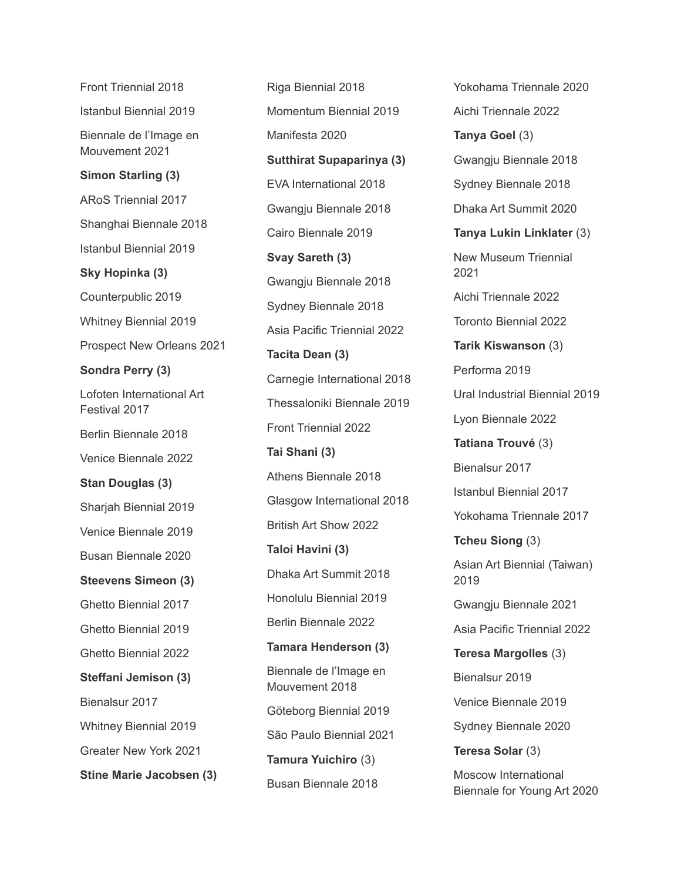Front Triennial 2018

Istanbul Biennial 2019

Biennale de l'Image en Mouvement 2021

**Simon Starling (3)**

ARoS Triennial 2017

Shanghai Biennale 2018

Istanbul Biennial 2019

**Sky Hopinka (3)**

Counterpublic 2019

Whitney Biennial 2019

Prospect New Orleans 2021

**Sondra Perry (3)**

Lofoten International Art Festival 2017

Berlin Biennale 2018

Venice Biennale 2022

**Stan Douglas (3)**

Sharjah Biennial 2019

Venice Biennale 2019

Busan Biennale 2020

**Steevens Simeon (3)**

Ghetto Biennial 2017

Ghetto Biennial 2019

Ghetto Biennial 2022

**Steffani Jemison (3)**

Bienalsur 2017

Whitney Biennial 2019

Greater New York 2021

**Stine Marie Jacobsen (3)**

Riga Biennial 2018

Momentum Biennial 2019

Manifesta 2020

**Sutthirat Supaparinya (3)**

EVA International 2018

Gwangju Biennale 2018

Cairo Biennale 2019

**Svay Sareth (3)**

Gwangju Biennale 2018

Sydney Biennale 2018

Asia Pacific Triennial 2022

**Tacita Dean (3)**

Carnegie International 2018

Thessaloniki Biennale 2019

Front Triennial 2022

**Tai Shani (3)**

Athens Biennale 2018

Glasgow International 2018

British Art Show 2022

**Taloi Havini (3)**

Dhaka Art Summit 2018

Honolulu Biennial 2019

Berlin Biennale 2022

**Tamara Henderson (3)**

Biennale de l'Image en Mouvement 2018

Göteborg Biennial 2019

São Paulo Biennial 2021

**Tamura Yuichiro** (3)

Busan Biennale 2018

Yokohama Triennale 2020

Aichi Triennale 2022

**Tanya Goel** (3)

Gwangju Biennale 2018

Sydney Biennale 2018

Dhaka Art Summit 2020

**Tanya Lukin Linklater** (3)

New Museum Triennial 2021

Aichi Triennale 2022

Toronto Biennial 2022

**Tarik Kiswanson** (3)

Performa 2019

Ural Industrial Biennial 2019

Lyon Biennale 2022

**Tatiana Trouvé** (3)

Bienalsur 2017

Istanbul Biennial 2017

Yokohama Triennale 2017

**Tcheu Siong** (3)

Asian Art Biennial (Taiwan) 2019

Gwangju Biennale 2021

Asia Pacific Triennial 2022

**Teresa Margolles** (3)

Bienalsur 2019

Venice Biennale 2019

Sydney Biennale 2020

**Teresa Solar** (3)

Moscow International Biennale for Young Art 2020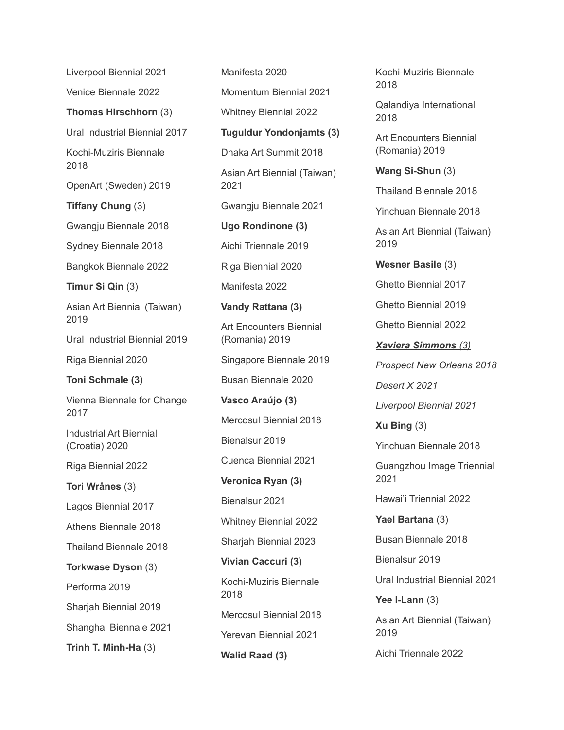Liverpool Biennial 2021

Venice Biennale 2022

**Thomas Hirschhorn** (3)

Ural Industrial Biennial 2017

Kochi-Muziris Biennale 2018

OpenArt (Sweden) 2019

**Tiffany Chung** (3)

Gwangju Biennale 2018

Sydney Biennale 2018

Bangkok Biennale 2022

**Timur Si Qin** (3)

Asian Art Biennial (Taiwan) 2019

Ural Industrial Biennial 2019

Riga Biennial 2020

**Toni Schmale (3)**

Vienna Biennale for Change 2017

Industrial Art Biennial (Croatia) 2020

Riga Biennial 2022

**Tori Wrånes** (3)

Lagos Biennial 2017

Athens Biennale 2018

Thailand Biennale 2018

**Torkwase Dyson** (3)

Performa 2019

Sharjah Biennial 2019

Shanghai Biennale 2021

**Trinh T. Minh-Ha** (3)

Manifesta 2020

Momentum Biennial 2021

Whitney Biennial 2022

**Tuguldur Yondonjamts (3)**

Dhaka Art Summit 2018

Asian Art Biennial (Taiwan) 2021

Gwangju Biennale 2021

**Ugo Rondinone (3)**

Aichi Triennale 2019

Riga Biennial 2020

Manifesta 2022

**Vandy Rattana (3)**

Art Encounters Biennial (Romania) 2019

Singapore Biennale 2019

Busan Biennale 2020

**Vasco Araújo (3)**

Mercosul Biennial 2018

Bienalsur 2019

Cuenca Biennial 2021

**Veronica Ryan (3)**

Bienalsur 2021

Whitney Biennial 2022

Sharjah Biennial 2023

**Vivian Caccuri (3)**

Kochi-Muziris Biennale 2018

Mercosul Biennial 2018

Yerevan Biennial 2021

**Walid Raad (3)**

Kochi-Muziris Biennale 2018

Qalandiya International 2018

Art Encounters Biennial (Romania) 2019

**Wang Si-Shun** (3)

Thailand Biennale 2018

Yinchuan Biennale 2018

Asian Art Biennial (Taiwan) 2019

**Wesner Basile** (3)

Ghetto Biennial 2017

Ghetto Biennial 2019

Ghetto Biennial 2022

***Xaviera Simmons** (3)*

*Prospect New Orleans 2018*

*Desert X 2021*

*Liverpool Biennial 2021*

**Xu Bing** (3)

Yinchuan Biennale 2018

Guangzhou Image Triennial 2021

Hawai'i Triennial 2022

**Yael Bartana** (3)

Busan Biennale 2018

Bienalsur 2019

Ural Industrial Biennial 2021

**Yee I-Lann** (3)

Asian Art Biennial (Taiwan) 2019

Aichi Triennale 2022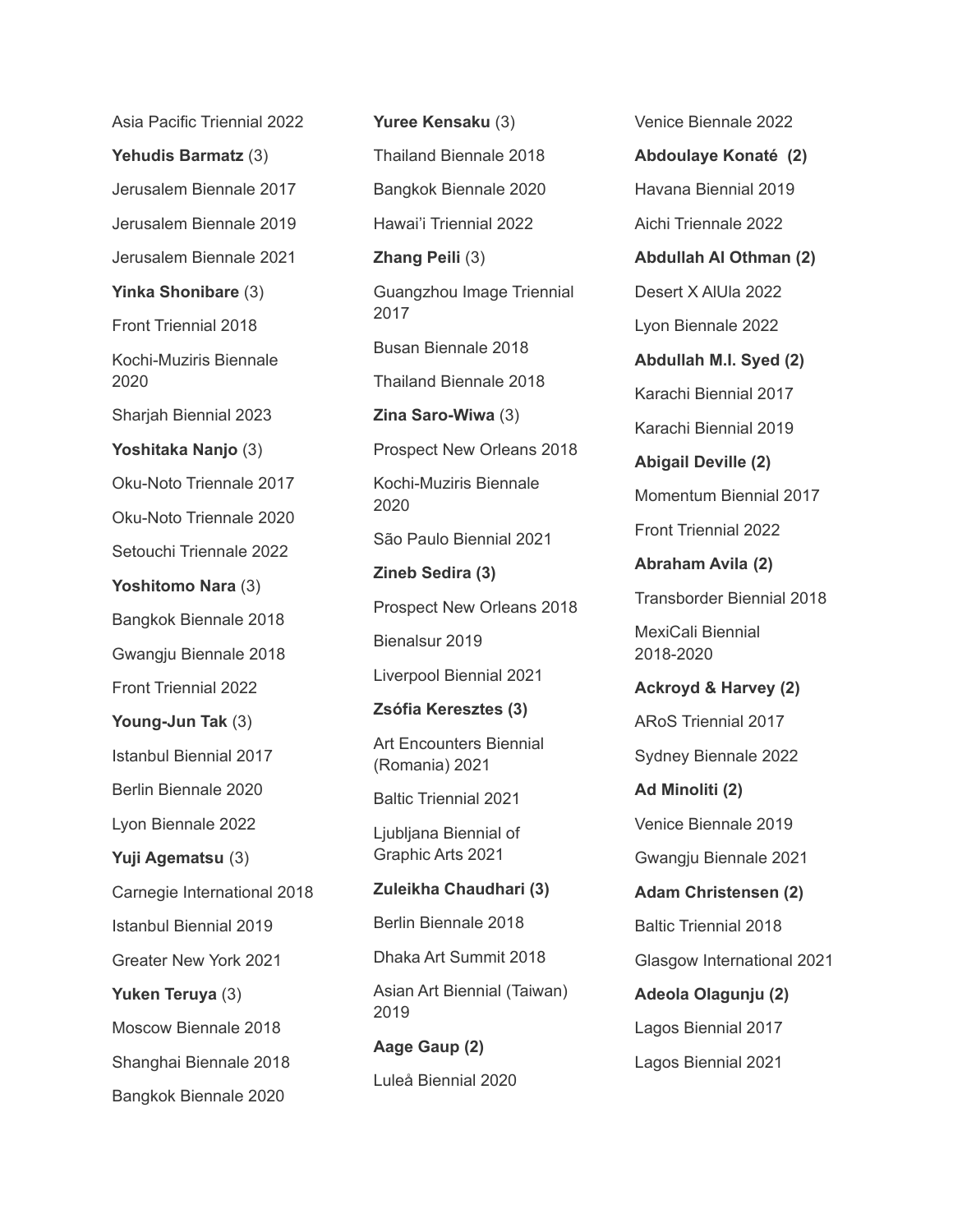Asia Pacific Triennial 2022

**Yehudis Barmatz** (3)

Jerusalem Biennale 2017

Jerusalem Biennale 2019

Jerusalem Biennale 2021

**Yinka Shonibare** (3)

Front Triennial 2018

Kochi-Muziris Biennale 2020

Sharjah Biennial 2023

**Yoshitaka Nanjo** (3)

Oku-Noto Triennale 2017

Oku-Noto Triennale 2020

Setouchi Triennale 2022

**Yoshitomo Nara** (3)

Bangkok Biennale 2018

Gwangju Biennale 2018

Front Triennial 2022

**Young-Jun Tak** (3)

Istanbul Biennial 2017

Berlin Biennale 2020

Lyon Biennale 2022

**Yuji Agematsu** (3)

Carnegie International 2018

Istanbul Biennial 2019

Greater New York 2021

**Yuken Teruya** (3)

Moscow Biennale 2018

Shanghai Biennale 2018

Bangkok Biennale 2020

**Yuree Kensaku** (3)

Thailand Biennale 2018

Bangkok Biennale 2020

Hawai'i Triennial 2022

**Zhang Peili** (3)

Guangzhou Image Triennial 2017

Busan Biennale 2018

Thailand Biennale 2018

**Zina Saro-Wiwa** (3)

Prospect New Orleans 2018

Kochi-Muziris Biennale 2020

São Paulo Biennial 2021

**Zineb Sedira (3)**

Prospect New Orleans 2018

Bienalsur 2019

Liverpool Biennial 2021

**Zsófia Keresztes (3)**

Art Encounters Biennial (Romania) 2021

Baltic Triennial 2021

Ljubljana Biennial of Graphic Arts 2021

**Zuleikha Chaudhari (3)**

Berlin Biennale 2018

Dhaka Art Summit 2018

Asian Art Biennial (Taiwan) 2019

**Aage Gaup (2)**

Luleå Biennial 2020

Venice Biennale 2022

**Abdoulaye Konaté (2)**

Havana Biennial 2019

Aichi Triennale 2022

**Abdullah Al Othman (2)**

Desert X AlUla 2022

Lyon Biennale 2022

**Abdullah M.I. Syed (2)**

Karachi Biennial 2017

Karachi Biennial 2019

**Abigail Deville (2)**

Momentum Biennial 2017

Front Triennial 2022

**Abraham Avila (2)**

Transborder Biennial 2018

MexiCali Biennial 2018-2020

**Ackroyd & Harvey (2)**

ARoS Triennial 2017

Sydney Biennale 2022

**Ad Minoliti (2)**

Venice Biennale 2019

Gwangju Biennale 2021

**Adam Christensen (2)**

Baltic Triennial 2018

Glasgow International 2021

**Adeola Olagunju (2)**

Lagos Biennial 2017

Lagos Biennial 2021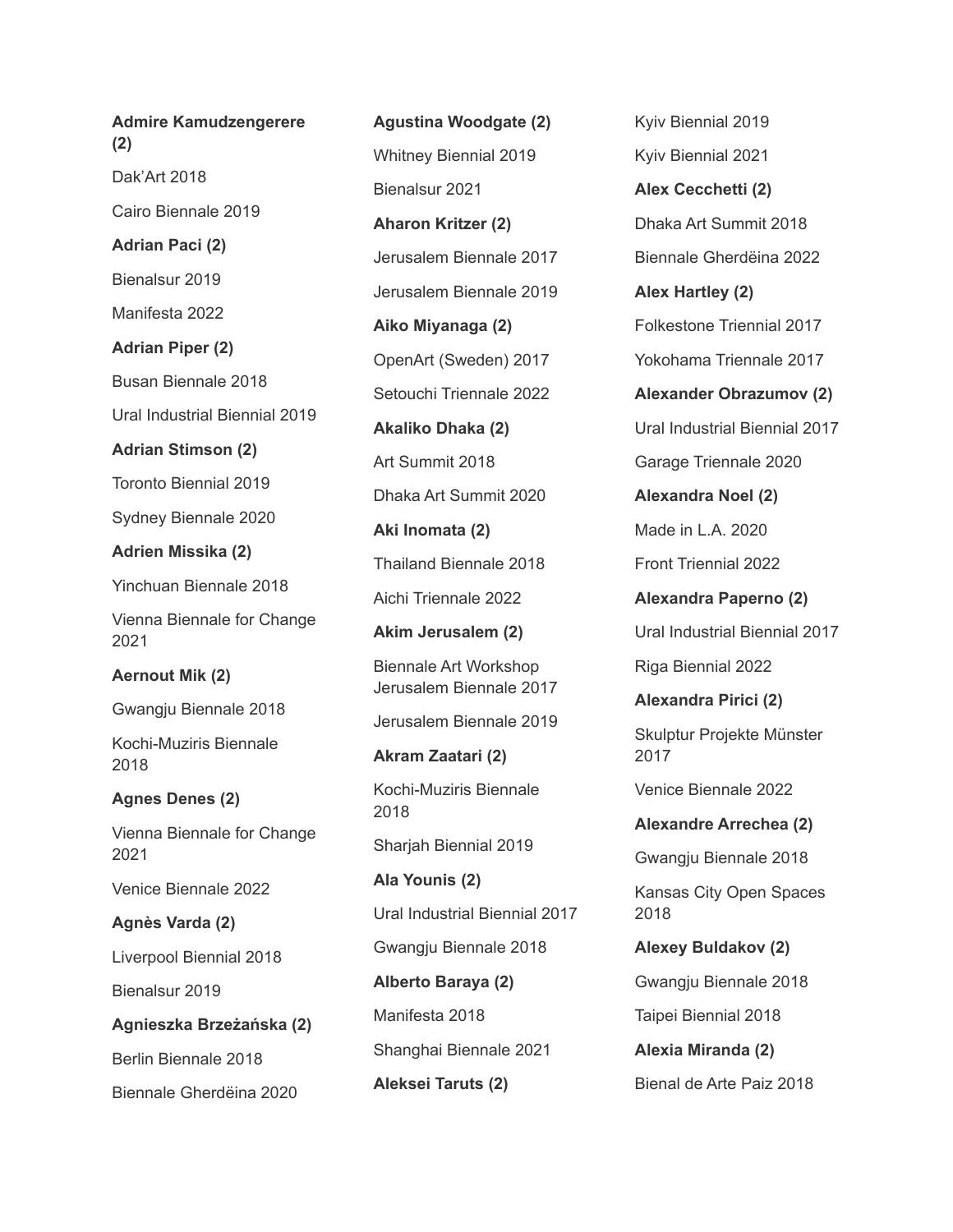**Admire Kamudzengerere (2)**

Dak'Art 2018

Cairo Biennale 2019

**Adrian Paci (2)**

Bienalsur 2019

Manifesta 2022

**Adrian Piper (2)**

Busan Biennale 2018

Ural Industrial Biennial 2019

**Adrian Stimson (2)**

Toronto Biennial 2019

Sydney Biennale 2020

**Adrien Missika (2)**

Yinchuan Biennale 2018

Vienna Biennale for Change 2021

**Aernout Mik (2)**

Gwangju Biennale 2018

Kochi-Muziris Biennale 2018

**Agnes Denes (2)**

Vienna Biennale for Change 2021

Venice Biennale 2022

**Agnès Varda (2)**

Liverpool Biennial 2018

Bienalsur 2019

**Agnieszka Brzeżańska (2)**

Berlin Biennale 2018

Biennale Gherdëina 2020

**Agustina Woodgate (2)**

Whitney Biennial 2019

Bienalsur 2021

**Aharon Kritzer (2)**

Jerusalem Biennale 2017

Jerusalem Biennale 2019

**Aiko Miyanaga (2)**

OpenArt (Sweden) 2017

Setouchi Triennale 2022

**Akaliko Dhaka (2)**

Art Summit 2018

Dhaka Art Summit 2020

**Aki Inomata (2)**

Thailand Biennale 2018

Aichi Triennale 2022

**Akim Jerusalem (2)**

Biennale Art Workshop Jerusalem Biennale 2017

Jerusalem Biennale 2019

**Akram Zaatari (2)**

Kochi-Muziris Biennale 2018

Sharjah Biennial 2019

**Ala Younis (2)**

Ural Industrial Biennial 2017

Gwangju Biennale 2018

**Alberto Baraya (2)**

Manifesta 2018

Shanghai Biennale 2021

**Aleksei Taruts (2)**

Kyiv Biennial 2019

Kyiv Biennial 2021

**Alex Cecchetti (2)**

Dhaka Art Summit 2018

Biennale Gherdëina 2022

**Alex Hartley (2)**

Folkestone Triennial 2017

Yokohama Triennale 2017

**Alexander Obrazumov (2)**

Ural Industrial Biennial 2017

Garage Triennale 2020

**Alexandra Noel (2)**

Made in L.A. 2020

Front Triennial 2022

**Alexandra Paperno (2)**

Ural Industrial Biennial 2017

Riga Biennial 2022

**Alexandra Pirici (2)**

Skulptur Projekte Münster 2017

Venice Biennale 2022

**Alexandre Arrechea (2)**

Gwangju Biennale 2018

Kansas City Open Spaces 2018

**Alexey Buldakov (2)**

Gwangju Biennale 2018

Taipei Biennial 2018

**Alexia Miranda (2)**

Bienal de Arte Paiz 2018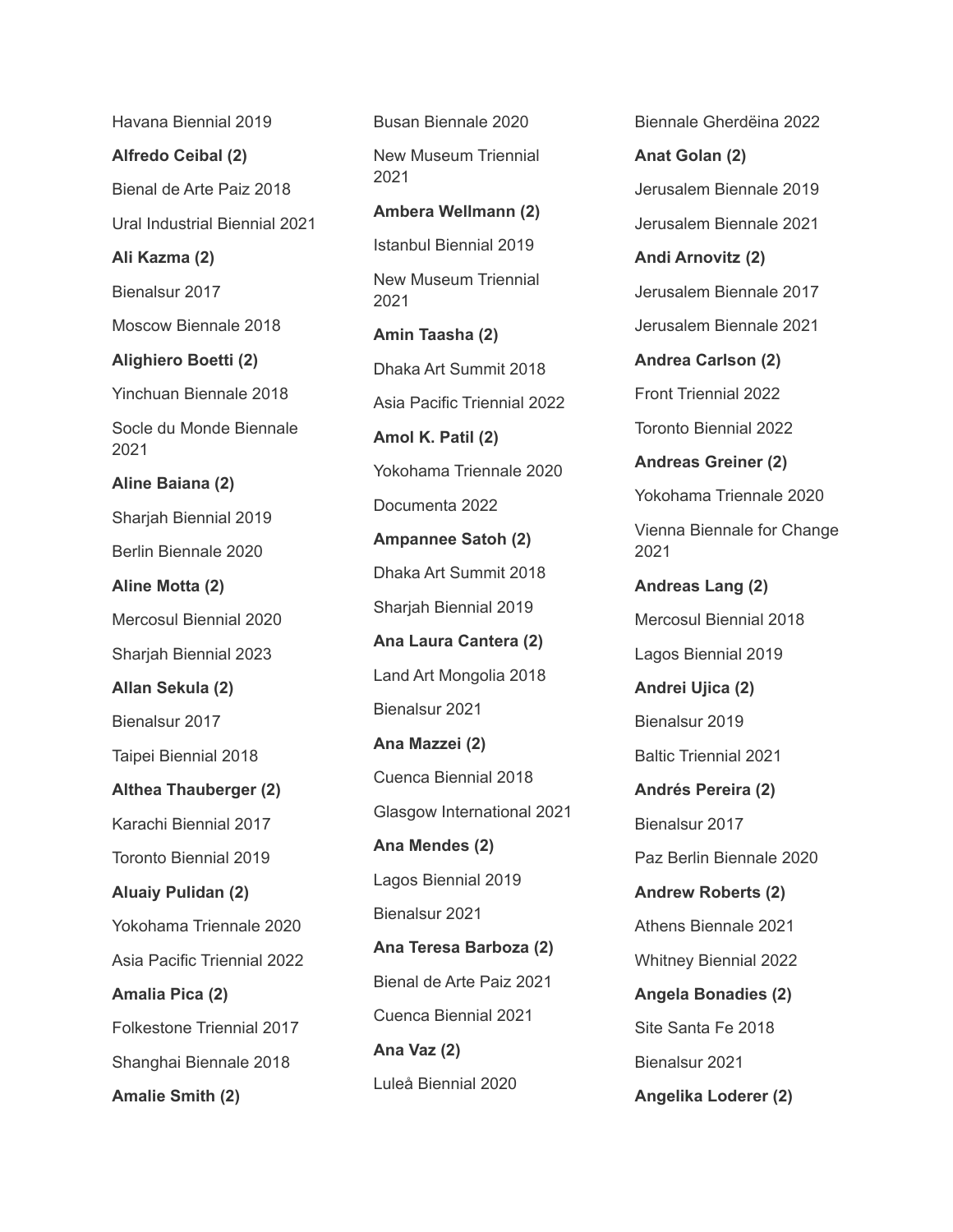Havana Biennial 2019

**Alfredo Ceibal (2)**

Bienal de Arte Paiz 2018

Ural Industrial Biennial 2021

**Ali Kazma (2)**

Bienalsur 2017

Moscow Biennale 2018

**Alighiero Boetti (2)**

Yinchuan Biennale 2018

Socle du Monde Biennale 2021

**Aline Baiana (2)**

Sharjah Biennial 2019

Berlin Biennale 2020

**Aline Motta (2)**

Mercosul Biennial 2020

Sharjah Biennial 2023

**Allan Sekula (2)**

Bienalsur 2017

Taipei Biennial 2018

**Althea Thauberger (2)**

Karachi Biennial 2017

Toronto Biennial 2019

**Aluaiy Pulidan (2)**

Yokohama Triennale 2020

Asia Pacific Triennial 2022

**Amalia Pica (2)**

Folkestone Triennial 2017

Shanghai Biennale 2018

**Amalie Smith (2)**

Busan Biennale 2020

New Museum Triennial 2021

**Ambera Wellmann (2)**

Istanbul Biennial 2019

New Museum Triennial 2021

**Amin Taasha (2)**

Dhaka Art Summit 2018

Asia Pacific Triennial 2022

**Amol K. Patil (2)**

Yokohama Triennale 2020

Documenta 2022

**Ampannee Satoh (2)**

Dhaka Art Summit 2018

Sharjah Biennial 2019

**Ana Laura Cantera (2)**

Land Art Mongolia 2018

Bienalsur 2021

**Ana Mazzei (2)**

Cuenca Biennial 2018

Glasgow International 2021

**Ana Mendes (2)**

Lagos Biennial 2019

Bienalsur 2021

**Ana Teresa Barboza (2)**

Bienal de Arte Paiz 2021

Cuenca Biennial 2021

**Ana Vaz (2)**

Luleå Biennial 2020

Biennale Gherdëina 2022

**Anat Golan (2)**

Jerusalem Biennale 2019

Jerusalem Biennale 2021

**Andi Arnovitz (2)**

Jerusalem Biennale 2017

Jerusalem Biennale 2021

**Andrea Carlson (2)**

Front Triennial 2022

Toronto Biennial 2022

**Andreas Greiner (2)**

Yokohama Triennale 2020

Vienna Biennale for Change 2021

**Andreas Lang (2)**

Mercosul Biennial 2018

Lagos Biennial 2019

**Andrei Ujica (2)**

Bienalsur 2019

Baltic Triennial 2021

**Andrés Pereira (2)**

Bienalsur 2017

Paz Berlin Biennale 2020

**Andrew Roberts (2)**

Athens Biennale 2021

Whitney Biennial 2022

**Angela Bonadies (2)**

Site Santa Fe 2018

Bienalsur 2021

**Angelika Loderer (2)**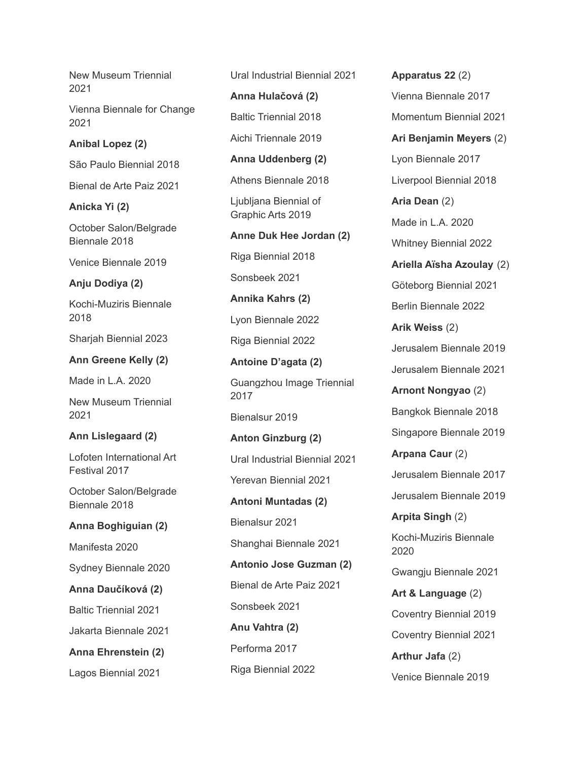New Museum Triennial 2021

Vienna Biennale for Change 2021

**Anibal Lopez (2)**

São Paulo Biennial 2018

Bienal de Arte Paiz 2021

**Anicka Yi (2)**

October Salon/Belgrade Biennale 2018

Venice Biennale 2019

**Anju Dodiya (2)**

Kochi-Muziris Biennale 2018

Sharjah Biennial 2023

**Ann Greene Kelly (2)**

Made in L.A. 2020

New Museum Triennial 2021

**Ann Lislegaard (2)**

Lofoten International Art Festival 2017

October Salon/Belgrade Biennale 2018

**Anna Boghiguian (2)**

Manifesta 2020

Sydney Biennale 2020

**Anna Daučíková (2)**

Baltic Triennial 2021

Jakarta Biennale 2021

**Anna Ehrenstein (2)**

Lagos Biennial 2021

Ural Industrial Biennial 2021

**Anna Hulačová (2)**

Baltic Triennial 2018

Aichi Triennale 2019

**Anna Uddenberg (2)**

Athens Biennale 2018

Ljubljana Biennial of Graphic Arts 2019

**Anne Duk Hee Jordan (2)**

Riga Biennial 2018

Sonsbeek 2021

**Annika Kahrs (2)**

Lyon Biennale 2022

Riga Biennial 2022

**Antoine D'agata (2)**

Guangzhou Image Triennial 2017

Bienalsur 2019

**Anton Ginzburg (2)**

Ural Industrial Biennial 2021

Yerevan Biennial 2021

**Antoni Muntadas (2)**

Bienalsur 2021

Shanghai Biennale 2021

**Antonio Jose Guzman (2)**

Bienal de Arte Paiz 2021

Sonsbeek 2021

**Anu Vahtra (2)**

Performa 2017

Riga Biennial 2022

**Apparatus 22** (2)

Vienna Biennale 2017

Momentum Biennial 2021

**Ari Benjamin Meyers** (2)

Lyon Biennale 2017

Liverpool Biennial 2018

**Aria Dean** (2)

Made in L.A. 2020

Whitney Biennial 2022

**Ariella Aïsha Azoulay** (2)

Göteborg Biennial 2021

Berlin Biennale 2022

**Arik Weiss** (2)

Jerusalem Biennale 2019

Jerusalem Biennale 2021

**Arnont Nongyao** (2)

Bangkok Biennale 2018

Singapore Biennale 2019

**Arpana Caur** (2)

Jerusalem Biennale 2017

Jerusalem Biennale 2019

**Arpita Singh** (2)

Kochi-Muziris Biennale 2020

Gwangju Biennale 2021

**Art & Language** (2)

Coventry Biennial 2019

Coventry Biennial 2021

**Arthur Jafa** (2)

Venice Biennale 2019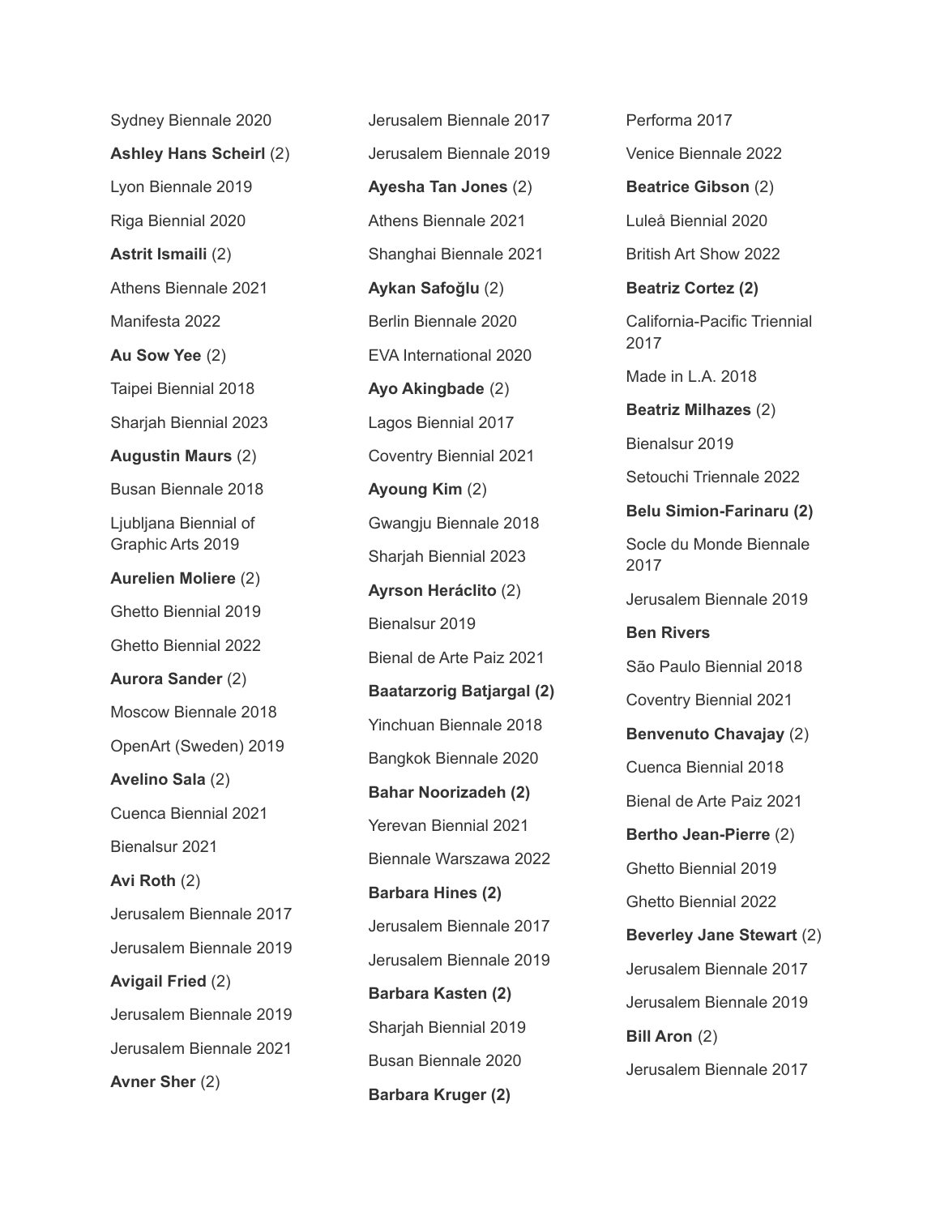Sydney Biennale 2020

**Ashley Hans Scheirl** (2)

Lyon Biennale 2019

Riga Biennial 2020

**Astrit Ismaili** (2)

Athens Biennale 2021

Manifesta 2022

**Au Sow Yee** (2)

Taipei Biennial 2018

Sharjah Biennial 2023

**Augustin Maurs** (2)

Busan Biennale 2018

Ljubljana Biennial of Graphic Arts 2019

**Aurelien Moliere** (2)

Ghetto Biennial 2019

Ghetto Biennial 2022

**Aurora Sander** (2)

Moscow Biennale 2018

OpenArt (Sweden) 2019

**Avelino Sala** (2)

Cuenca Biennial 2021

Bienalsur 2021

**Avi Roth** (2)

Jerusalem Biennale 2017

Jerusalem Biennale 2019

**Avigail Fried** (2)

Jerusalem Biennale 2019

Jerusalem Biennale 2021

**Avner Sher** (2)

Jerusalem Biennale 2017

Jerusalem Biennale 2019

**Ayesha Tan Jones** (2)

Athens Biennale 2021

Shanghai Biennale 2021

**Aykan Safoğlu** (2)

Berlin Biennale 2020

EVA International 2020

**Ayo Akingbade** (2)

Lagos Biennial 2017

Coventry Biennial 2021

**Ayoung Kim** (2)

Gwangju Biennale 2018

Sharjah Biennial 2023

**Ayrson Heráclito** (2)

Bienalsur 2019

Bienal de Arte Paiz 2021

**Baatarzorig Batjargal (2)**

Yinchuan Biennale 2018

Bangkok Biennale 2020

**Bahar Noorizadeh (2)**

Yerevan Biennial 2021

Biennale Warszawa 2022

**Barbara Hines (2)**

Jerusalem Biennale 2017

Jerusalem Biennale 2019

**Barbara Kasten (2)**

Sharjah Biennial 2019

Busan Biennale 2020

**Barbara Kruger (2)**

Performa 2017

Venice Biennale 2022

**Beatrice Gibson** (2)

Luleå Biennial 2020

British Art Show 2022

**Beatriz Cortez (2)**

California-Pacific Triennial 2017

Made in L.A. 2018

**Beatriz Milhazes** (2)

Bienalsur 2019

Setouchi Triennale 2022

**Belu Simion-Farinaru (2)**

Socle du Monde Biennale 2017

Jerusalem Biennale 2019

**Ben Rivers**

São Paulo Biennial 2018

Coventry Biennial 2021

**Benvenuto Chavajay** (2)

Cuenca Biennial 2018

Bienal de Arte Paiz 2021

**Bertho Jean-Pierre** (2)

Ghetto Biennial 2019

Ghetto Biennial 2022

**Beverley Jane Stewart** (2)

Jerusalem Biennale 2017

Jerusalem Biennale 2019

**Bill Aron** (2)

Jerusalem Biennale 2017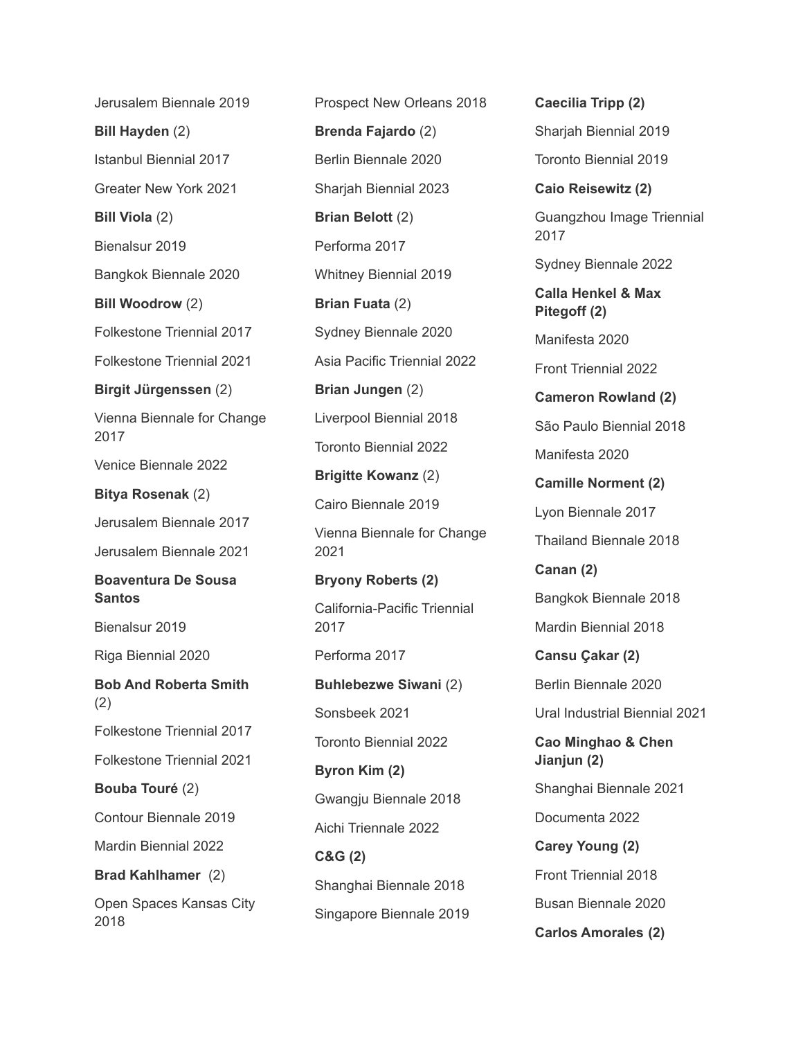Jerusalem Biennale 2019

**Bill Hayden** (2)

Istanbul Biennial 2017

Greater New York 2021

**Bill Viola** (2)

Bienalsur 2019

Bangkok Biennale 2020

**Bill Woodrow** (2)

Folkestone Triennial 2017

Folkestone Triennial 2021

**Birgit Jürgenssen** (2)

Vienna Biennale for Change 2017

Venice Biennale 2022

**Bitya Rosenak** (2)

Jerusalem Biennale 2017

Jerusalem Biennale 2021

**Boaventura De Sousa Santos**

Bienalsur 2019

Riga Biennial 2020

**Bob And Roberta Smith** (2)

Folkestone Triennial 2017

Folkestone Triennial 2021

**Bouba Touré** (2)

Contour Biennale 2019

Mardin Biennial 2022

**Brad Kahlhamer** (2)

Open Spaces Kansas City 2018

Prospect New Orleans 2018

**Brenda Fajardo** (2)

Berlin Biennale 2020

Sharjah Biennial 2023

**Brian Belott** (2)

Performa 2017

Whitney Biennial 2019

**Brian Fuata** (2)

Sydney Biennale 2020

Asia Pacific Triennial 2022

**Brian Jungen** (2)

Liverpool Biennial 2018

Toronto Biennial 2022

**Brigitte Kowanz** (2)

Cairo Biennale 2019

Vienna Biennale for Change 2021

**Bryony Roberts (2)**

California-Pacific Triennial 2017

Performa 2017

**Buhlebezwe Siwani** (2)

Sonsbeek 2021

Toronto Biennial 2022

**Byron Kim (2)**

Gwangju Biennale 2018

Aichi Triennale 2022

**C&G (2)**

Shanghai Biennale 2018

Singapore Biennale 2019

**Caecilia Tripp (2)**

Sharjah Biennial 2019

Toronto Biennial 2019

**Caio Reisewitz (2)**

Guangzhou Image Triennial 2017

Sydney Biennale 2022

**Calla Henkel & Max Pitegoff (2)**

Manifesta 2020

Front Triennial 2022

**Cameron Rowland (2)**

São Paulo Biennial 2018

Manifesta 2020

**Camille Norment (2)**

Lyon Biennale 2017

Thailand Biennale 2018

**Canan (2)**

Bangkok Biennale 2018

Mardin Biennial 2018

**Cansu Çakar (2)**

Berlin Biennale 2020

Ural Industrial Biennial 2021

**Cao Minghao & Chen Jianjun (2)**

Shanghai Biennale 2021

Documenta 2022

**Carey Young (2)**

Front Triennial 2018

Busan Biennale 2020

**Carlos Amorales (2)**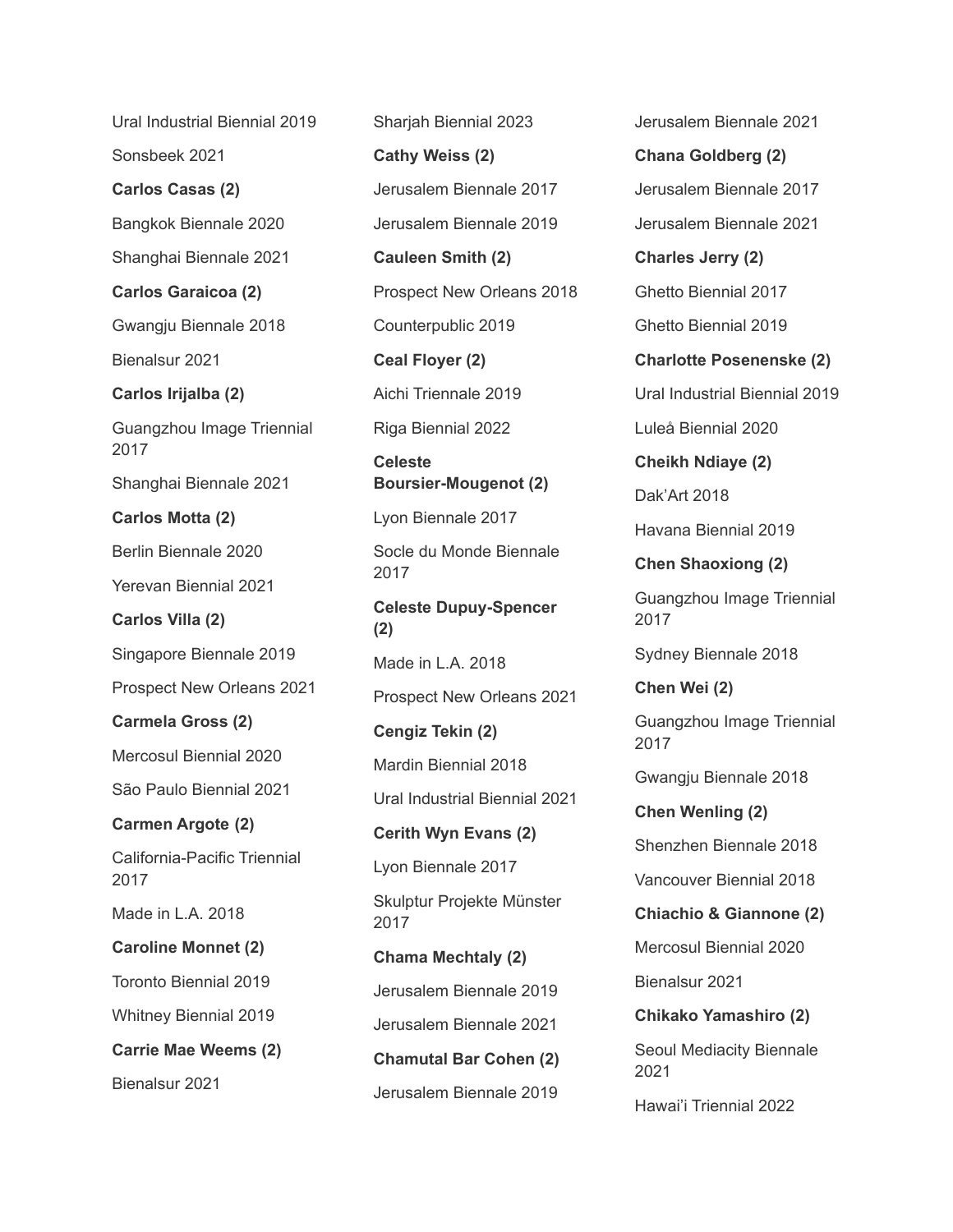Ural Industrial Biennial 2019

Sonsbeek 2021

**Carlos Casas (2)**

Bangkok Biennale 2020

Shanghai Biennale 2021

**Carlos Garaicoa (2)**

Gwangju Biennale 2018

Bienalsur 2021

**Carlos Irijalba (2)**

Guangzhou Image Triennial 2017

Shanghai Biennale 2021

**Carlos Motta (2)**

Berlin Biennale 2020

Yerevan Biennial 2021

**Carlos Villa (2)**

Singapore Biennale 2019

Prospect New Orleans 2021

**Carmela Gross (2)**

Mercosul Biennial 2020

São Paulo Biennial 2021

**Carmen Argote (2)**

California-Pacific Triennial 2017

Made in L.A. 2018

**Caroline Monnet (2)**

Toronto Biennial 2019

Whitney Biennial 2019

**Carrie Mae Weems (2)**

Bienalsur 2021

Sharjah Biennial 2023

**Cathy Weiss (2)**

Jerusalem Biennale 2017

Jerusalem Biennale 2019

**Cauleen Smith (2)**

Prospect New Orleans 2018

Counterpublic 2019

**Ceal Floyer (2)**

Aichi Triennale 2019

Riga Biennial 2022

**Celeste Boursier-Mougenot (2)**

Lyon Biennale 2017

Socle du Monde Biennale 2017

**Celeste Dupuy-Spencer (2)**

Made in L.A. 2018

Prospect New Orleans 2021

**Cengiz Tekin (2)**

Mardin Biennial 2018

Ural Industrial Biennial 2021

**Cerith Wyn Evans (2)**

Lyon Biennale 2017

Skulptur Projekte Münster 2017

**Chama Mechtaly (2)**

Jerusalem Biennale 2019

Jerusalem Biennale 2021

**Chamutal Bar Cohen (2)**

Jerusalem Biennale 2019

Jerusalem Biennale 2021

**Chana Goldberg (2)**

Jerusalem Biennale 2017

Jerusalem Biennale 2021

**Charles Jerry (2)**

Ghetto Biennial 2017

Ghetto Biennial 2019

**Charlotte Posenenske (2)**

Ural Industrial Biennial 2019

Luleå Biennial 2020

**Cheikh Ndiaye (2)**

Dak'Art 2018

Havana Biennial 2019

**Chen Shaoxiong (2)**

Guangzhou Image Triennial 2017

Sydney Biennale 2018

**Chen Wei (2)**

Guangzhou Image Triennial 2017

Gwangju Biennale 2018

**Chen Wenling (2)**

Shenzhen Biennale 2018

Vancouver Biennial 2018

**Chiachio & Giannone (2)**

Mercosul Biennial 2020

Bienalsur 2021

**Chikako Yamashiro (2)**

Seoul Mediacity Biennale 2021

Hawai'i Triennial 2022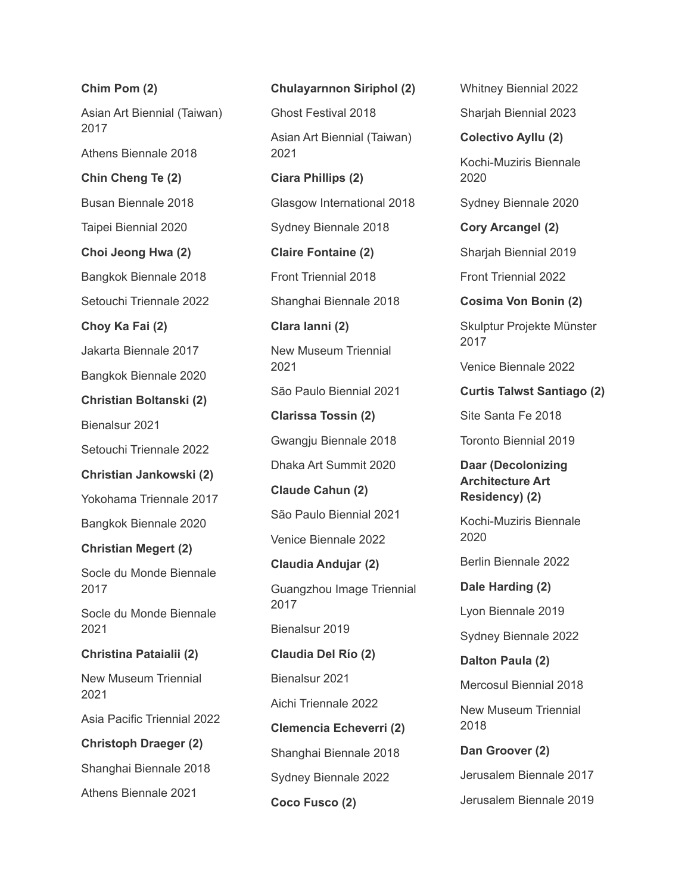**Chim Pom (2)**

Asian Art Biennial (Taiwan) 2017

Athens Biennale 2018

**Chin Cheng Te (2)**

Busan Biennale 2018

Taipei Biennial 2020

**Choi Jeong Hwa (2)**

Bangkok Biennale 2018

Setouchi Triennale 2022

**Choy Ka Fai (2)**

Jakarta Biennale 2017

Bangkok Biennale 2020

**Christian Boltanski (2)**

Bienalsur 2021

Setouchi Triennale 2022

**Christian Jankowski (2)**

Yokohama Triennale 2017

Bangkok Biennale 2020

**Christian Megert (2)**

Socle du Monde Biennale 2017

Socle du Monde Biennale 2021

**Christina Pataialii (2)**

New Museum Triennial 2021

Asia Pacific Triennial 2022

**Christoph Draeger (2)**

Shanghai Biennale 2018

Athens Biennale 2021

**Chulayarnnon Siriphol (2)**

Ghost Festival 2018

Asian Art Biennial (Taiwan) 2021

**Ciara Phillips (2)**

Glasgow International 2018

Sydney Biennale 2018

**Claire Fontaine (2)**

Front Triennial 2018

Shanghai Biennale 2018

**Clara Ianni (2)**

New Museum Triennial 2021

São Paulo Biennial 2021

**Clarissa Tossin (2)**

Gwangju Biennale 2018

Dhaka Art Summit 2020

**Claude Cahun (2)**

São Paulo Biennial 2021

Venice Biennale 2022

**Claudia Andujar (2)**

Guangzhou Image Triennial 2017

Bienalsur 2019

**Claudia Del Río (2)**

Bienalsur 2021

Aichi Triennale 2022

**Clemencia Echeverri (2)**

Shanghai Biennale 2018

Sydney Biennale 2022

**Coco Fusco (2)**

Whitney Biennial 2022

Sharjah Biennial 2023

**Colectivo Ayllu (2)**

Kochi-Muziris Biennale 2020

Sydney Biennale 2020

**Cory Arcangel (2)**

Sharjah Biennial 2019

Front Triennial 2022

**Cosima Von Bonin (2)**

Skulptur Projekte Münster 2017

Venice Biennale 2022

**Curtis Talwst Santiago (2)**

Site Santa Fe 2018

Toronto Biennial 2019

**Daar (Decolonizing Architecture Art Residency) (2)**

Kochi-Muziris Biennale 2020

Berlin Biennale 2022

**Dale Harding (2)**

Lyon Biennale 2019

Sydney Biennale 2022

**Dalton Paula (2)**

Mercosul Biennial 2018

New Museum Triennial 2018

**Dan Groover (2)**

Jerusalem Biennale 2017

Jerusalem Biennale 2019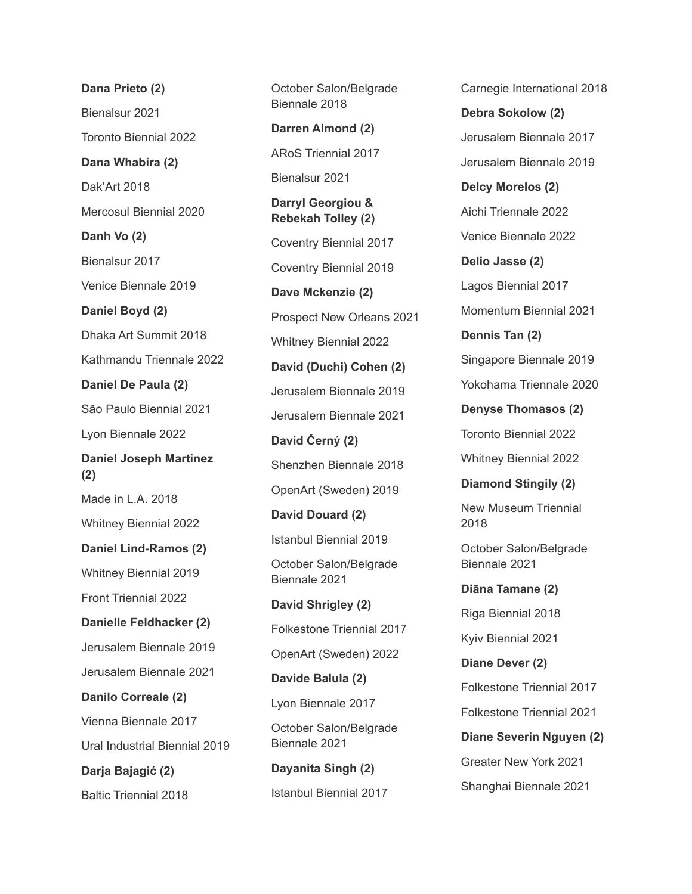**Dana Prieto (2)**

Bienalsur 2021

Toronto Biennial 2022

**Dana Whabira (2)**

Dak'Art 2018

Mercosul Biennial 2020

**Danh Vo (2)**

Bienalsur 2017

Venice Biennale 2019

**Daniel Boyd (2)**

Dhaka Art Summit 2018

Kathmandu Triennale 2022

**Daniel De Paula (2)**

São Paulo Biennial 2021

Lyon Biennale 2022

**Daniel Joseph Martinez (2)**

Made in L.A. 2018

Whitney Biennial 2022

**Daniel Lind-Ramos (2)**

Whitney Biennial 2019

Front Triennial 2022

**Danielle Feldhacker (2)**

Jerusalem Biennale 2019

Jerusalem Biennale 2021

**Danilo Correale (2)**

Vienna Biennale 2017

Ural Industrial Biennial 2019

**Darja Bajagić (2)**

Baltic Triennial 2018

October Salon/Belgrade Biennale 2018

**Darren Almond (2)**

ARoS Triennial 2017

Bienalsur 2021

**Darryl Georgiou & Rebekah Tolley (2)**

Coventry Biennial 2017

Coventry Biennial 2019

**Dave Mckenzie (2)**

Prospect New Orleans 2021

Whitney Biennial 2022

**David (Duchi) Cohen (2)**

Jerusalem Biennale 2019

Jerusalem Biennale 2021

**David Černý (2)**

Shenzhen Biennale 2018

OpenArt (Sweden) 2019

**David Douard (2)**

Istanbul Biennial 2019

October Salon/Belgrade Biennale 2021

**David Shrigley (2)**

Folkestone Triennial 2017

OpenArt (Sweden) 2022

**Davide Balula (2)**

Lyon Biennale 2017

October Salon/Belgrade Biennale 2021

**Dayanita Singh (2)**

Istanbul Biennial 2017

Carnegie International 2018

**Debra Sokolow (2)**

Jerusalem Biennale 2017

Jerusalem Biennale 2019

**Delcy Morelos (2)**

Aichi Triennale 2022

Venice Biennale 2022

**Delio Jasse (2)**

Lagos Biennial 2017

Momentum Biennial 2021

**Dennis Tan (2)**

Singapore Biennale 2019

Yokohama Triennale 2020

**Denyse Thomasos (2)**

Toronto Biennial 2022

Whitney Biennial 2022

**Diamond Stingily (2)**

New Museum Triennial 2018

October Salon/Belgrade Biennale 2021

**Diāna Tamane (2)**

Riga Biennial 2018

Kyiv Biennial 2021

**Diane Dever (2)**

Folkestone Triennial 2017

Folkestone Triennial 2021

**Diane Severin Nguyen (2)**

Greater New York 2021

Shanghai Biennale 2021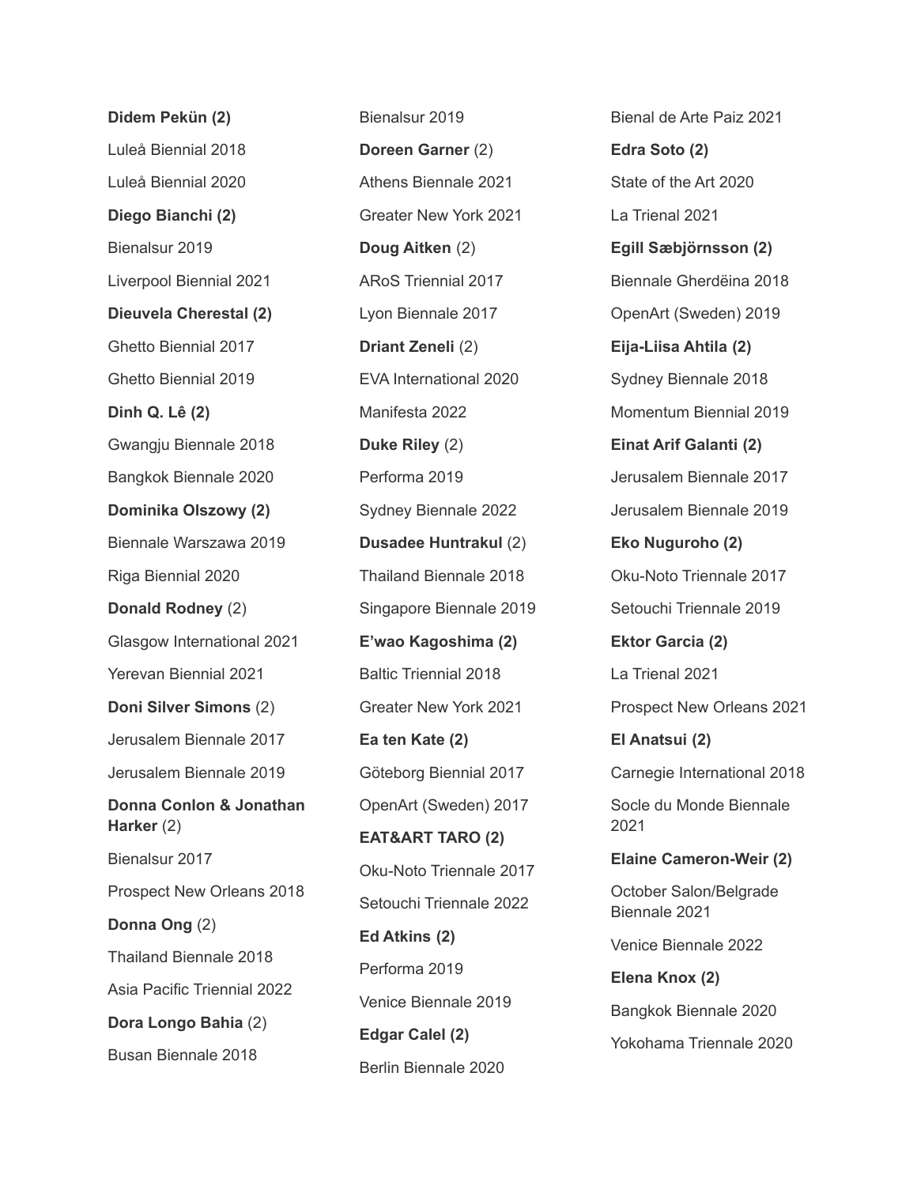**Didem Pekün (2)**

Luleå Biennial 2018

Luleå Biennial 2020

**Diego Bianchi (2)**

Bienalsur 2019

Liverpool Biennial 2021

**Dieuvela Cherestal (2)**

Ghetto Biennial 2017

Ghetto Biennial 2019

**Dinh Q. Lê (2)**

Gwangju Biennale 2018

Bangkok Biennale 2020

**Dominika Olszowy (2)**

Biennale Warszawa 2019

Riga Biennial 2020

**Donald Rodney** (2)

Glasgow International 2021

Yerevan Biennial 2021

**Doni Silver Simons** (2)

Jerusalem Biennale 2017

Jerusalem Biennale 2019

**Donna Conlon & Jonathan Harker** (2)

Bienalsur 2017

Prospect New Orleans 2018

**Donna Ong** (2)

Thailand Biennale 2018

Asia Pacific Triennial 2022

**Dora Longo Bahia** (2)

Busan Biennale 2018

Bienalsur 2019

**Doreen Garner** (2)

Athens Biennale 2021

Greater New York 2021

**Doug Aitken** (2)

ARoS Triennial 2017

Lyon Biennale 2017

**Driant Zeneli** (2)

EVA International 2020

Manifesta 2022

**Duke Riley** (2)

Performa 2019

Sydney Biennale 2022

**Dusadee Huntrakul** (2)

Thailand Biennale 2018

Singapore Biennale 2019

**E'wao Kagoshima (2)**

Baltic Triennial 2018

Greater New York 2021

**Ea ten Kate (2)**

Göteborg Biennial 2017

OpenArt (Sweden) 2017

**EAT&ART TARO (2)**

Oku-Noto Triennale 2017

Setouchi Triennale 2022

**Ed Atkins (2)**

Performa 2019

Venice Biennale 2019

**Edgar Calel (2)**

Berlin Biennale 2020

Bienal de Arte Paiz 2021

**Edra Soto (2)**

State of the Art 2020

La Trienal 2021

**Egill Sæbjörnsson (2)**

Biennale Gherdëina 2018

OpenArt (Sweden) 2019

**Eija-Liisa Ahtila (2)**

Sydney Biennale 2018

Momentum Biennial 2019

**Einat Arif Galanti (2)**

Jerusalem Biennale 2017

Jerusalem Biennale 2019

**Eko Nuguroho (2)**

Oku-Noto Triennale 2017

Setouchi Triennale 2019

**Ektor Garcia (2)**

La Trienal 2021

Prospect New Orleans 2021

**El Anatsui (2)**

Carnegie International 2018

Socle du Monde Biennale 2021

**Elaine Cameron-Weir (2)**

October Salon/Belgrade Biennale 2021

Venice Biennale 2022

**Elena Knox (2)**

Bangkok Biennale 2020

Yokohama Triennale 2020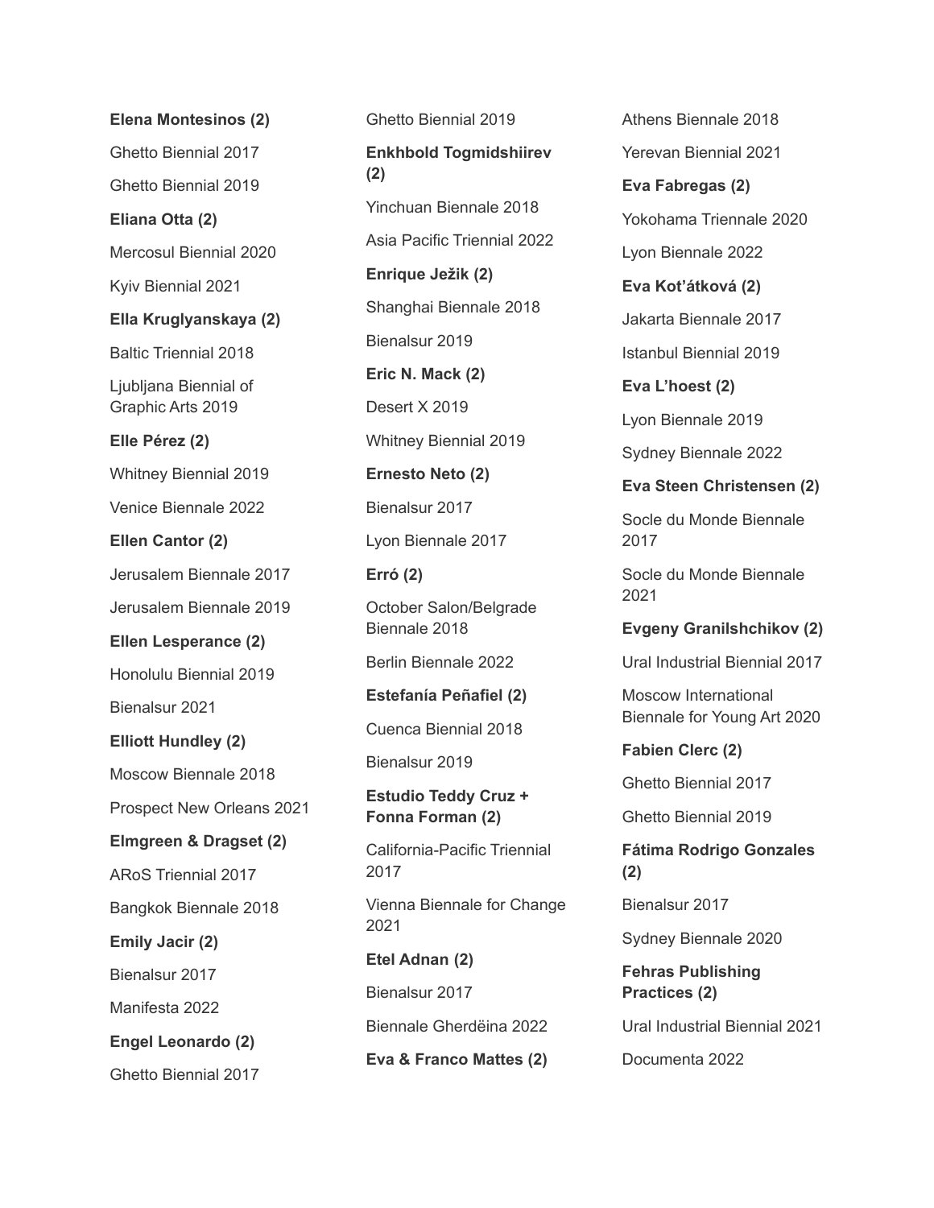**Elena Montesinos (2)**

Ghetto Biennial 2017

Ghetto Biennial 2019

**Eliana Otta (2)**

Mercosul Biennial 2020

Kyiv Biennial 2021

**Ella Kruglyanskaya (2)**

Baltic Triennial 2018

Ljubljana Biennial of Graphic Arts 2019

**Elle Pérez (2)**

Whitney Biennial 2019

Venice Biennale 2022

**Ellen Cantor (2)**

Jerusalem Biennale 2017

Jerusalem Biennale 2019

**Ellen Lesperance (2)**

Honolulu Biennial 2019

Bienalsur 2021

**Elliott Hundley (2)**

Moscow Biennale 2018

Prospect New Orleans 2021

**Elmgreen & Dragset (2)**

ARoS Triennial 2017

Bangkok Biennale 2018

**Emily Jacir (2)**

Bienalsur 2017

Manifesta 2022

**Engel Leonardo (2)**

Ghetto Biennial 2017

Ghetto Biennial 2019

**Enkhbold Togmidshiirev (2)**

Yinchuan Biennale 2018

Asia Pacific Triennial 2022

**Enrique Ježik (2)**

Shanghai Biennale 2018

Bienalsur 2019

**Eric N. Mack (2)**

Desert X 2019

Whitney Biennial 2019

**Ernesto Neto (2)**

Bienalsur 2017

Lyon Biennale 2017

**Erró (2)**

October Salon/Belgrade Biennale 2018

Berlin Biennale 2022

**Estefanía Peñafiel (2)**

Cuenca Biennial 2018

Bienalsur 2019

**Estudio Teddy Cruz + Fonna Forman (2)**

California-Pacific Triennial 2017

Vienna Biennale for Change 2021

**Etel Adnan (2)**

Bienalsur 2017

Biennale Gherdëina 2022

**Eva & Franco Mattes (2)**

Athens Biennale 2018

Yerevan Biennial 2021

**Eva Fabregas (2)**

Yokohama Triennale 2020

Lyon Biennale 2022

**Eva Koťátková (2)**

Jakarta Biennale 2017

Istanbul Biennial 2019

**Eva L'hoest (2)**

Lyon Biennale 2019

Sydney Biennale 2022

**Eva Steen Christensen (2)**

Socle du Monde Biennale 2017

Socle du Monde Biennale 2021

**Evgeny Granilshchikov (2)**

Ural Industrial Biennial 2017

Moscow International Biennale for Young Art 2020

**Fabien Clerc (2)**

Ghetto Biennial 2017

Ghetto Biennial 2019

**Fátima Rodrigo Gonzales (2)**

Bienalsur 2017

Sydney Biennale 2020

**Fehras Publishing Practices (2)**

Ural Industrial Biennial 2021

Documenta 2022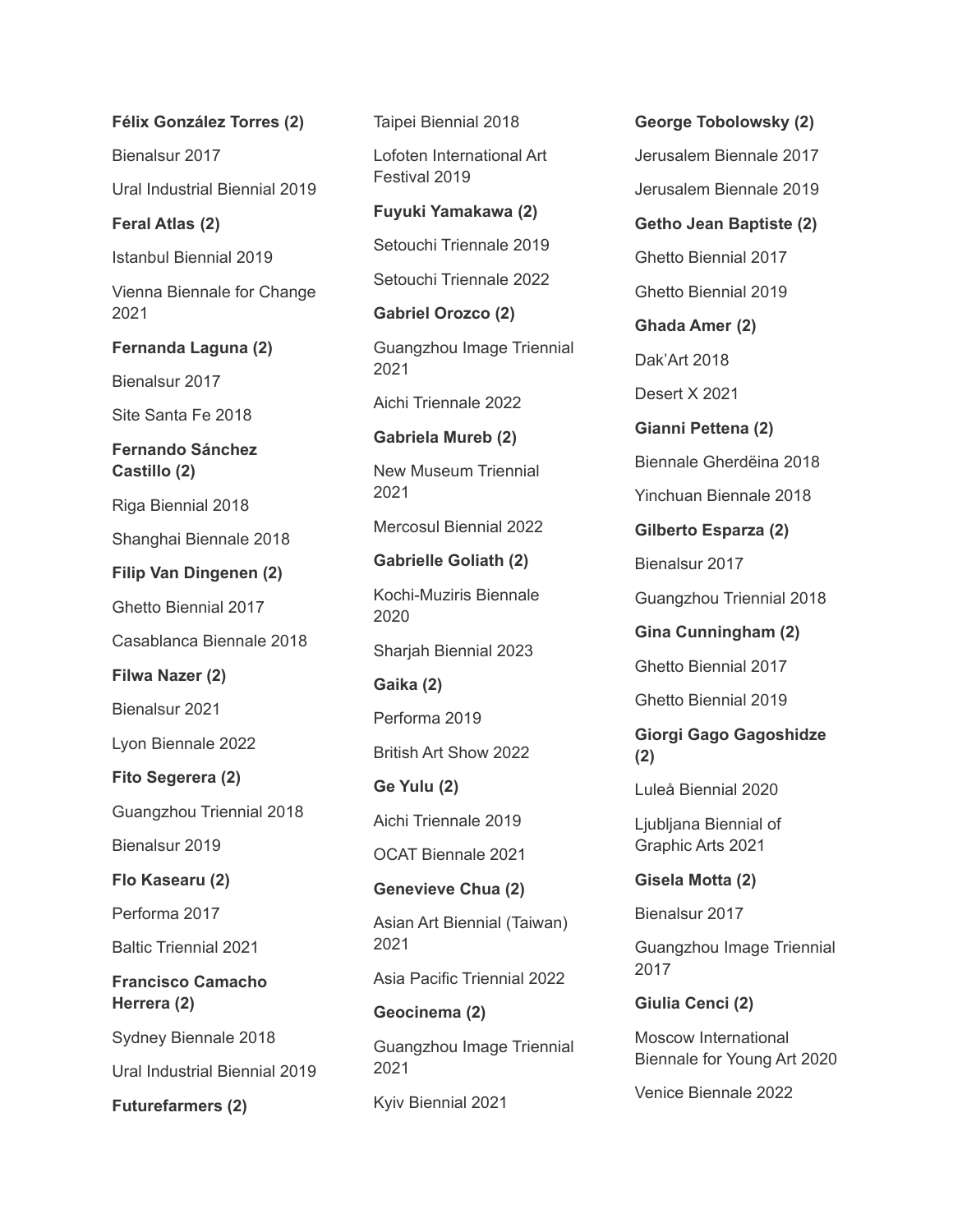**Félix González Torres (2)**

Bienalsur 2017

Ural Industrial Biennial 2019

**Feral Atlas (2)**

Istanbul Biennial 2019

Vienna Biennale for Change 2021

**Fernanda Laguna (2)**

Bienalsur 2017

Site Santa Fe 2018

**Fernando Sánchez Castillo (2)**

Riga Biennial 2018

Shanghai Biennale 2018

**Filip Van Dingenen (2)**

Ghetto Biennial 2017

Casablanca Biennale 2018

**Filwa Nazer (2)**

Bienalsur 2021

Lyon Biennale 2022

**Fito Segerera (2)**

Guangzhou Triennial 2018

Bienalsur 2019

**Flo Kasearu (2)**

Performa 2017

Baltic Triennial 2021

**Francisco Camacho Herrera (2)**

Sydney Biennale 2018

Ural Industrial Biennial 2019

**Futurefarmers (2)**

Taipei Biennial 2018

Lofoten International Art Festival 2019

**Fuyuki Yamakawa (2)**

Setouchi Triennale 2019

Setouchi Triennale 2022

**Gabriel Orozco (2)**

Guangzhou Image Triennial 2021

Aichi Triennale 2022

**Gabriela Mureb (2)**

New Museum Triennial 2021

Mercosul Biennial 2022

**Gabrielle Goliath (2)**

Kochi-Muziris Biennale 2020

Sharjah Biennial 2023

**Gaika (2)**

Performa 2019

British Art Show 2022

**Ge Yulu (2)**

Aichi Triennale 2019

OCAT Biennale 2021

**Genevieve Chua (2)**

Asian Art Biennial (Taiwan) 2021

Asia Pacific Triennial 2022

**Geocinema (2)**

Guangzhou Image Triennial 2021

Kyiv Biennial 2021

**George Tobolowsky (2)**

Jerusalem Biennale 2017

Jerusalem Biennale 2019

**Getho Jean Baptiste (2)**

Ghetto Biennial 2017

Ghetto Biennial 2019

**Ghada Amer (2)**

Dak'Art 2018

Desert X 2021

**Gianni Pettena (2)**

Biennale Gherdëina 2018

Yinchuan Biennale 2018

**Gilberto Esparza (2)**

Bienalsur 2017

Guangzhou Triennial 2018

**Gina Cunningham (2)**

Ghetto Biennial 2017

Ghetto Biennial 2019

**Giorgi Gago Gagoshidze (2)**

Luleå Biennial 2020

Ljubljana Biennial of Graphic Arts 2021

**Gisela Motta (2)**

Bienalsur 2017

Guangzhou Image Triennial 2017

**Giulia Cenci (2)**

Moscow International Biennale for Young Art 2020

Venice Biennale 2022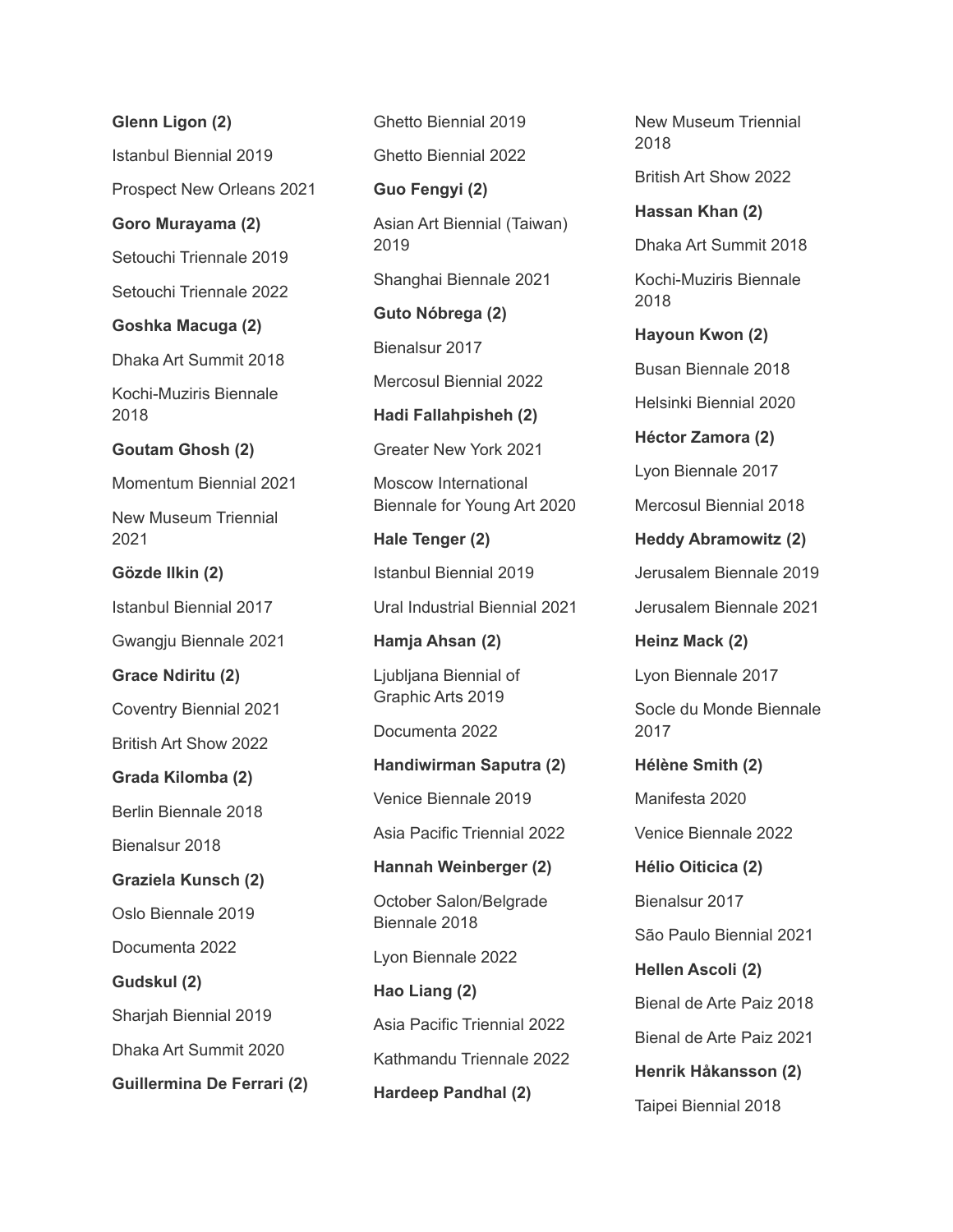**Glenn Ligon (2)**

Istanbul Biennial 2019

Prospect New Orleans 2021

**Goro Murayama (2)**

Setouchi Triennale 2019

Setouchi Triennale 2022

**Goshka Macuga (2)**

Dhaka Art Summit 2018

Kochi-Muziris Biennale 2018

**Goutam Ghosh (2)**

Momentum Biennial 2021

New Museum Triennial 2021

**Gözde Ilkin (2)**

Istanbul Biennial 2017

Gwangju Biennale 2021

**Grace Ndiritu (2)**

Coventry Biennial 2021

British Art Show 2022

**Grada Kilomba (2)**

Berlin Biennale 2018

Bienalsur 2018

**Graziela Kunsch (2)**

Oslo Biennale 2019

Documenta 2022

**Gudskul (2)**

Sharjah Biennial 2019

Dhaka Art Summit 2020

**Guillermina De Ferrari (2)**

Ghetto Biennial 2019

Ghetto Biennial 2022

**Guo Fengyi (2)**

Asian Art Biennial (Taiwan) 2019

Shanghai Biennale 2021

**Guto Nóbrega (2)**

Bienalsur 2017

Mercosul Biennial 2022

**Hadi Fallahpisheh (2)**

Greater New York 2021

Moscow International Biennale for Young Art 2020

**Hale Tenger (2)**

Istanbul Biennial 2019

Ural Industrial Biennial 2021

**Hamja Ahsan (2)**

Ljubljana Biennial of Graphic Arts 2019

Documenta 2022

**Handiwirman Saputra (2)**

Venice Biennale 2019

Asia Pacific Triennial 2022

**Hannah Weinberger (2)**

October Salon/Belgrade Biennale 2018

Lyon Biennale 2022

**Hao Liang (2)**

Asia Pacific Triennial 2022

Kathmandu Triennale 2022

**Hardeep Pandhal (2)**

New Museum Triennial 2018

British Art Show 2022

**Hassan Khan (2)**

Dhaka Art Summit 2018

Kochi-Muziris Biennale 2018

**Hayoun Kwon (2)**

Busan Biennale 2018

Helsinki Biennial 2020

**Héctor Zamora (2)**

Lyon Biennale 2017

Mercosul Biennial 2018

**Heddy Abramowitz (2)**

Jerusalem Biennale 2019

Jerusalem Biennale 2021

**Heinz Mack (2)**

Lyon Biennale 2017

Socle du Monde Biennale 2017

**Hélène Smith (2)**

Manifesta 2020

Venice Biennale 2022

**Hélio Oiticica (2)**

Bienalsur 2017

São Paulo Biennial 2021

**Hellen Ascoli (2)**

Bienal de Arte Paiz 2018

Bienal de Arte Paiz 2021

**Henrik Håkansson (2)**

Taipei Biennial 2018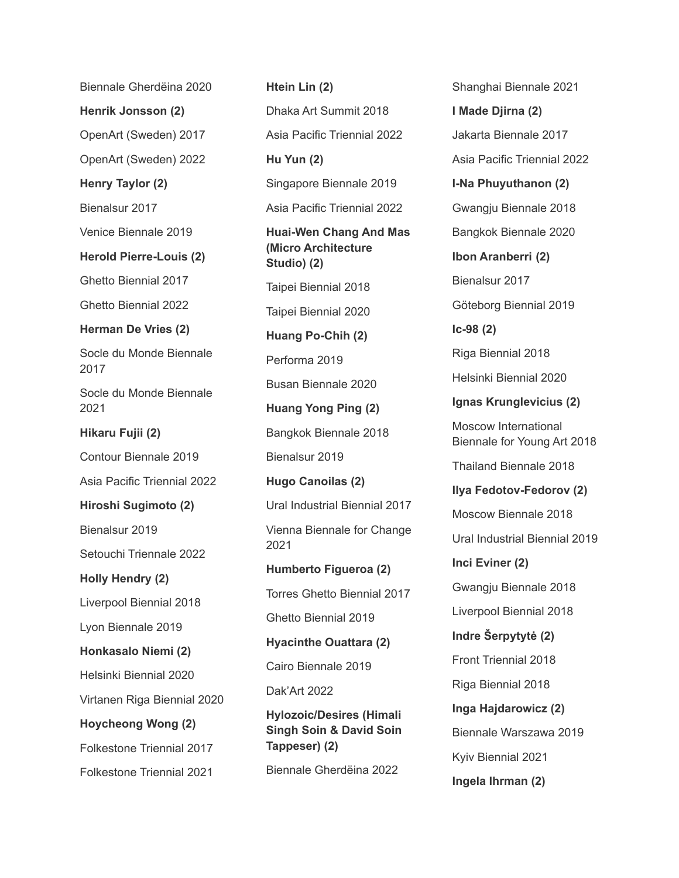Biennale Gherdëina 2020

**Henrik Jonsson (2)**

OpenArt (Sweden) 2017

OpenArt (Sweden) 2022

**Henry Taylor (2)**

Bienalsur 2017

Venice Biennale 2019

**Herold Pierre-Louis (2)**

Ghetto Biennial 2017

Ghetto Biennial 2022

**Herman De Vries (2)**

Socle du Monde Biennale 2017

Socle du Monde Biennale 2021

**Hikaru Fujii (2)**

Contour Biennale 2019

Asia Pacific Triennial 2022

**Hiroshi Sugimoto (2)**

Bienalsur 2019

Setouchi Triennale 2022

**Holly Hendry (2)**

Liverpool Biennial 2018

Lyon Biennale 2019

**Honkasalo Niemi (2)**

Helsinki Biennial 2020

Virtanen Riga Biennial 2020

**Hoycheong Wong (2)**

Folkestone Triennial 2017

Folkestone Triennial 2021

**Htein Lin (2)**

Dhaka Art Summit 2018

Asia Pacific Triennial 2022

**Hu Yun (2)**

Singapore Biennale 2019

Asia Pacific Triennial 2022

**Huai-Wen Chang And Mas (Micro Architecture Studio) (2)**

Taipei Biennial 2018

Taipei Biennial 2020

**Huang Po-Chih (2)**

Performa 2019

Busan Biennale 2020

**Huang Yong Ping (2)**

Bangkok Biennale 2018

Bienalsur 2019

**Hugo Canoilas (2)**

Ural Industrial Biennial 2017

Vienna Biennale for Change 2021

**Humberto Figueroa (2)**

Torres Ghetto Biennial 2017

Ghetto Biennial 2019

**Hyacinthe Ouattara (2)**

Cairo Biennale 2019

Dak’Art 2022

**Hylozoic/Desires (Himali Singh Soin & David Soin Tappeser) (2)**

Biennale Gherdëina 2022

Shanghai Biennale 2021

**I Made Djirna (2)**

Jakarta Biennale 2017

Asia Pacific Triennial 2022

**I-Na Phuyuthanon (2)**

Gwangju Biennale 2018

Bangkok Biennale 2020

**Ibon Aranberri (2)**

Bienalsur 2017

Göteborg Biennial 2019

**Ic-98 (2)**

Riga Biennial 2018

Helsinki Biennial 2020

**Ignas Krunglevicius (2)**

Moscow International Biennale for Young Art 2018

Thailand Biennale 2018

**Ilya Fedotov-Fedorov (2)**

Moscow Biennale 2018

Ural Industrial Biennial 2019

**Inci Eviner (2)**

Gwangju Biennale 2018

Liverpool Biennial 2018

**Indre Šerpytytė (2)**

Front Triennial 2018

Riga Biennial 2018

**Inga Hajdarowicz (2)**

Biennale Warszawa 2019

Kyiv Biennial 2021

**Ingela Ihrman (2)**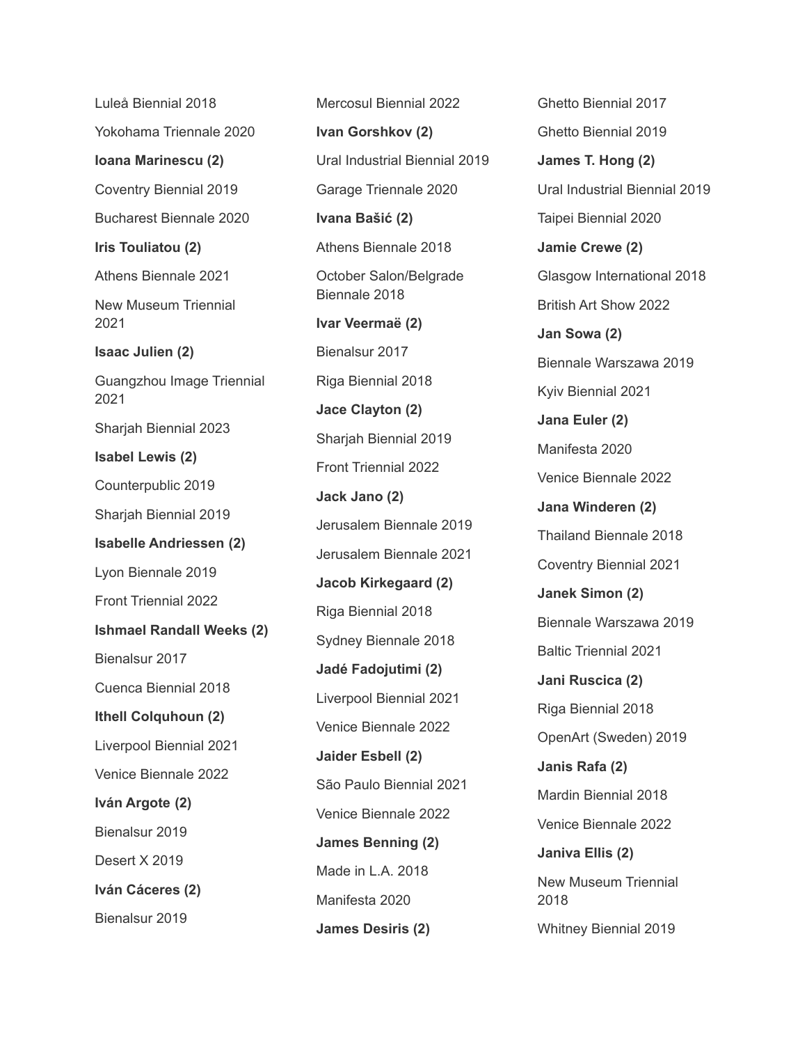Luleå Biennial 2018

Yokohama Triennale 2020

**Ioana Marinescu (2)**

Coventry Biennial 2019

Bucharest Biennale 2020

**Iris Touliatou (2)**

Athens Biennale 2021

New Museum Triennial 2021

**Isaac Julien (2)**

Guangzhou Image Triennial 2021

Sharjah Biennial 2023

**Isabel Lewis (2)**

Counterpublic 2019

Sharjah Biennial 2019

**Isabelle Andriessen (2)**

Lyon Biennale 2019

Front Triennial 2022

**Ishmael Randall Weeks (2)**

Bienalsur 2017

Cuenca Biennial 2018

**Ithell Colquhoun (2)**

Liverpool Biennial 2021

Venice Biennale 2022

**Iván Argote (2)**

Bienalsur 2019

Desert X 2019

**Iván Cáceres (2)**

Bienalsur 2019

Mercosul Biennial 2022

**Ivan Gorshkov (2)**

Ural Industrial Biennial 2019

Garage Triennale 2020

**Ivana Bašić (2)**

Athens Biennale 2018

October Salon/Belgrade Biennale 2018

**Ivar Veermaë (2)**

Bienalsur 2017

Riga Biennial 2018

**Jace Clayton (2)**

Sharjah Biennial 2019

Front Triennial 2022

**Jack Jano (2)**

Jerusalem Biennale 2019

Jerusalem Biennale 2021

**Jacob Kirkegaard (2)**

Riga Biennial 2018

Sydney Biennale 2018

**Jadé Fadojutimi (2)**

Liverpool Biennial 2021

Venice Biennale 2022

**Jaider Esbell (2)**

São Paulo Biennial 2021

Venice Biennale 2022

**James Benning (2)**

Made in L.A. 2018

Manifesta 2020

**James Desiris (2)**

Ghetto Biennial 2017

Ghetto Biennial 2019

**James T. Hong (2)**

Ural Industrial Biennial 2019

Taipei Biennial 2020

**Jamie Crewe (2)**

Glasgow International 2018

British Art Show 2022

**Jan Sowa (2)**

Biennale Warszawa 2019

Kyiv Biennial 2021

**Jana Euler (2)**

Manifesta 2020

Venice Biennale 2022

**Jana Winderen (2)**

Thailand Biennale 2018

Coventry Biennial 2021

**Janek Simon (2)**

Biennale Warszawa 2019

Baltic Triennial 2021

**Jani Ruscica (2)**

Riga Biennial 2018

OpenArt (Sweden) 2019

**Janis Rafa (2)**

Mardin Biennial 2018

Venice Biennale 2022

**Janiva Ellis (2)**

New Museum Triennial 2018

Whitney Biennial 2019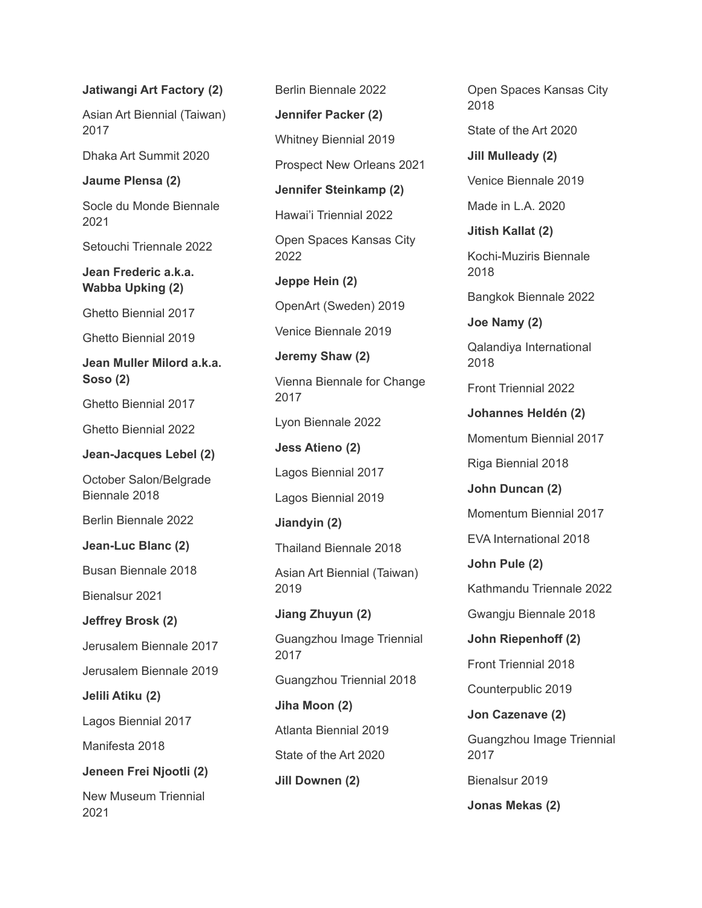**Jatiwangi Art Factory (2)**

Asian Art Biennial (Taiwan) 2017

Dhaka Art Summit 2020

**Jaume Plensa (2)**

Socle du Monde Biennale 2021

Setouchi Triennale 2022

**Jean Frederic a.k.a. Wabba Upking (2)**

Ghetto Biennial 2017

Ghetto Biennial 2019

**Jean Muller Milord a.k.a. Soso (2)**

Ghetto Biennial 2017

Ghetto Biennial 2022

**Jean-Jacques Lebel (2)**

October Salon/Belgrade Biennale 2018

Berlin Biennale 2022

**Jean-Luc Blanc (2)**

Busan Biennale 2018

Bienalsur 2021

**Jeffrey Brosk (2)**

Jerusalem Biennale 2017

Jerusalem Biennale 2019

**Jelili Atiku (2)**

Lagos Biennial 2017

Manifesta 2018

**Jeneen Frei Njootli (2)**

New Museum Triennial 2021

Berlin Biennale 2022

**Jennifer Packer (2)**

Whitney Biennial 2019

Prospect New Orleans 2021

**Jennifer Steinkamp (2)**

Hawai'i Triennial 2022

Open Spaces Kansas City 2022

**Jeppe Hein (2)**

OpenArt (Sweden) 2019

Venice Biennale 2019

**Jeremy Shaw (2)**

Vienna Biennale for Change 2017

Lyon Biennale 2022

**Jess Atieno (2)**

Lagos Biennial 2017

Lagos Biennial 2019

**Jiandyin (2)**

Thailand Biennale 2018

Asian Art Biennial (Taiwan) 2019

**Jiang Zhuyun (2)**

Guangzhou Image Triennial 2017

Guangzhou Triennial 2018

**Jiha Moon (2)**

Atlanta Biennial 2019

State of the Art 2020

**Jill Downen (2)**

Open Spaces Kansas City 2018

State of the Art 2020

**Jill Mulleady (2)**

Venice Biennale 2019

Made in L.A. 2020

**Jitish Kallat (2)**

Kochi-Muziris Biennale 2018

Bangkok Biennale 2022

**Joe Namy (2)**

Qalandiya International 2018

Front Triennial 2022

**Johannes Heldén (2)**

Momentum Biennial 2017

Riga Biennial 2018

**John Duncan (2)**

Momentum Biennial 2017

EVA International 2018

**John Pule (2)**

Kathmandu Triennale 2022

Gwangju Biennale 2018

**John Riepenhoff (2)**

Front Triennial 2018

Counterpublic 2019

**Jon Cazenave (2)**

Guangzhou Image Triennial 2017

Bienalsur 2019

**Jonas Mekas (2)**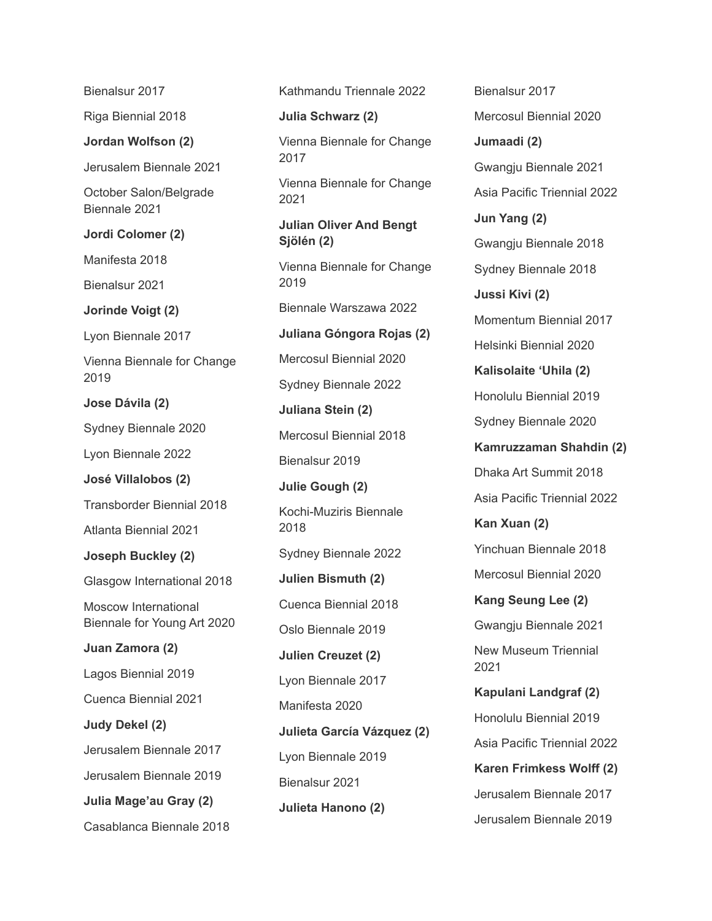Bienalsur 2017

Riga Biennial 2018

**Jordan Wolfson (2)**

Jerusalem Biennale 2021

October Salon/Belgrade Biennale 2021

**Jordi Colomer (2)**

Manifesta 2018

Bienalsur 2021

**Jorinde Voigt (2)**

Lyon Biennale 2017

Vienna Biennale for Change 2019

**Jose Dávila (2)**

Sydney Biennale 2020

Lyon Biennale 2022

**José Villalobos (2)**

Transborder Biennial 2018

Atlanta Biennial 2021

**Joseph Buckley (2)**

Glasgow International 2018

Moscow International Biennale for Young Art 2020

**Juan Zamora (2)**

Lagos Biennial 2019

Cuenca Biennial 2021

**Judy Dekel (2)**

Jerusalem Biennale 2017

Jerusalem Biennale 2019

**Julia Mage'au Gray (2)**

Casablanca Biennale 2018

Kathmandu Triennale 2022

**Julia Schwarz (2)**

Vienna Biennale for Change 2017

Vienna Biennale for Change 2021

**Julian Oliver And Bengt Sjölén (2)**

Vienna Biennale for Change 2019

Biennale Warszawa 2022

**Juliana Góngora Rojas (2)**

Mercosul Biennial 2020

Sydney Biennale 2022

**Juliana Stein (2)**

Mercosul Biennial 2018

Bienalsur 2019

**Julie Gough (2)**

Kochi-Muziris Biennale 2018

Sydney Biennale 2022

**Julien Bismuth (2)**

Cuenca Biennial 2018

Oslo Biennale 2019

**Julien Creuzet (2)**

Lyon Biennale 2017

Manifesta 2020

**Julieta García Vázquez (2)**

Lyon Biennale 2019

Bienalsur 2021

**Julieta Hanono (2)**

Bienalsur 2017

Mercosul Biennial 2020

**Jumaadi (2)**

Gwangju Biennale 2021

Asia Pacific Triennial 2022

**Jun Yang (2)**

Gwangju Biennale 2018

Sydney Biennale 2018

**Jussi Kivi (2)**

Momentum Biennial 2017

Helsinki Biennial 2020

**Kalisolaite 'Uhila (2)**

Honolulu Biennial 2019

Sydney Biennale 2020

**Kamruzzaman Shahdin (2)**

Dhaka Art Summit 2018

Asia Pacific Triennial 2022

**Kan Xuan (2)**

Yinchuan Biennale 2018

Mercosul Biennial 2020

**Kang Seung Lee (2)**

Gwangju Biennale 2021

New Museum Triennial 2021

**Kapulani Landgraf (2)**

Honolulu Biennial 2019

Asia Pacific Triennial 2022

**Karen Frimkess Wolff (2)**

Jerusalem Biennale 2017

Jerusalem Biennale 2019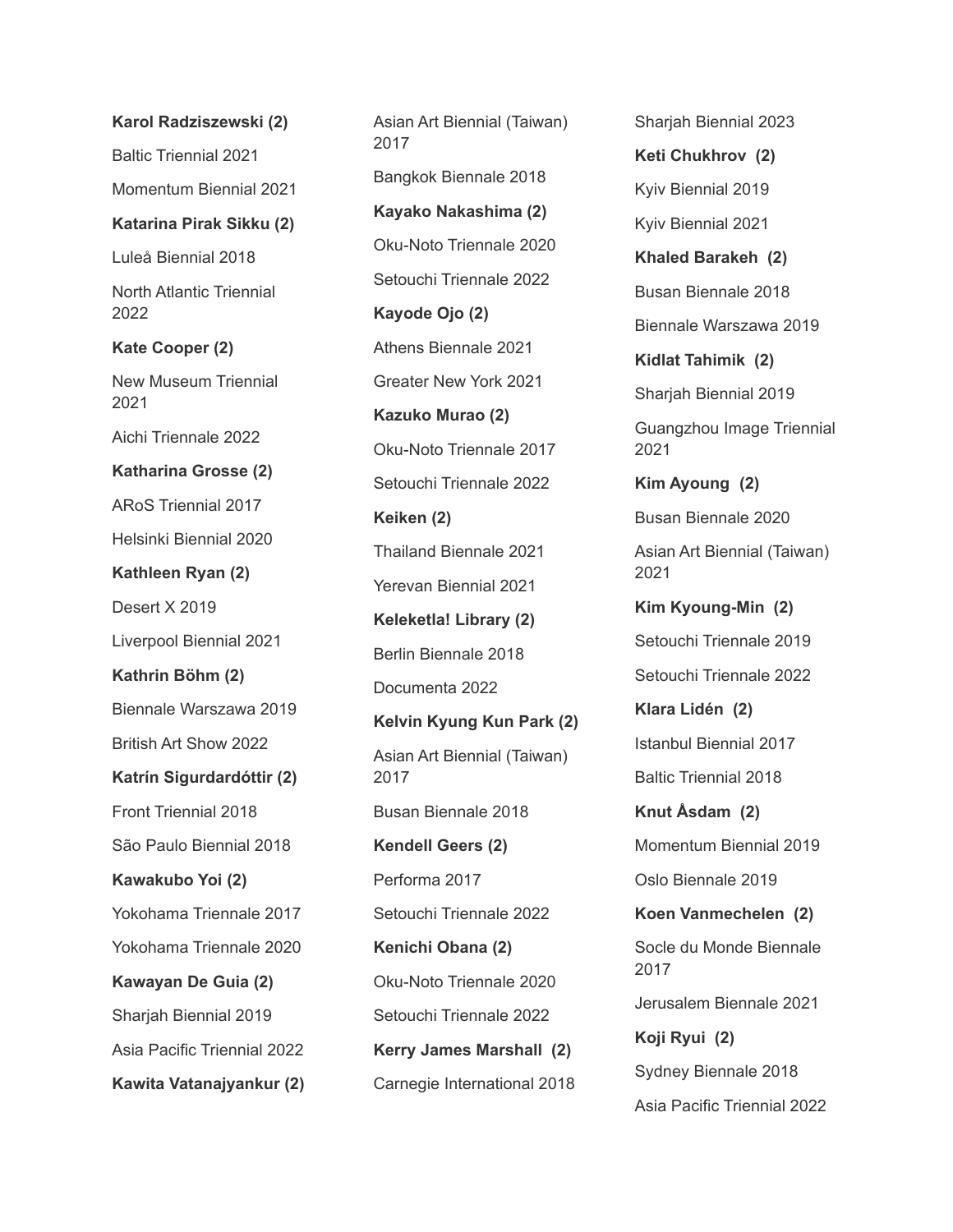**Karol Radziszewski (2)**

Baltic Triennial 2021

Momentum Biennial 2021

**Katarina Pirak Sikku (2)**

Luleå Biennial 2018

North Atlantic Triennial 2022

**Kate Cooper (2)**

New Museum Triennial 2021

Aichi Triennale 2022

**Katharina Grosse (2)**

ARoS Triennial 2017

Helsinki Biennial 2020

**Kathleen Ryan (2)**

Desert X 2019

Liverpool Biennial 2021

**Kathrin Böhm (2)**

Biennale Warszawa 2019

British Art Show 2022

**Katrín Sigurdardóttir (2)**

Front Triennial 2018

São Paulo Biennial 2018

**Kawakubo Yoi (2)**

Yokohama Triennale 2017

Yokohama Triennale 2020

**Kawayan De Guia (2)**

Sharjah Biennial 2019

Asia Pacific Triennial 2022

**Kawita Vatanajyankur (2)**

Asian Art Biennial (Taiwan) 2017

Bangkok Biennale 2018

**Kayako Nakashima (2)**

Oku-Noto Triennale 2020

Setouchi Triennale 2022

**Kayode Ojo (2)**

Athens Biennale 2021

Greater New York 2021

**Kazuko Murao (2)**

Oku-Noto Triennale 2017

Setouchi Triennale 2022

**Keiken (2)**

Thailand Biennale 2021

Yerevan Biennial 2021

**Keleketla! Library (2)**

Berlin Biennale 2018

Documenta 2022

**Kelvin Kyung Kun Park (2)**

Asian Art Biennial (Taiwan) 2017

Busan Biennale 2018

**Kendell Geers (2)**

Performa 2017

Setouchi Triennale 2022

**Kenichi Obana (2)**

Oku-Noto Triennale 2020

Setouchi Triennale 2022

**Kerry James Marshall (2)**

Carnegie International 2018

Sharjah Biennial 2023

**Keti Chukhrov (2)**

Kyiv Biennial 2019

Kyiv Biennial 2021

**Khaled Barakeh (2)**

Busan Biennale 2018

Biennale Warszawa 2019

**Kidlat Tahimik (2)**

Sharjah Biennial 2019

Guangzhou Image Triennial 2021

**Kim Ayoung (2)**

Busan Biennale 2020

Asian Art Biennial (Taiwan) 2021

**Kim Kyoung-Min (2)**

Setouchi Triennale 2019

Setouchi Triennale 2022

**Klara Lidén (2)**

Istanbul Biennial 2017

Baltic Triennial 2018

**Knut Åsdam (2)**

Momentum Biennial 2019

Oslo Biennale 2019

**Koen Vanmechelen (2)**

Socle du Monde Biennale 2017

Jerusalem Biennale 2021

**Koji Ryui (2)**

Sydney Biennale 2018

Asia Pacific Triennial 2022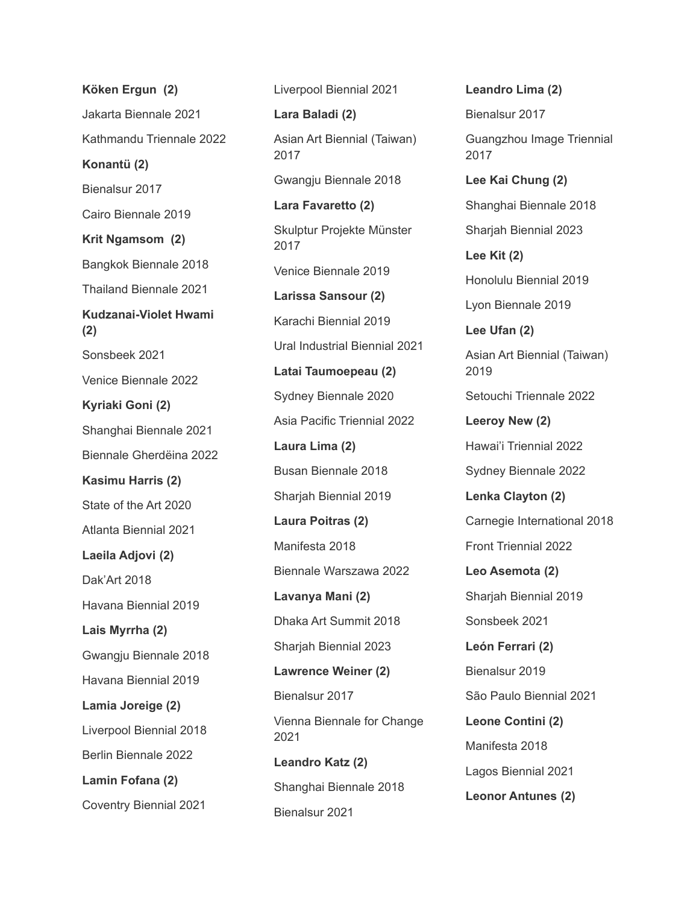**Köken Ergun (2)**

Jakarta Biennale 2021

Kathmandu Triennale 2022

**Konantü (2)**

Bienalsur 2017

Cairo Biennale 2019

**Krit Ngamsom (2)**

Bangkok Biennale 2018

Thailand Biennale 2021

**Kudzanai-Violet Hwami (2)**

Sonsbeek 2021

Venice Biennale 2022

**Kyriaki Goni (2)**

Shanghai Biennale 2021

Biennale Gherdëina 2022

**Kasimu Harris (2)**

State of the Art 2020

Atlanta Biennial 2021

**Laeila Adjovi (2)**

Dak'Art 2018

Havana Biennial 2019

**Lais Myrrha (2)**

Gwangju Biennale 2018

Havana Biennial 2019

**Lamia Joreige (2)**

Liverpool Biennial 2018

Berlin Biennale 2022

**Lamin Fofana (2)**

Coventry Biennial 2021

Liverpool Biennial 2021

**Lara Baladi (2)**

Asian Art Biennial (Taiwan) 2017

Gwangju Biennale 2018

**Lara Favaretto (2)**

Skulptur Projekte Münster 2017

Venice Biennale 2019

**Larissa Sansour (2)**

Karachi Biennial 2019

Ural Industrial Biennial 2021

**Latai Taumoepeau (2)**

Sydney Biennale 2020

Asia Pacific Triennial 2022

**Laura Lima (2)**

Busan Biennale 2018

Sharjah Biennial 2019

**Laura Poitras (2)**

Manifesta 2018

Biennale Warszawa 2022

**Lavanya Mani (2)**

Dhaka Art Summit 2018

Sharjah Biennial 2023

**Lawrence Weiner (2)**

Bienalsur 2017

Vienna Biennale for Change 2021

**Leandro Katz (2)**

Shanghai Biennale 2018

Bienalsur 2021

**Leandro Lima (2)**

Bienalsur 2017

Guangzhou Image Triennial 2017

**Lee Kai Chung (2)**

Shanghai Biennale 2018

Sharjah Biennial 2023

**Lee Kit (2)**

Honolulu Biennial 2019

Lyon Biennale 2019

**Lee Ufan (2)**

Asian Art Biennial (Taiwan) 2019

Setouchi Triennale 2022

**Leeroy New (2)**

Hawai'i Triennial 2022

Sydney Biennale 2022

**Lenka Clayton (2)**

Carnegie International 2018

Front Triennial 2022

**Leo Asemota (2)**

Sharjah Biennial 2019

Sonsbeek 2021

**León Ferrari (2)**

Bienalsur 2019

São Paulo Biennial 2021

**Leone Contini (2)**

Manifesta 2018

Lagos Biennial 2021

**Leonor Antunes (2)**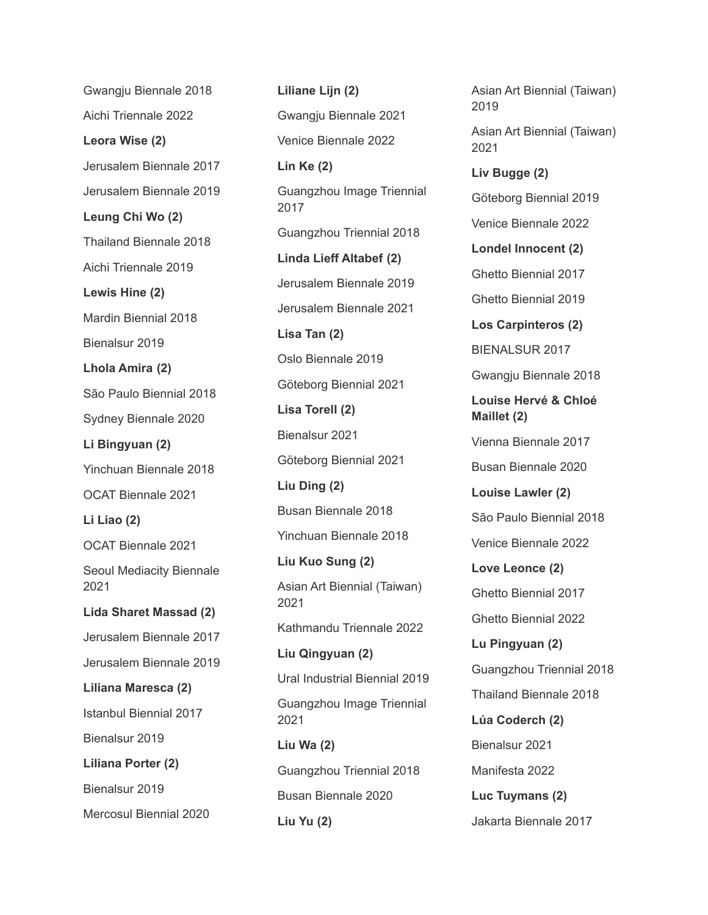Gwangju Biennale 2018

Aichi Triennale 2022

**Leora Wise (2)**

Jerusalem Biennale 2017

Jerusalem Biennale 2019

**Leung Chi Wo (2)**

Thailand Biennale 2018

Aichi Triennale 2019

**Lewis Hine (2)**

Mardin Biennial 2018

Bienalsur 2019

**Lhola Amira (2)**

São Paulo Biennial 2018

Sydney Biennale 2020

**Li Bingyuan (2)**

Yinchuan Biennale 2018

OCAT Biennale 2021

**Li Liao (2)**

OCAT Biennale 2021

Seoul Mediacity Biennale 2021

**Lida Sharet Massad (2)**

Jerusalem Biennale 2017

Jerusalem Biennale 2019

**Liliana Maresca (2)**

Istanbul Biennial 2017

Bienalsur 2019

**Liliana Porter (2)**

Bienalsur 2019

Mercosul Biennial 2020

**Liliane Lijn (2)**

Gwangju Biennale 2021

Venice Biennale 2022

**Lin Ke (2)**

Guangzhou Image Triennial 2017

Guangzhou Triennial 2018

**Linda Lieff Altabef (2)**

Jerusalem Biennale 2019

Jerusalem Biennale 2021

**Lisa Tan (2)**

Oslo Biennale 2019

Göteborg Biennial 2021

**Lisa Torell (2)**

Bienalsur 2021

Göteborg Biennial 2021

**Liu Ding (2)**

Busan Biennale 2018

Yinchuan Biennale 2018

**Liu Kuo Sung (2)**

Asian Art Biennial (Taiwan) 2021

Kathmandu Triennale 2022

**Liu Qingyuan (2)**

Ural Industrial Biennial 2019

Guangzhou Image Triennial 2021

**Liu Wa (2)**

Guangzhou Triennial 2018

Busan Biennale 2020

**Liu Yu (2)**

Asian Art Biennial (Taiwan) 2019

Asian Art Biennial (Taiwan) 2021

**Liv Bugge (2)**

Göteborg Biennial 2019

Venice Biennale 2022

**Londel Innocent (2)**

Ghetto Biennial 2017

Ghetto Biennial 2019

**Los Carpinteros (2)**

BIENALSUR 2017

Gwangju Biennale 2018

**Louise Hervé & Chloé Maillet (2)**

Vienna Biennale 2017

Busan Biennale 2020

**Louise Lawler (2)**

São Paulo Biennial 2018

Venice Biennale 2022

**Love Leonce (2)**

Ghetto Biennial 2017

Ghetto Biennial 2022

**Lu Pingyuan (2)**

Guangzhou Triennial 2018

Thailand Biennale 2018

**Lúa Coderch (2)**

Bienalsur 2021

Manifesta 2022

**Luc Tuymans (2)**

Jakarta Biennale 2017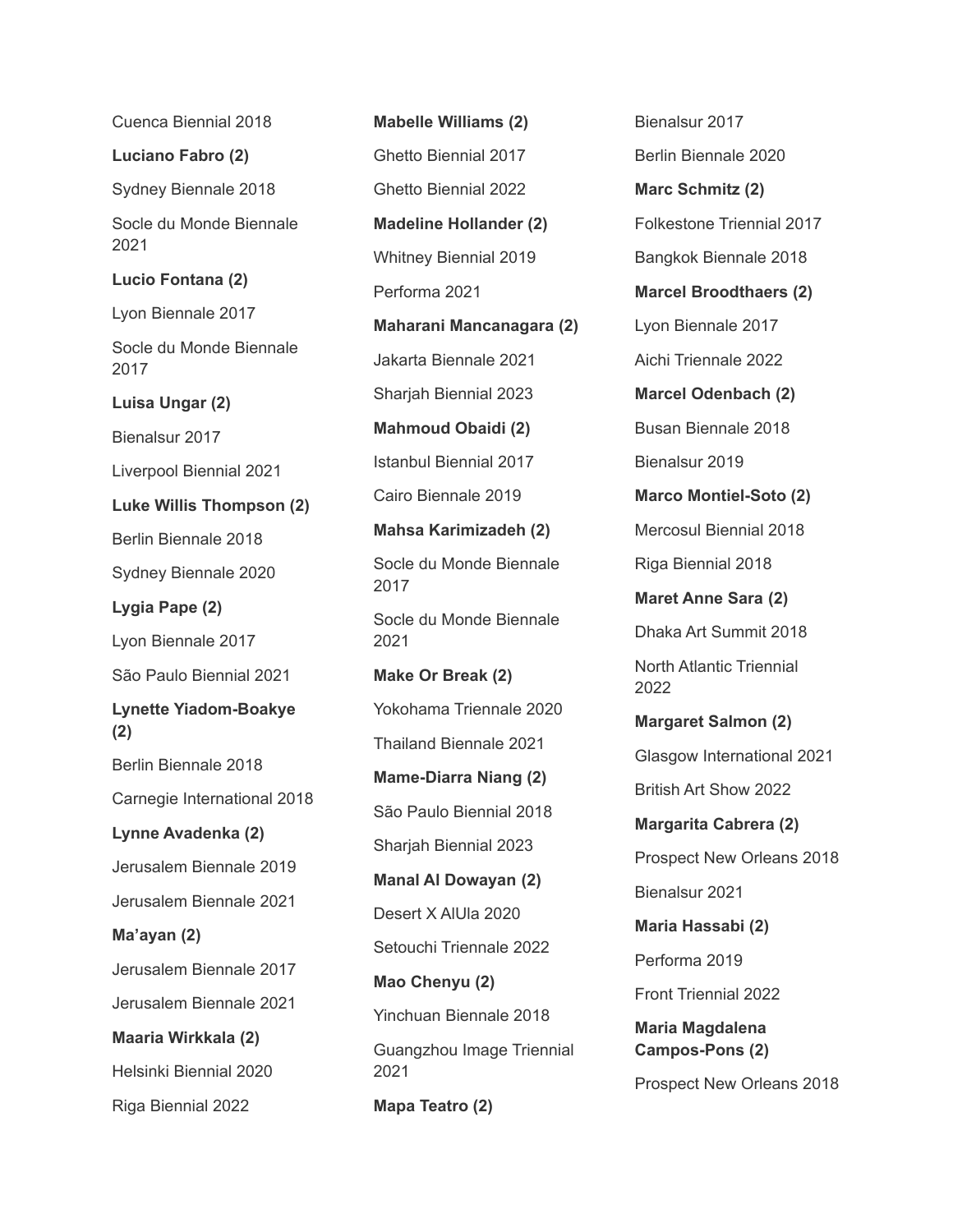Cuenca Biennial 2018

**Luciano Fabro (2)**

Sydney Biennale 2018

Socle du Monde Biennale 2021

**Lucio Fontana (2)**

Lyon Biennale 2017

Socle du Monde Biennale 2017

**Luisa Ungar (2)**

Bienalsur 2017

Liverpool Biennial 2021

**Luke Willis Thompson (2)**

Berlin Biennale 2018

Sydney Biennale 2020

**Lygia Pape (2)**

Lyon Biennale 2017

São Paulo Biennial 2021

**Lynette Yiadom-Boakye (2)**

Berlin Biennale 2018

Carnegie International 2018

**Lynne Avadenka (2)**

Jerusalem Biennale 2019

Jerusalem Biennale 2021

**Ma'ayan (2)**

Jerusalem Biennale 2017

Jerusalem Biennale 2021

**Maaria Wirkkala (2)**

Helsinki Biennial 2020

Riga Biennial 2022

**Mabelle Williams (2)**

Ghetto Biennial 2017

Ghetto Biennial 2022

**Madeline Hollander (2)**

Whitney Biennial 2019

Performa 2021

**Maharani Mancanagara (2)**

Jakarta Biennale 2021

Sharjah Biennial 2023

**Mahmoud Obaidi (2)**

Istanbul Biennial 2017

Cairo Biennale 2019

**Mahsa Karimizadeh (2)**

Socle du Monde Biennale 2017

Socle du Monde Biennale 2021

**Make Or Break (2)**

Yokohama Triennale 2020

Thailand Biennale 2021

**Mame-Diarra Niang (2)**

São Paulo Biennial 2018

Sharjah Biennial 2023

**Manal Al Dowayan (2)**

Desert X AlUla 2020

Setouchi Triennale 2022

**Mao Chenyu (2)**

Yinchuan Biennale 2018

Guangzhou Image Triennial 2021

**Mapa Teatro (2)**

Bienalsur 2017

Berlin Biennale 2020

**Marc Schmitz (2)**

Folkestone Triennial 2017

Bangkok Biennale 2018

**Marcel Broodthaers (2)**

Lyon Biennale 2017

Aichi Triennale 2022

**Marcel Odenbach (2)**

Busan Biennale 2018

Bienalsur 2019

**Marco Montiel-Soto (2)**

Mercosul Biennial 2018

Riga Biennial 2018

**Maret Anne Sara (2)**

Dhaka Art Summit 2018

North Atlantic Triennial 2022

**Margaret Salmon (2)**

Glasgow International 2021

British Art Show 2022

**Margarita Cabrera (2)**

Prospect New Orleans 2018

Bienalsur 2021

**Maria Hassabi (2)**

Performa 2019

Front Triennial 2022

**Maria Magdalena Campos-Pons (2)**

Prospect New Orleans 2018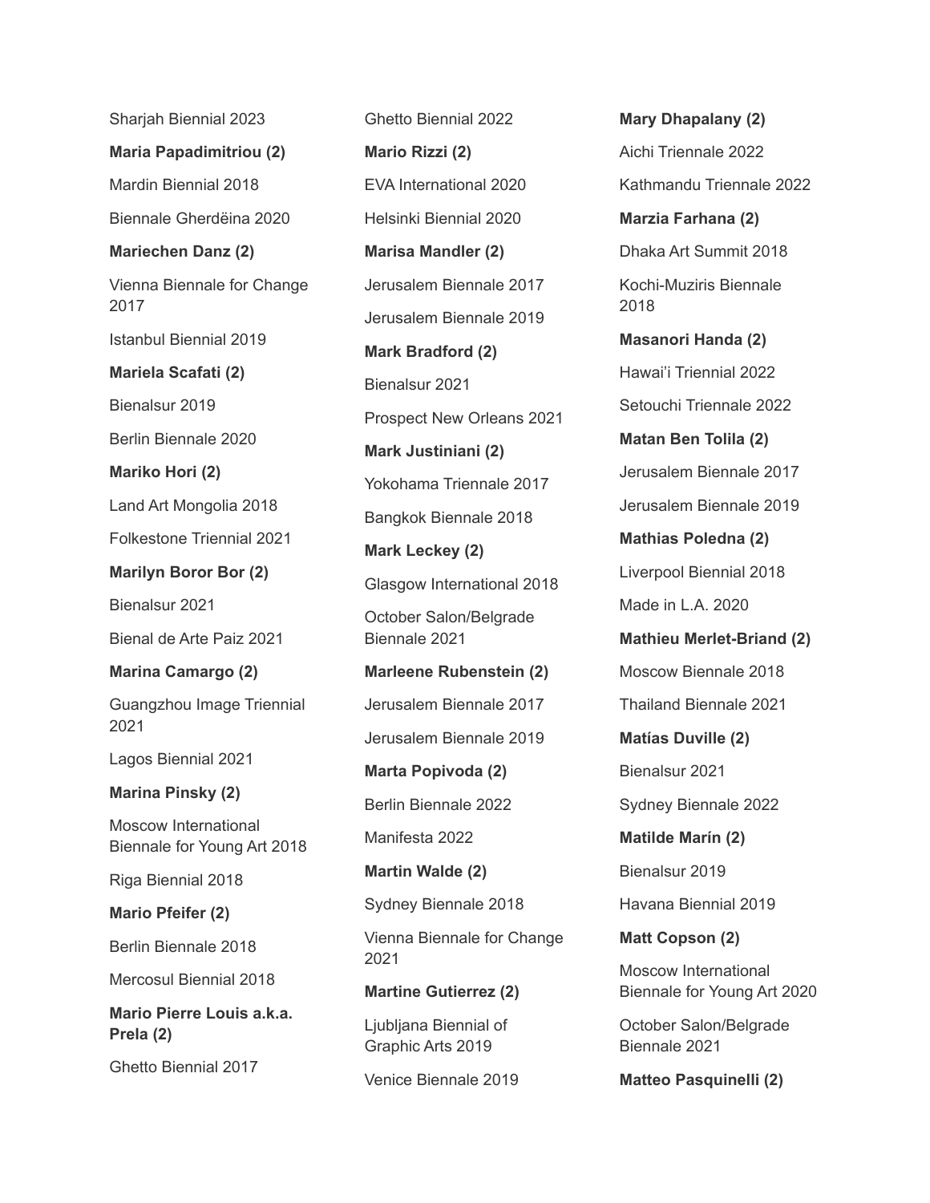Sharjah Biennial 2023

**Maria Papadimitriou (2)**

Mardin Biennial 2018

Biennale Gherdëina 2020

**Mariechen Danz (2)**

Vienna Biennale for Change 2017

Istanbul Biennial 2019

**Mariela Scafati (2)**

Bienalsur 2019

Berlin Biennale 2020

**Mariko Hori (2)**

Land Art Mongolia 2018

Folkestone Triennial 2021

**Marilyn Boror Bor (2)**

Bienalsur 2021

Bienal de Arte Paiz 2021

**Marina Camargo (2)**

Guangzhou Image Triennial 2021

Lagos Biennial 2021

**Marina Pinsky (2)**

Moscow International Biennale for Young Art 2018

Riga Biennial 2018

**Mario Pfeifer (2)**

Berlin Biennale 2018

Mercosul Biennial 2018

**Mario Pierre Louis a.k.a. Prela (2)**

Ghetto Biennial 2017

Ghetto Biennial 2022

**Mario Rizzi (2)**

EVA International 2020

Helsinki Biennial 2020

**Marisa Mandler (2)**

Jerusalem Biennale 2017

Jerusalem Biennale 2019

**Mark Bradford (2)**

Bienalsur 2021

Prospect New Orleans 2021

**Mark Justiniani (2)**

Yokohama Triennale 2017

Bangkok Biennale 2018

**Mark Leckey (2)**

Glasgow International 2018

October Salon/Belgrade Biennale 2021

**Marleene Rubenstein (2)**

Jerusalem Biennale 2017

Jerusalem Biennale 2019

**Marta Popivoda (2)**

Berlin Biennale 2022

Manifesta 2022

**Martin Walde (2)**

Sydney Biennale 2018

Vienna Biennale for Change 2021

**Martine Gutierrez (2)**

Ljubljana Biennial of Graphic Arts 2019

Venice Biennale 2019

**Mary Dhapalany (2)**

Aichi Triennale 2022

Kathmandu Triennale 2022

**Marzia Farhana (2)**

Dhaka Art Summit 2018

Kochi-Muziris Biennale 2018

**Masanori Handa (2)**

Hawai'i Triennial 2022

Setouchi Triennale 2022

**Matan Ben Tolila (2)**

Jerusalem Biennale 2017

Jerusalem Biennale 2019

**Mathias Poledna (2)**

Liverpool Biennial 2018

Made in L.A. 2020

**Mathieu Merlet-Briand (2)**

Moscow Biennale 2018

Thailand Biennale 2021

**Matías Duville (2)**

Bienalsur 2021

Sydney Biennale 2022

**Matilde Marín (2)**

Bienalsur 2019

Havana Biennial 2019

**Matt Copson (2)**

Moscow International Biennale for Young Art 2020

October Salon/Belgrade Biennale 2021

**Matteo Pasquinelli (2)**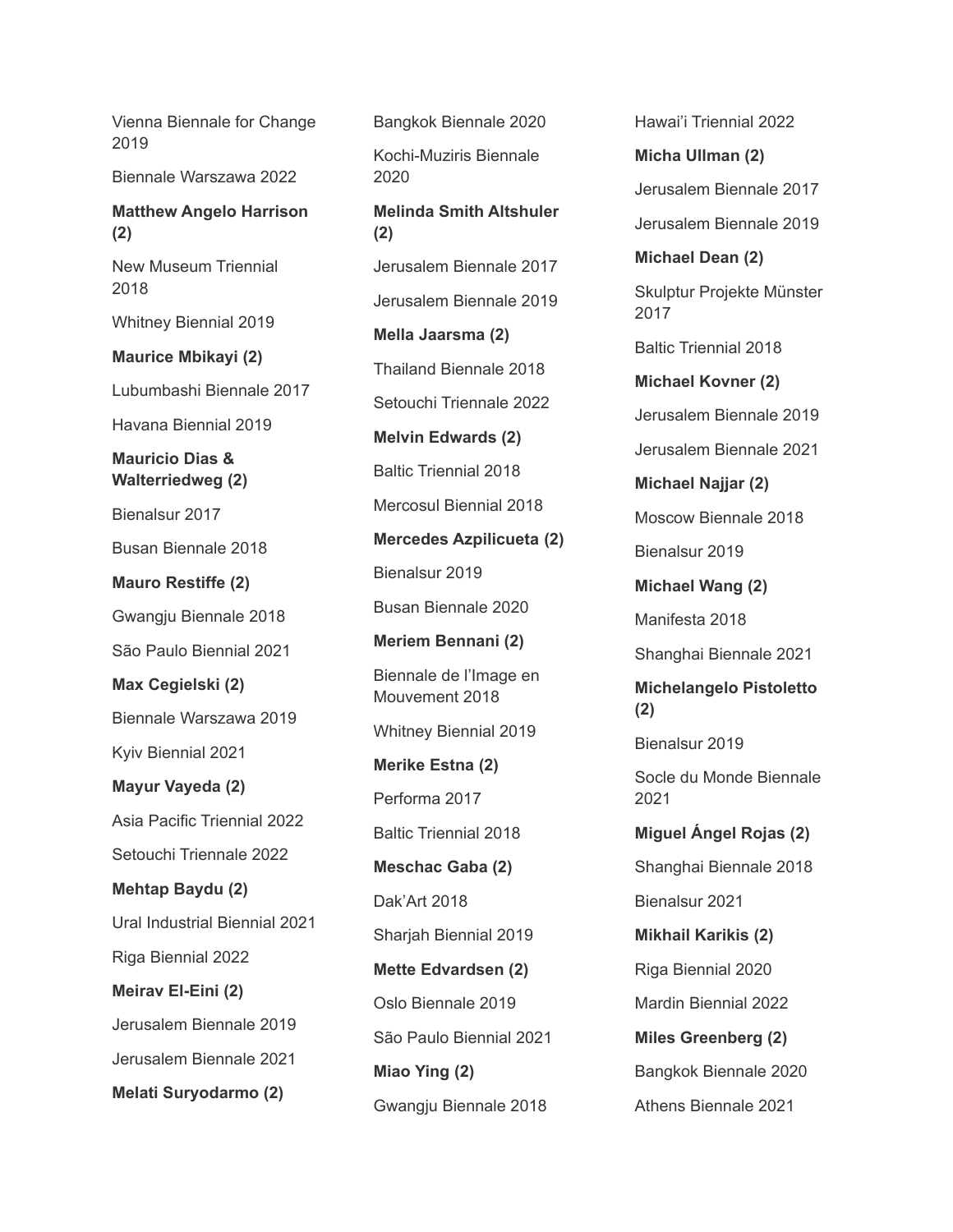Vienna Biennale for Change 2019

Biennale Warszawa 2022

**Matthew Angelo Harrison (2)**

New Museum Triennial 2018

Whitney Biennial 2019

**Maurice Mbikayi (2)**

Lubumbashi Biennale 2017

Havana Biennial 2019

**Mauricio Dias & Walterriedweg (2)**

Bienalsur 2017

Busan Biennale 2018

**Mauro Restiffe (2)**

Gwangju Biennale 2018

São Paulo Biennial 2021

**Max Cegielski (2)**

Biennale Warszawa 2019

Kyiv Biennial 2021

**Mayur Vayeda (2)**

Asia Pacific Triennial 2022

Setouchi Triennale 2022

**Mehtap Baydu (2)**

Ural Industrial Biennial 2021

Riga Biennial 2022

**Meirav El-Eini (2)**

Jerusalem Biennale 2019

Jerusalem Biennale 2021

**Melati Suryodarmo (2)**

Bangkok Biennale 2020

Kochi-Muziris Biennale 2020

**Melinda Smith Altshuler (2)**

Jerusalem Biennale 2017

Jerusalem Biennale 2019

**Mella Jaarsma (2)**

Thailand Biennale 2018

Setouchi Triennale 2022

**Melvin Edwards (2)**

Baltic Triennial 2018

Mercosul Biennial 2018

**Mercedes Azpilicueta (2)**

Bienalsur 2019

Busan Biennale 2020

**Meriem Bennani (2)**

Biennale de l'Image en Mouvement 2018

Whitney Biennial 2019

**Merike Estna (2)**

Performa 2017

Baltic Triennial 2018

**Meschac Gaba (2)**

Dak'Art 2018

Sharjah Biennial 2019

**Mette Edvardsen (2)**

Oslo Biennale 2019

São Paulo Biennial 2021

**Miao Ying (2)**

Gwangju Biennale 2018

Hawai'i Triennial 2022

**Micha Ullman (2)**

Jerusalem Biennale 2017

Jerusalem Biennale 2019

**Michael Dean (2)**

Skulptur Projekte Münster 2017

Baltic Triennial 2018

**Michael Kovner (2)**

Jerusalem Biennale 2019

Jerusalem Biennale 2021

**Michael Najjar (2)**

Moscow Biennale 2018

Bienalsur 2019

**Michael Wang (2)**

Manifesta 2018

Shanghai Biennale 2021

**Michelangelo Pistoletto (2)**

Bienalsur 2019

Socle du Monde Biennale 2021

**Miguel Ángel Rojas (2)**

Shanghai Biennale 2018

Bienalsur 2021

**Mikhail Karikis (2)**

Riga Biennial 2020

Mardin Biennial 2022

**Miles Greenberg (2)**

Bangkok Biennale 2020

Athens Biennale 2021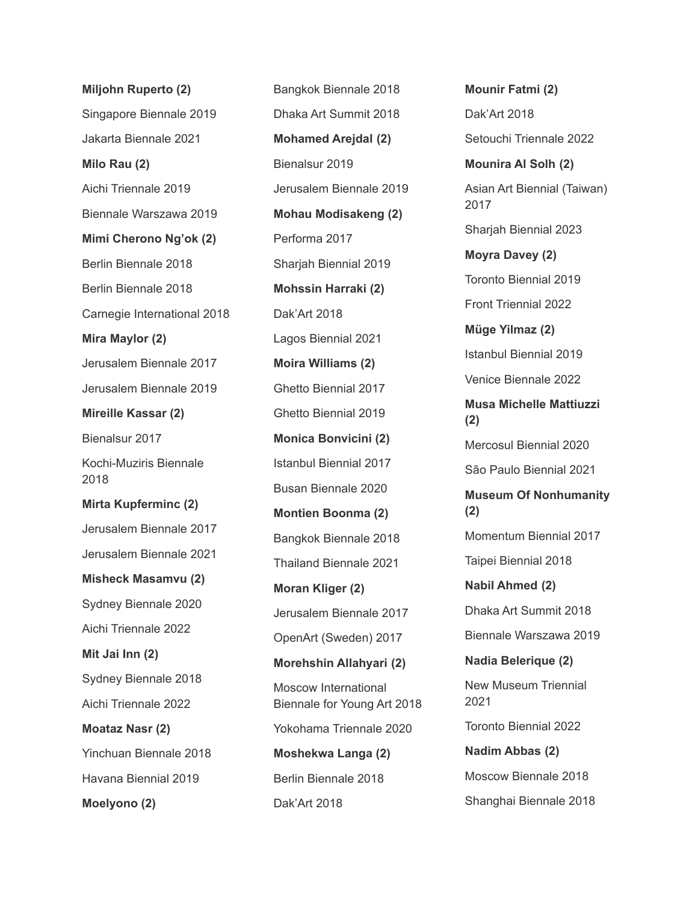**Miljohn Ruperto (2)**

Singapore Biennale 2019

Jakarta Biennale 2021

**Milo Rau (2)**

Aichi Triennale 2019

Biennale Warszawa 2019

**Mimi Cherono Ng'ok (2)**

Berlin Biennale 2018

Berlin Biennale 2018

Carnegie International 2018

**Mira Maylor (2)**

Jerusalem Biennale 2017

Jerusalem Biennale 2019

**Mireille Kassar (2)**

Bienalsur 2017

Kochi-Muziris Biennale 2018

**Mirta Kupferminc (2)**

Jerusalem Biennale 2017

Jerusalem Biennale 2021

**Misheck Masamvu (2)**

Sydney Biennale 2020

Aichi Triennale 2022

**Mit Jai Inn (2)**

Sydney Biennale 2018

Aichi Triennale 2022

**Moataz Nasr (2)**

Yinchuan Biennale 2018

Havana Biennial 2019

**Moelyono (2)**

Bangkok Biennale 2018

Dhaka Art Summit 2018

**Mohamed Arejdal (2)**

Bienalsur 2019

Jerusalem Biennale 2019

**Mohau Modisakeng (2)**

Performa 2017

Sharjah Biennial 2019

**Mohssin Harraki (2)**

Dak'Art 2018

Lagos Biennial 2021

**Moira Williams (2)**

Ghetto Biennial 2017

Ghetto Biennial 2019

**Monica Bonvicini (2)**

Istanbul Biennial 2017

Busan Biennale 2020

**Montien Boonma (2)**

Bangkok Biennale 2018

Thailand Biennale 2021

**Moran Kliger (2)**

Jerusalem Biennale 2017

OpenArt (Sweden) 2017

**Morehshin Allahyari (2)**

Moscow International Biennale for Young Art 2018

Yokohama Triennale 2020

**Moshekwa Langa (2)**

Berlin Biennale 2018

Dak'Art 2018

**Mounir Fatmi (2)**

Dak'Art 2018

Setouchi Triennale 2022

**Mounira Al Solh (2)**

Asian Art Biennial (Taiwan) 2017

Sharjah Biennial 2023

**Moyra Davey (2)**

Toronto Biennial 2019

Front Triennial 2022

**Müge Yilmaz (2)**

Istanbul Biennial 2019

Venice Biennale 2022

**Musa Michelle Mattiuzzi (2)**

Mercosul Biennial 2020

São Paulo Biennial 2021

**Museum Of Nonhumanity (2)**

Momentum Biennial 2017

Taipei Biennial 2018

**Nabil Ahmed (2)**

Dhaka Art Summit 2018

Biennale Warszawa 2019

**Nadia Belerique (2)**

New Museum Triennial 2021

Toronto Biennial 2022

**Nadim Abbas (2)**

Moscow Biennale 2018

Shanghai Biennale 2018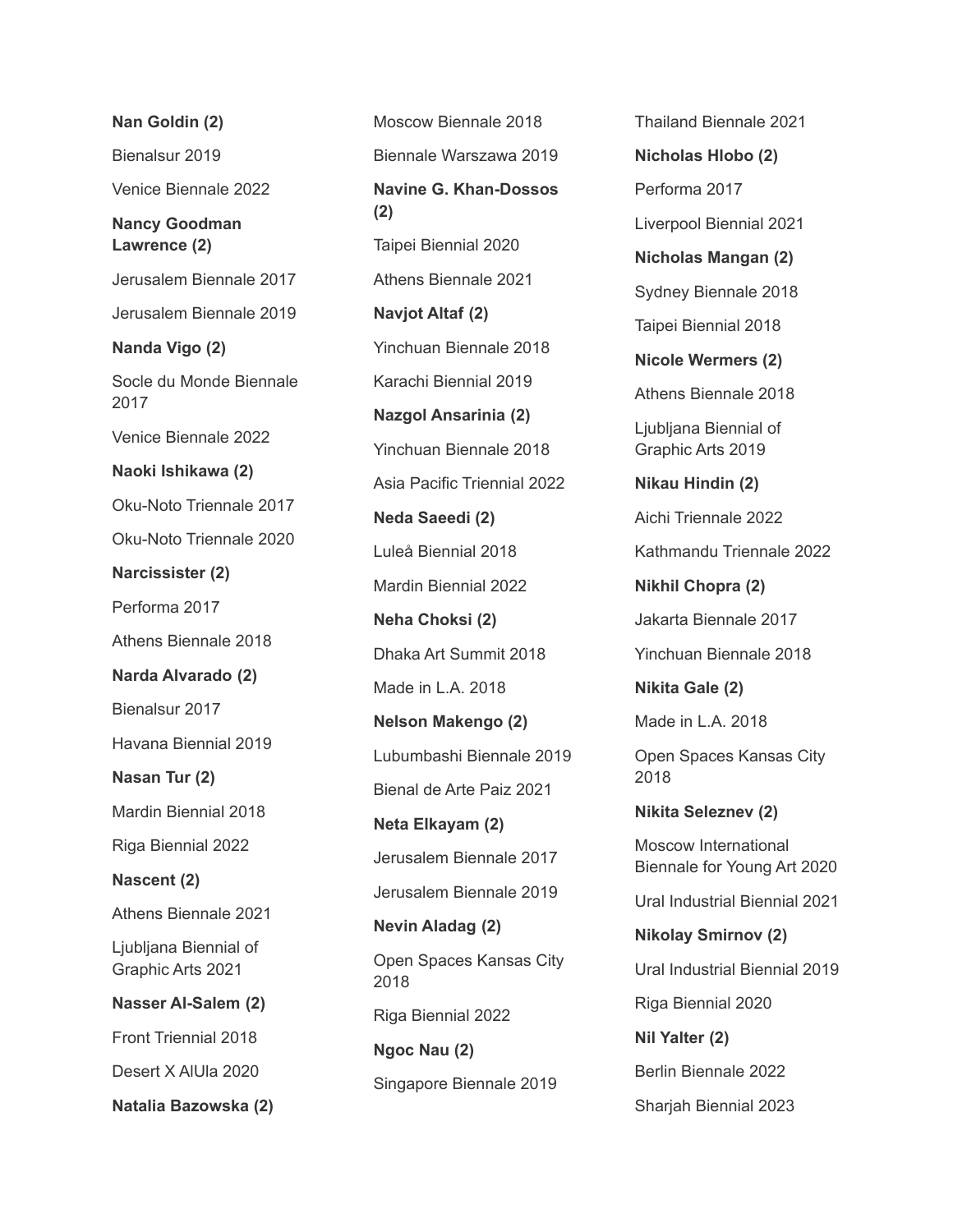**Nan Goldin (2)**

Bienalsur 2019

Venice Biennale 2022

**Nancy Goodman Lawrence (2)**

Jerusalem Biennale 2017

Jerusalem Biennale 2019

**Nanda Vigo (2)**

Socle du Monde Biennale 2017

Venice Biennale 2022

**Naoki Ishikawa (2)**

Oku-Noto Triennale 2017

Oku-Noto Triennale 2020

**Narcissister (2)**

Performa 2017

Athens Biennale 2018

**Narda Alvarado (2)**

Bienalsur 2017

Havana Biennial 2019

**Nasan Tur (2)**

Mardin Biennial 2018

Riga Biennial 2022

**Nascent (2)**

Athens Biennale 2021

Ljubljana Biennial of Graphic Arts 2021

**Nasser Al-Salem (2)**

Front Triennial 2018

Desert X AlUla 2020

**Natalia Bazowska (2)**

Moscow Biennale 2018

Biennale Warszawa 2019

**Navine G. Khan-Dossos (2)**

Taipei Biennial 2020

Athens Biennale 2021

**Navjot Altaf (2)**

Yinchuan Biennale 2018

Karachi Biennial 2019

**Nazgol Ansarinia (2)**

Yinchuan Biennale 2018

Asia Pacific Triennial 2022

**Neda Saeedi (2)**

Luleå Biennial 2018

Mardin Biennial 2022

**Neha Choksi (2)**

Dhaka Art Summit 2018

Made in L.A. 2018

**Nelson Makengo (2)**

Lubumbashi Biennale 2019

Bienal de Arte Paiz 2021

**Neta Elkayam (2)**

Jerusalem Biennale 2017

Jerusalem Biennale 2019

**Nevin Aladag (2)**

Open Spaces Kansas City 2018

Riga Biennial 2022

**Ngoc Nau (2)**

Singapore Biennale 2019

Thailand Biennale 2021

**Nicholas Hlobo (2)**

Performa 2017

Liverpool Biennial 2021

**Nicholas Mangan (2)**

Sydney Biennale 2018

Taipei Biennial 2018

**Nicole Wermers (2)**

Athens Biennale 2018

Ljubljana Biennial of Graphic Arts 2019

**Nikau Hindin (2)**

Aichi Triennale 2022

Kathmandu Triennale 2022

**Nikhil Chopra (2)**

Jakarta Biennale 2017

Yinchuan Biennale 2018

**Nikita Gale (2)**

Made in L.A. 2018

Open Spaces Kansas City 2018

**Nikita Seleznev (2)**

Moscow International Biennale for Young Art 2020

Ural Industrial Biennial 2021

**Nikolay Smirnov (2)**

Ural Industrial Biennial 2019

Riga Biennial 2020

**Nil Yalter (2)**

Berlin Biennale 2022

Sharjah Biennial 2023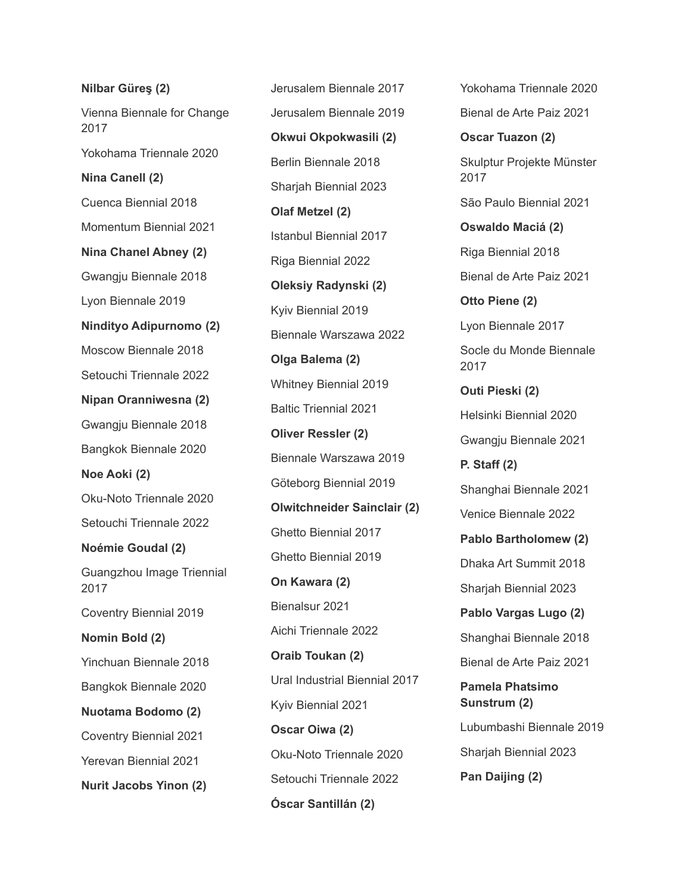**Nilbar Güreş (2)**

Vienna Biennale for Change 2017

Yokohama Triennale 2020

**Nina Canell (2)**

Cuenca Biennial 2018

Momentum Biennial 2021

**Nina Chanel Abney (2)**

Gwangju Biennale 2018

Lyon Biennale 2019

**Ninditya Adipurnomo (2)**

Moscow Biennale 2018

Setouchi Triennale 2022

**Nipan Oranniwesna (2)**

Gwangju Biennale 2018

Bangkok Biennale 2020

**Noe Aoki (2)**

Oku-Noto Triennale 2020

Setouchi Triennale 2022

**Noémie Goudal (2)**

Guangzhou Image Triennial 2017

Coventry Biennial 2019

**Nomin Bold (2)**

Yinchuan Biennale 2018

Bangkok Biennale 2020

**Nuotama Bodomo (2)**

Coventry Biennial 2021

Yerevan Biennial 2021

**Nurit Jacobs Yinon (2)**

Jerusalem Biennale 2017

Jerusalem Biennale 2019

**Okwui Okpokwasili (2)**

Berlin Biennale 2018

Sharjah Biennial 2023

**Olaf Metzel (2)**

Istanbul Biennial 2017

Riga Biennial 2022

**Oleksiy Radynski (2)**

Kyiv Biennial 2019

Biennale Warszawa 2022

**Olga Balema (2)**

Whitney Biennial 2019

Baltic Triennial 2021

**Oliver Ressler (2)**

Biennale Warszawa 2019

Göteborg Biennial 2019

**Olwitchneider Sainclair (2)**

Ghetto Biennial 2017

Ghetto Biennial 2019

**On Kawara (2)**

Bienalsur 2021

Aichi Triennale 2022

**Oraib Toukan (2)**

Ural Industrial Biennial 2017

Kyiv Biennial 2021

**Oscar Oiwa (2)**

Oku-Noto Triennale 2020

Setouchi Triennale 2022

**Óscar Santillán (2)**

Yokohama Triennale 2020

Bienal de Arte Paiz 2021

**Oscar Tuazon (2)**

Skulptur Projekte Münster 2017

São Paulo Biennial 2021

**Oswaldo Maciá (2)**

Riga Biennial 2018

Bienal de Arte Paiz 2021

**Otto Piene (2)**

Lyon Biennale 2017

Socle du Monde Biennale 2017

**Outi Pieski (2)**

Helsinki Biennial 2020

Gwangju Biennale 2021

**P. Staff (2)**

Shanghai Biennale 2021

Venice Biennale 2022

**Pablo Bartholomew (2)**

Dhaka Art Summit 2018

Sharjah Biennial 2023

**Pablo Vargas Lugo (2)**

Shanghai Biennale 2018

Bienal de Arte Paiz 2021

**Pamela Phatsimo Sunstrum (2)**

Lubumbashi Biennale 2019

Sharjah Biennial 2023

**Pan Daijing (2)**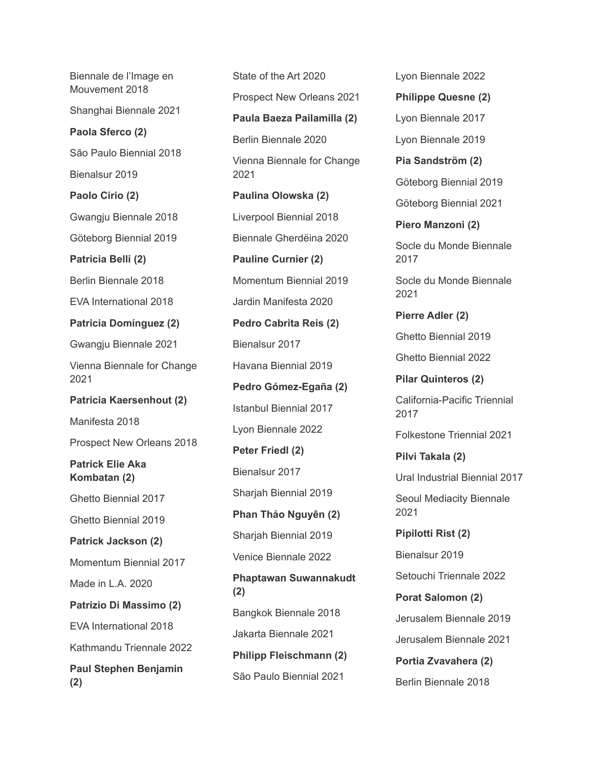Biennale de l'Image en Mouvement 2018

Shanghai Biennale 2021

**Paola Sferco (2)**

São Paulo Biennial 2018

Bienalsur 2019

**Paolo Cirio (2)**

Gwangju Biennale 2018

Göteborg Biennial 2019

**Patricia Belli (2)**

Berlin Biennale 2018

EVA International 2018

**Patricia Domínguez (2)**

Gwangju Biennale 2021

Vienna Biennale for Change 2021

**Patricia Kaersenhout (2)**

Manifesta 2018

Prospect New Orleans 2018

**Patrick Elie Aka Kombatan (2)**

Ghetto Biennial 2017

Ghetto Biennial 2019

**Patrick Jackson (2)**

Momentum Biennial 2017

Made in L.A. 2020

**Patrizio Di Massimo (2)**

EVA International 2018

Kathmandu Triennale 2022

**Paul Stephen Benjamin (2)**

State of the Art 2020

Prospect New Orleans 2021

**Paula Baeza Pailamilla (2)**

Berlin Biennale 2020

Vienna Biennale for Change 2021

**Paulina Olowska (2)**

Liverpool Biennial 2018

Biennale Gherdëina 2020

**Pauline Curnier (2)**

Momentum Biennial 2019

Jardin Manifesta 2020

**Pedro Cabrita Reis (2)**

Bienalsur 2017

Havana Biennial 2019

**Pedro Gómez-Egaña (2)**

Istanbul Biennial 2017

Lyon Biennale 2022

**Peter Friedl (2)**

Bienalsur 2017

Sharjah Biennial 2019

**Phan Thảo Nguyên (2)**

Sharjah Biennial 2019

Venice Biennale 2022

**Phaptawan Suwannakudt (2)**

Bangkok Biennale 2018

Jakarta Biennale 2021

**Philipp Fleischmann (2)**

São Paulo Biennial 2021

Lyon Biennale 2022

**Philippe Quesne (2)**

Lyon Biennale 2017

Lyon Biennale 2019

**Pia Sandström (2)**

Göteborg Biennial 2019

Göteborg Biennial 2021

**Piero Manzoni (2)**

Socle du Monde Biennale 2017

Socle du Monde Biennale 2021

**Pierre Adler (2)**

Ghetto Biennial 2019

Ghetto Biennial 2022

**Pilar Quinteros (2)**

California-Pacific Triennial 2017

Folkestone Triennial 2021

**Pilvi Takala (2)**

Ural Industrial Biennial 2017

Seoul Mediacity Biennale 2021

**Pipilotti Rist (2)**

Bienalsur 2019

Setouchi Triennale 2022

**Porat Salomon (2)**

Jerusalem Biennale 2019

Jerusalem Biennale 2021

**Portia Zvavahera (2)**

Berlin Biennale 2018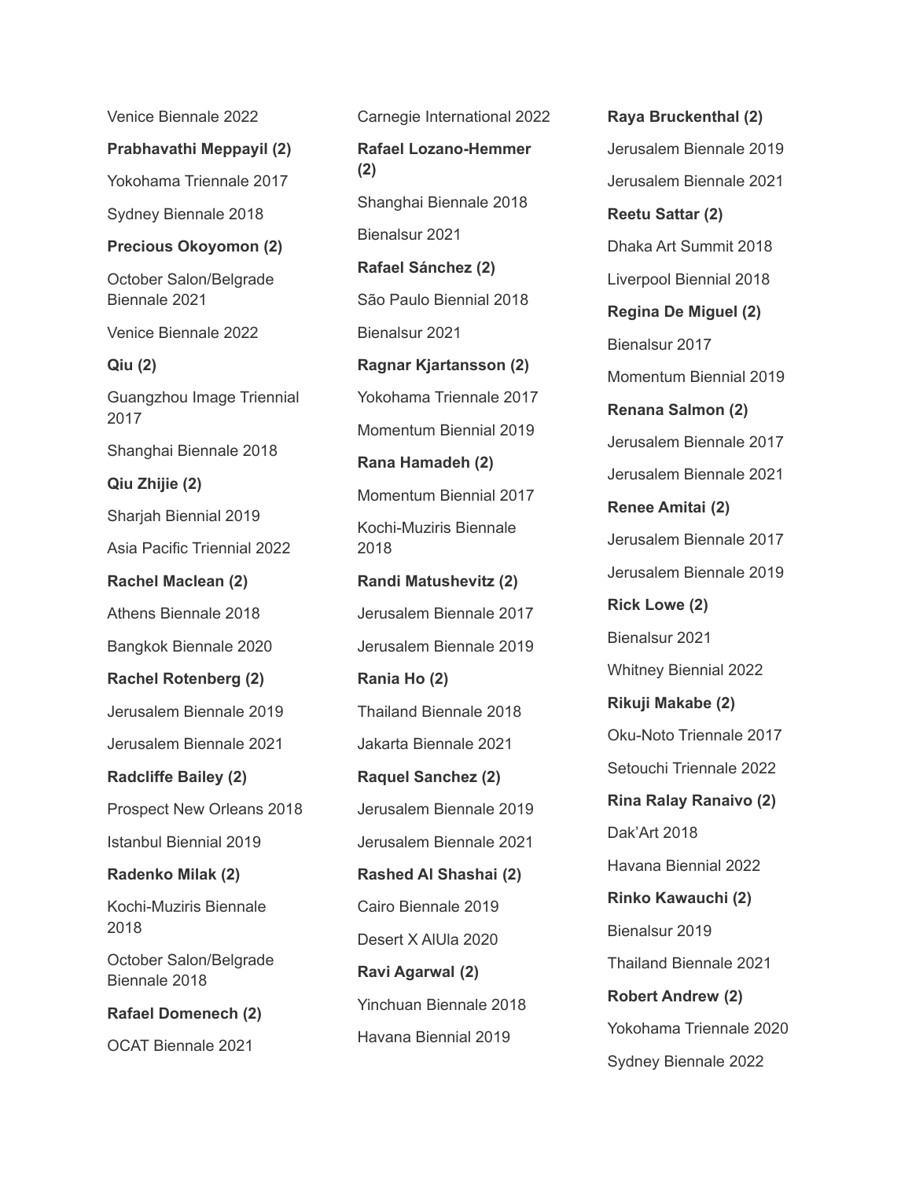Venice Biennale 2022

**Prabhavathi Meppayil (2)**

Yokohama Triennale 2017

Sydney Biennale 2018

**Precious Okoyomon (2)**

October Salon/Belgrade Biennale 2021

Venice Biennale 2022

**Qiu (2)**

Guangzhou Image Triennial 2017

Shanghai Biennale 2018

**Qiu Zhijie (2)**

Sharjah Biennial 2019

Asia Pacific Triennial 2022

**Rachel Maclean (2)**

Athens Biennale 2018

Bangkok Biennale 2020

**Rachel Rotenberg (2)**

Jerusalem Biennale 2019

Jerusalem Biennale 2021

**Radcliffe Bailey (2)**

Prospect New Orleans 2018

Istanbul Biennial 2019

**Radenko Milak (2)**

Kochi-Muziris Biennale 2018

October Salon/Belgrade Biennale 2018

**Rafael Domenech (2)**

OCAT Biennale 2021

Carnegie International 2022

**Rafael Lozano-Hemmer (2)**

Shanghai Biennale 2018

Bienalsur 2021

**Rafael Sánchez (2)**

São Paulo Biennial 2018

Bienalsur 2021

**Ragnar Kjartansson (2)**

Yokohama Triennale 2017

Momentum Biennial 2019

**Rana Hamadeh (2)**

Momentum Biennial 2017

Kochi-Muziris Biennale 2018

**Randi Matushevitz (2)**

Jerusalem Biennale 2017

Jerusalem Biennale 2019

**Rania Ho (2)**

Thailand Biennale 2018

Jakarta Biennale 2021

**Raquel Sanchez (2)**

Jerusalem Biennale 2019

Jerusalem Biennale 2021

**Rashed Al Shashai (2)**

Cairo Biennale 2019

Desert X AlUla 2020

**Ravi Agarwal (2)**

Yinchuan Biennale 2018

Havana Biennial 2019

**Raya Bruckenthal (2)**

Jerusalem Biennale 2019

Jerusalem Biennale 2021

**Reetu Sattar (2)**

Dhaka Art Summit 2018

Liverpool Biennial 2018

**Regina De Miguel (2)**

Bienalsur 2017

Momentum Biennial 2019

**Renana Salmon (2)**

Jerusalem Biennale 2017

Jerusalem Biennale 2021

**Renee Amitai (2)**

Jerusalem Biennale 2017

Jerusalem Biennale 2019

**Rick Lowe (2)**

Bienalsur 2021

Whitney Biennial 2022

**Rikuji Makabe (2)**

Oku-Noto Triennale 2017

Setouchi Triennale 2022

**Rina Ralay Ranaivo (2)**

Dak'Art 2018

Havana Biennial 2022

**Rinko Kawauchi (2)**

Bienalsur 2019

Thailand Biennale 2021

**Robert Andrew (2)**

Yokohama Triennale 2020

Sydney Biennale 2022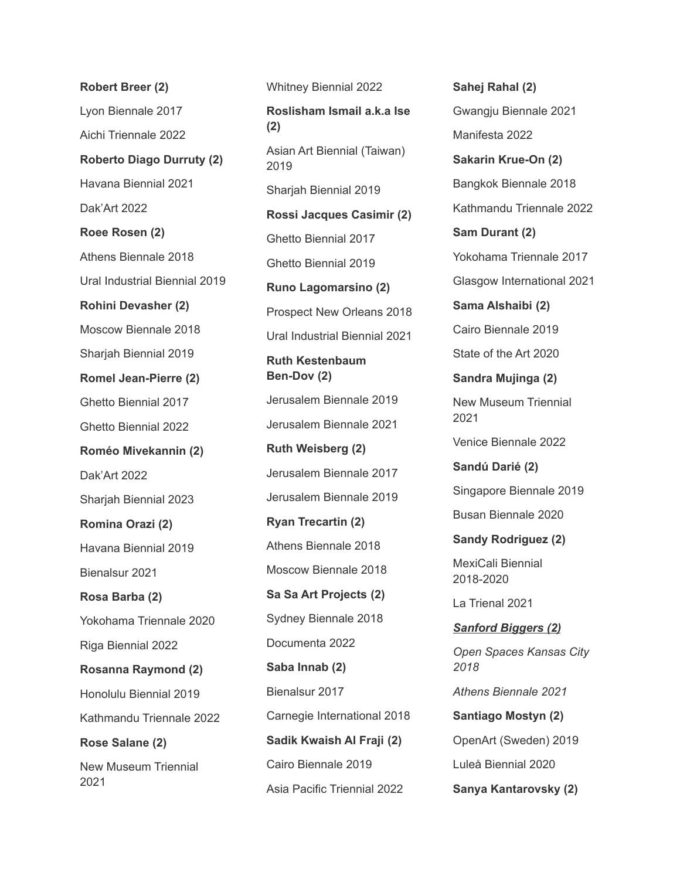**Robert Breer (2)**

Lyon Biennale 2017

Aichi Triennale 2022

**Roberto Diago Durruty (2)**

Havana Biennial 2021

Dak'Art 2022

**Roee Rosen (2)**

Athens Biennale 2018

Ural Industrial Biennial 2019

**Rohini Devasher (2)**

Moscow Biennale 2018

Sharjah Biennial 2019

**Romel Jean-Pierre (2)**

Ghetto Biennial 2017

Ghetto Biennial 2022

**Roméo Mivekannin (2)**

Dak'Art 2022

Sharjah Biennial 2023

**Romina Orazi (2)**

Havana Biennial 2019

Bienalsur 2021

**Rosa Barba (2)**

Yokohama Triennale 2020

Riga Biennial 2022

**Rosanna Raymond (2)**

Honolulu Biennial 2019

Kathmandu Triennale 2022

**Rose Salane (2)**

New Museum Triennial 2021

Whitney Biennial 2022

**Roslisham Ismail a.k.a Ise (2)**

Asian Art Biennial (Taiwan) 2019

Sharjah Biennial 2019

**Rossi Jacques Casimir (2)**

Ghetto Biennial 2017

Ghetto Biennial 2019

**Runo Lagomarsino (2)**

Prospect New Orleans 2018

Ural Industrial Biennial 2021

**Ruth Kestenbaum Ben-Dov (2)**

Jerusalem Biennale 2019

Jerusalem Biennale 2021

**Ruth Weisberg (2)**

Jerusalem Biennale 2017

Jerusalem Biennale 2019

**Ryan Trecartin (2)**

Athens Biennale 2018

Moscow Biennale 2018

**Sa Sa Art Projects (2)**

Sydney Biennale 2018

Documenta 2022

**Saba Innab (2)**

Bienalsur 2017

Carnegie International 2018

**Sadik Kwaish Al Fraji (2)**

Cairo Biennale 2019

Asia Pacific Triennial 2022

**Sahej Rahal (2)**

Gwangju Biennale 2021

Manifesta 2022

**Sakarin Krue-On (2)**

Bangkok Biennale 2018

Kathmandu Triennale 2022

**Sam Durant (2)**

Yokohama Triennale 2017

Glasgow International 2021

**Sama Alshaibi (2)**

Cairo Biennale 2019

State of the Art 2020

**Sandra Mujinga (2)**

New Museum Triennial 2021

Venice Biennale 2022

**Sandú Darié (2)**

Singapore Biennale 2019

Busan Biennale 2020

**Sandy Rodriguez (2)**

MexiCali Biennial 2018-2020

La Trienal 2021

***Sanford Biggers (2)***

*Open Spaces Kansas City 2018*

*Athens Biennale 2021*

**Santiago Mostyn (2)**

OpenArt (Sweden) 2019

Luleå Biennial 2020

**Sanya Kantarovsky (2)**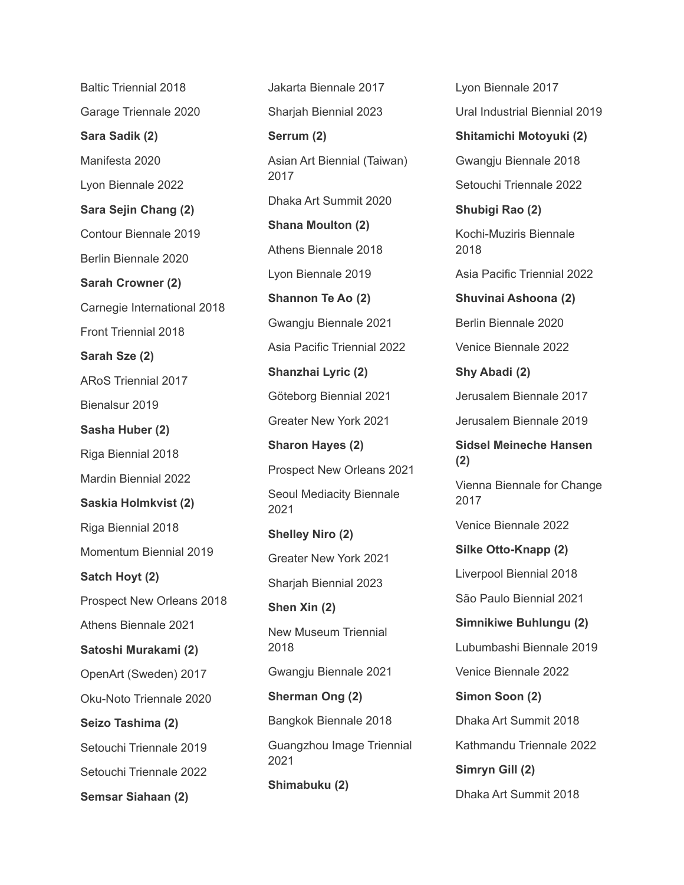Baltic Triennial 2018

Garage Triennale 2020

**Sara Sadik (2)**

Manifesta 2020

Lyon Biennale 2022

**Sara Sejin Chang (2)**

Contour Biennale 2019

Berlin Biennale 2020

**Sarah Crowner (2)**

Carnegie International 2018

Front Triennial 2018

**Sarah Sze (2)**

ARoS Triennial 2017

Bienalsur 2019

**Sasha Huber (2)**

Riga Biennial 2018

Mardin Biennial 2022

**Saskia Holmkvist (2)**

Riga Biennial 2018

Momentum Biennial 2019

**Satch Hoyt (2)**

Prospect New Orleans 2018

Athens Biennale 2021

**Satoshi Murakami (2)**

OpenArt (Sweden) 2017

Oku-Noto Triennale 2020

**Seizo Tashima (2)**

Setouchi Triennale 2019

Setouchi Triennale 2022

**Semsar Siahaan (2)**

Jakarta Biennale 2017

Sharjah Biennial 2023

**Serrum (2)**

Asian Art Biennial (Taiwan) 2017

Dhaka Art Summit 2020

**Shana Moulton (2)**

Athens Biennale 2018

Lyon Biennale 2019

**Shannon Te Ao (2)**

Gwangju Biennale 2021

Asia Pacific Triennial 2022

**Shanzhai Lyric (2)**

Göteborg Biennial 2021

Greater New York 2021

**Sharon Hayes (2)**

Prospect New Orleans 2021

Seoul Mediacity Biennale 2021

**Shelley Niro (2)**

Greater New York 2021

Sharjah Biennial 2023

**Shen Xin (2)**

New Museum Triennial 2018

Gwangju Biennale 2021

**Sherman Ong (2)**

Bangkok Biennale 2018

Guangzhou Image Triennial 2021

**Shimabuku (2)**

Lyon Biennale 2017

Ural Industrial Biennial 2019

**Shitamichi Motoyuki (2)**

Gwangju Biennale 2018

Setouchi Triennale 2022

**Shubigi Rao (2)**

Kochi-Muziris Biennale 2018

Asia Pacific Triennial 2022

**Shuvinai Ashoona (2)**

Berlin Biennale 2020

Venice Biennale 2022

**Shy Abadi (2)**

Jerusalem Biennale 2017

Jerusalem Biennale 2019

**Sidsel Meineche Hansen (2)**

Vienna Biennale for Change 2017

Venice Biennale 2022

**Silke Otto-Knapp (2)**

Liverpool Biennial 2018

São Paulo Biennial 2021

**Simnikiwe Buhlungu (2)**

Lubumbashi Biennale 2019

Venice Biennale 2022

**Simon Soon (2)**

Dhaka Art Summit 2018

Kathmandu Triennale 2022

**Simryn Gill (2)**

Dhaka Art Summit 2018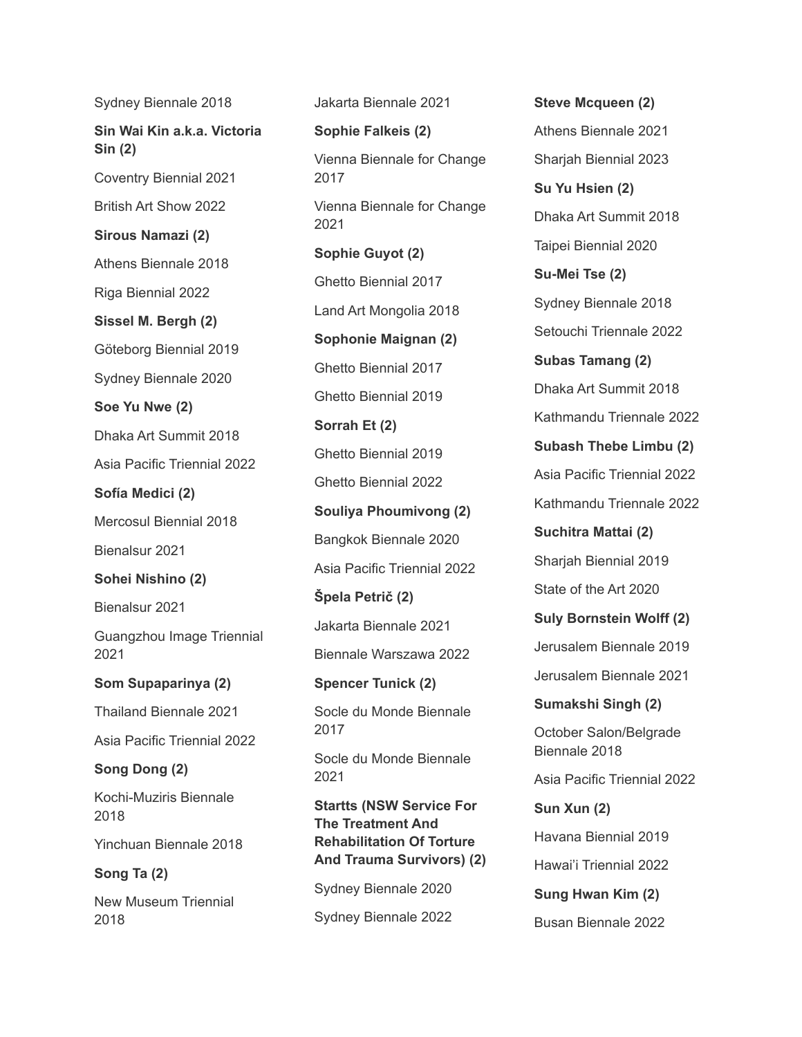Sydney Biennale 2018

**Sin Wai Kin a.k.a. Victoria Sin (2)**

Coventry Biennial 2021

British Art Show 2022

**Sirous Namazi (2)**

Athens Biennale 2018

Riga Biennial 2022

**Sissel M. Bergh (2)**

Göteborg Biennial 2019

Sydney Biennale 2020

**Soe Yu Nwe (2)**

Dhaka Art Summit 2018

Asia Pacific Triennial 2022

**Sofía Medici (2)**

Mercosul Biennial 2018

Bienalsur 2021

**Sohei Nishino (2)**

Bienalsur 2021

Guangzhou Image Triennial 2021

**Som Supaparinya (2)**

Thailand Biennale 2021

Asia Pacific Triennial 2022

**Song Dong (2)**

Kochi-Muziris Biennale 2018

Yinchuan Biennale 2018

**Song Ta (2)**

New Museum Triennial 2018

Jakarta Biennale 2021

**Sophie Falkeis (2)**

Vienna Biennale for Change 2017

Vienna Biennale for Change 2021

**Sophie Guyot (2)**

Ghetto Biennial 2017

Land Art Mongolia 2018

**Sophonie Maignan (2)**

Ghetto Biennial 2017

Ghetto Biennial 2019

**Sorrah Et (2)**

Ghetto Biennial 2019

Ghetto Biennial 2022

**Souliya Phoumivong (2)**

Bangkok Biennale 2020

Asia Pacific Triennial 2022

**Špela Petrič (2)**

Jakarta Biennale 2021

Biennale Warszawa 2022

**Spencer Tunick (2)**

Socle du Monde Biennale 2017

Socle du Monde Biennale 2021

**Startts (NSW Service For The Treatment And Rehabilitation Of Torture And Trauma Survivors) (2)**

Sydney Biennale 2020

Sydney Biennale 2022

**Steve Mcqueen (2)**

Athens Biennale 2021

Sharjah Biennial 2023

**Su Yu Hsien (2)**

Dhaka Art Summit 2018

Taipei Biennial 2020

**Su-Mei Tse (2)**

Sydney Biennale 2018

Setouchi Triennale 2022

**Subas Tamang (2)**

Dhaka Art Summit 2018

Kathmandu Triennale 2022

**Subash Thebe Limbu (2)**

Asia Pacific Triennial 2022

Kathmandu Triennale 2022

**Suchitra Mattai (2)**

Sharjah Biennial 2019

State of the Art 2020

**Suly Bornstein Wolff (2)**

Jerusalem Biennale 2019

Jerusalem Biennale 2021

**Sumakshi Singh (2)**

October Salon/Belgrade Biennale 2018

Asia Pacific Triennial 2022

**Sun Xun (2)**

Havana Biennial 2019

Hawai'i Triennial 2022

**Sung Hwan Kim (2)**

Busan Biennale 2022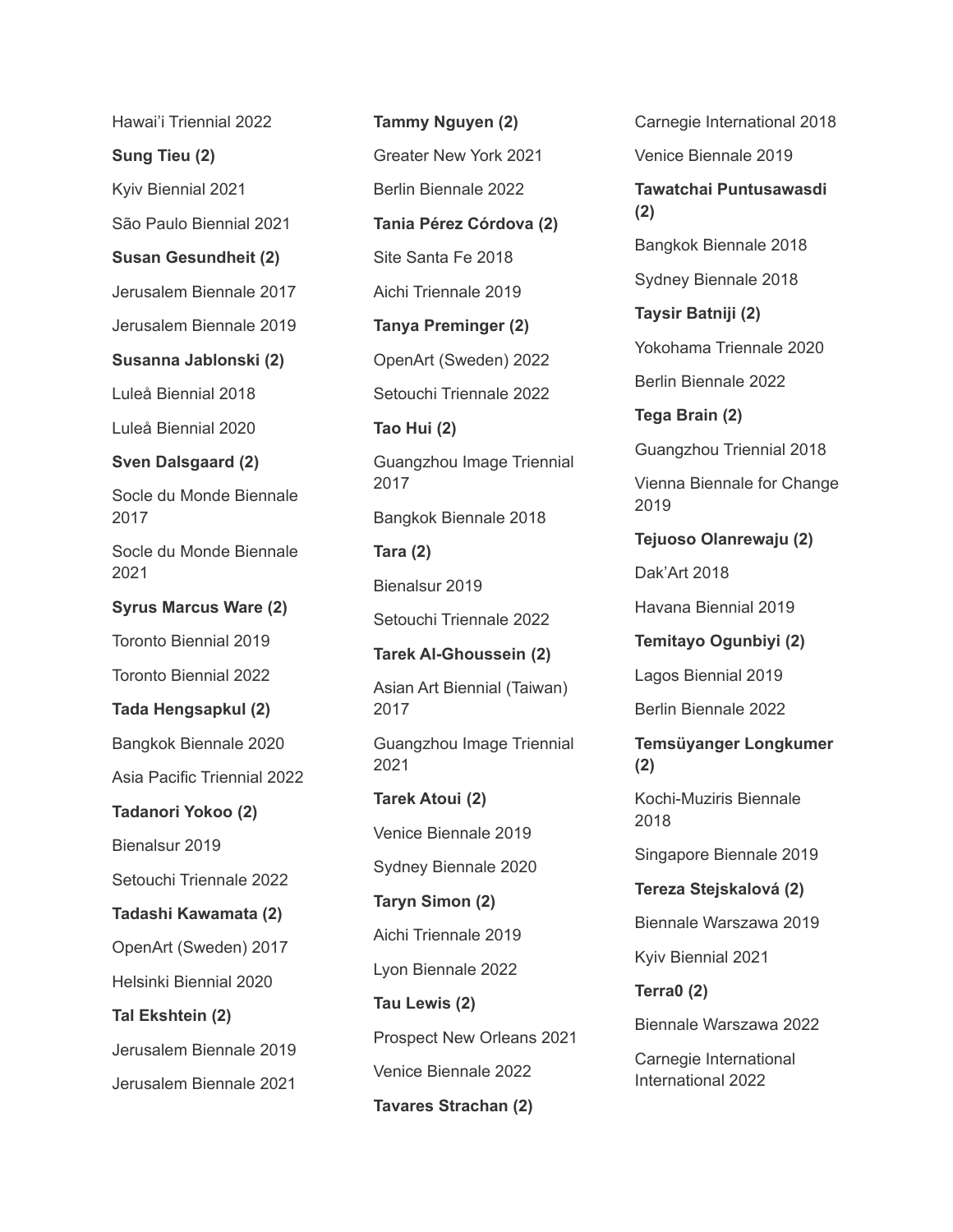Hawai'i Triennial 2022

**Sung Tieu (2)**

Kyiv Biennial 2021

São Paulo Biennial 2021

**Susan Gesundheit (2)**

Jerusalem Biennale 2017

Jerusalem Biennale 2019

**Susanna Jablonski (2)**

Luleå Biennial 2018

Luleå Biennial 2020

**Sven Dalsgaard (2)**

Socle du Monde Biennale 2017

Socle du Monde Biennale 2021

**Syrus Marcus Ware (2)**

Toronto Biennial 2019

Toronto Biennial 2022

**Tada Hengsapkul (2)**

Bangkok Biennale 2020

Asia Pacific Triennial 2022

**Tadanori Yokoo (2)**

Bienalsur 2019

Setouchi Triennale 2022

**Tadashi Kawamata (2)**

OpenArt (Sweden) 2017

Helsinki Biennial 2020

**Tal Ekshtein (2)**

Jerusalem Biennale 2019

Jerusalem Biennale 2021

**Tammy Nguyen (2)**

Greater New York 2021

Berlin Biennale 2022

**Tania Pérez Córdova (2)**

Site Santa Fe 2018

Aichi Triennale 2019

**Tanya Preminger (2)**

OpenArt (Sweden) 2022

Setouchi Triennale 2022

**Tao Hui (2)**

Guangzhou Image Triennial 2017

Bangkok Biennale 2018

**Tara (2)**

Bienalsur 2019

Setouchi Triennale 2022

**Tarek Al-Ghoussein (2)**

Asian Art Biennial (Taiwan) 2017

Guangzhou Image Triennial 2021

**Tarek Atoui (2)**

Venice Biennale 2019

Sydney Biennale 2020

**Taryn Simon (2)**

Aichi Triennale 2019

Lyon Biennale 2022

**Tau Lewis (2)**

Prospect New Orleans 2021

Venice Biennale 2022

**Tavares Strachan (2)**

Carnegie International 2018

Venice Biennale 2019

**Tawatchai Puntusawasdi (2)**

Bangkok Biennale 2018

Sydney Biennale 2018

**Taysir Batniji (2)**

Yokohama Triennale 2020

Berlin Biennale 2022

**Tega Brain (2)**

Guangzhou Triennial 2018

Vienna Biennale for Change 2019

**Tejuoso Olanrewaju (2)**

Dak'Art 2018

Havana Biennial 2019

**Temitayo Ogunbiyi (2)**

Lagos Biennial 2019

Berlin Biennale 2022

**Temsüyanger Longkumer (2)**

Kochi-Muziris Biennale 2018

Singapore Biennale 2019

**Tereza Stejskalová (2)**

Biennale Warszawa 2019

Kyiv Biennial 2021

**Terra0 (2)**

Biennale Warszawa 2022

Carnegie International International 2022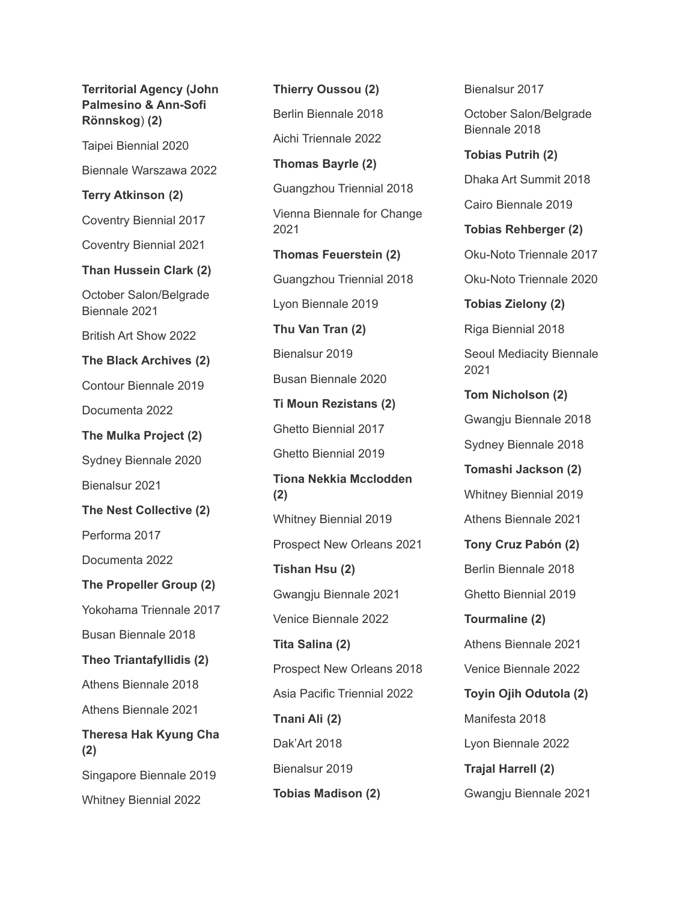**Territorial Agency (John Palmesino & Ann-Sofi Rönnskog) (2)**

Taipei Biennial 2020

Biennale Warszawa 2022

**Terry Atkinson (2)**

Coventry Biennial 2017

Coventry Biennial 2021

**Than Hussein Clark (2)**

October Salon/Belgrade Biennale 2021

British Art Show 2022

**The Black Archives (2)**

Contour Biennale 2019

Documenta 2022

**The Mulka Project (2)**

Sydney Biennale 2020

Bienalsur 2021

**The Nest Collective (2)**

Performa 2017

Documenta 2022

**The Propeller Group (2)**

Yokohama Triennale 2017

Busan Biennale 2018

**Theo Triantafyllidis (2)**

Athens Biennale 2018

Athens Biennale 2021

**Theresa Hak Kyung Cha (2)**

Singapore Biennale 2019

Whitney Biennial 2022

**Thierry Oussou (2)**

Berlin Biennale 2018

Aichi Triennale 2022

**Thomas Bayrle (2)**

Guangzhou Triennial 2018

Vienna Biennale for Change 2021

**Thomas Feuerstein (2)**

Guangzhou Triennial 2018

Lyon Biennale 2019

**Thu Van Tran (2)**

Bienalsur 2019

Busan Biennale 2020

**Ti Moun Rezistans (2)**

Ghetto Biennial 2017

Ghetto Biennial 2019

**Tiona Nekkia Mcclodden (2)**

Whitney Biennial 2019

Prospect New Orleans 2021

**Tishan Hsu (2)**

Gwangju Biennale 2021

Venice Biennale 2022

**Tita Salina (2)**

Prospect New Orleans 2018

Asia Pacific Triennial 2022

**Tnani Ali (2)**

Dak'Art 2018

Bienalsur 2019

**Tobias Madison (2)**

Bienalsur 2017

October Salon/Belgrade Biennale 2018

**Tobias Putrih (2)**

Dhaka Art Summit 2018

Cairo Biennale 2019

**Tobias Rehberger (2)**

Oku-Noto Triennale 2017

Oku-Noto Triennale 2020

**Tobias Zielony (2)**

Riga Biennial 2018

Seoul Mediacity Biennale 2021

**Tom Nicholson (2)**

Gwangju Biennale 2018

Sydney Biennale 2018

**Tomashi Jackson (2)**

Whitney Biennial 2019

Athens Biennale 2021

**Tony Cruz Pabón (2)**

Berlin Biennale 2018

Ghetto Biennial 2019

**Tourmaline (2)**

Athens Biennale 2021

Venice Biennale 2022

**Toyin Ojih Odutola (2)**

Manifesta 2018

Lyon Biennale 2022

**Trajal Harrell (2)**

Gwangju Biennale 2021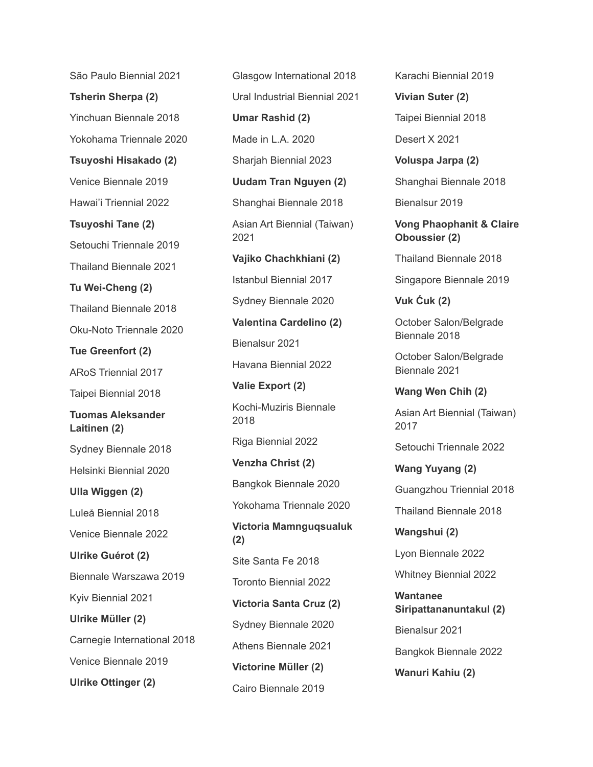São Paulo Biennial 2021

**Tsherin Sherpa (2)**

Yinchuan Biennale 2018

Yokohama Triennale 2020

**Tsuyoshi Hisakado (2)**

Venice Biennale 2019

Hawai'i Triennial 2022

**Tsuyoshi Tane (2)**

Setouchi Triennale 2019

Thailand Biennale 2021

**Tu Wei-Cheng (2)**

Thailand Biennale 2018

Oku-Noto Triennale 2020

**Tue Greenfort (2)**

ARoS Triennial 2017

Taipei Biennial 2018

**Tuomas Aleksander Laitinen (2)**

Sydney Biennale 2018

Helsinki Biennial 2020

**Ulla Wiggen (2)**

Luleå Biennial 2018

Venice Biennale 2022

**Ulrike Guérot (2)**

Biennale Warszawa 2019

Kyiv Biennial 2021

**Ulrike Müller (2)**

Carnegie International 2018

Venice Biennale 2019

**Ulrike Ottinger (2)**

Glasgow International 2018

Ural Industrial Biennial 2021

**Umar Rashid (2)**

Made in L.A. 2020

Sharjah Biennial 2023

**Uudam Tran Nguyen (2)**

Shanghai Biennale 2018

Asian Art Biennial (Taiwan) 2021

**Vajiko Chachkhiani (2)**

Istanbul Biennial 2017

Sydney Biennale 2020

**Valentina Cardelino (2)**

Bienalsur 2021

Havana Biennial 2022

**Valie Export (2)**

Kochi-Muziris Biennale 2018

Riga Biennial 2022

**Venzha Christ (2)**

Bangkok Biennale 2020

Yokohama Triennale 2020

**Victoria Mamnguqsualuk (2)**

Site Santa Fe 2018

Toronto Biennial 2022

**Victoria Santa Cruz (2)**

Sydney Biennale 2020

Athens Biennale 2021

**Victorine Müller (2)**

Cairo Biennale 2019

Karachi Biennial 2019

**Vivian Suter (2)**

Taipei Biennial 2018

Desert X 2021

**Voluspa Jarpa (2)**

Shanghai Biennale 2018

Bienalsur 2019

**Vong Phaophanit & Claire Oboussier (2)**

Thailand Biennale 2018

Singapore Biennale 2019

**Vuk Ćuk (2)**

October Salon/Belgrade Biennale 2018

October Salon/Belgrade Biennale 2021

**Wang Wen Chih (2)**

Asian Art Biennial (Taiwan) 2017

Setouchi Triennale 2022

**Wang Yuyang (2)**

Guangzhou Triennial 2018

Thailand Biennale 2018

**Wangshui (2)**

Lyon Biennale 2022

Whitney Biennial 2022

**Wantanee Siripattananuntakul (2)**

Bienalsur 2021

Bangkok Biennale 2022

**Wanuri Kahiu (2)**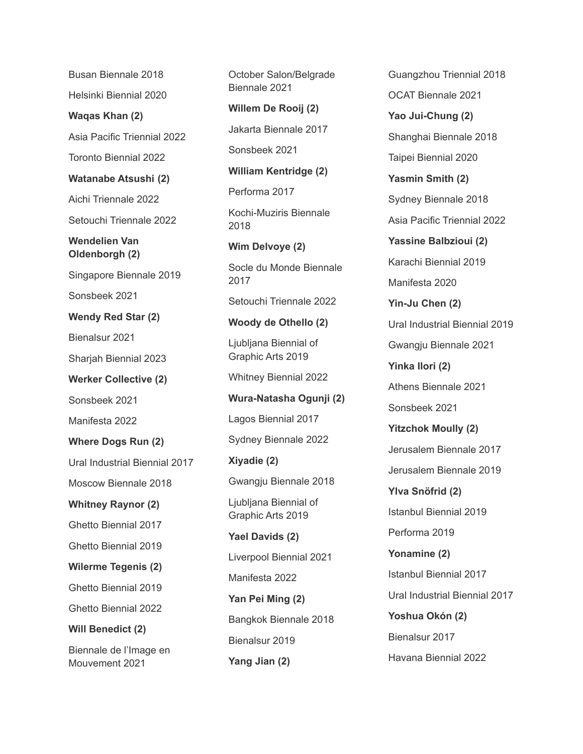Busan Biennale 2018

Helsinki Biennial 2020

**Waqas Khan (2)**

Asia Pacific Triennial 2022

Toronto Biennial 2022

**Watanabe Atsushi (2)**

Aichi Triennale 2022

Setouchi Triennale 2022

**Wendelien Van Oldenborgh (2)**

Singapore Biennale 2019

Sonsbeek 2021

**Wendy Red Star (2)**

Bienalsur 2021

Sharjah Biennial 2023

**Werker Collective (2)**

Sonsbeek 2021

Manifesta 2022

**Where Dogs Run (2)**

Ural Industrial Biennial 2017

Moscow Biennale 2018

**Whitney Raynor (2)**

Ghetto Biennial 2017

Ghetto Biennial 2019

**Wilerme Tegenis (2)**

Ghetto Biennial 2019

Ghetto Biennial 2022

**Will Benedict (2)**

Biennale de l'Image en Mouvement 2021

October Salon/Belgrade Biennale 2021

**Willem De Rooij (2)**

Jakarta Biennale 2017

Sonsbeek 2021

**William Kentridge (2)**

Performa 2017

Kochi-Muziris Biennale 2018

**Wim Delvoye (2)**

Socle du Monde Biennale 2017

Setouchi Triennale 2022

**Woody de Othello (2)**

Ljubljana Biennial of Graphic Arts 2019

Whitney Biennial 2022

**Wura-Natasha Ogunji (2)**

Lagos Biennial 2017

Sydney Biennale 2022

**Xiyadie (2)**

Gwangju Biennale 2018

Ljubljana Biennial of Graphic Arts 2019

**Yael Davids (2)**

Liverpool Biennial 2021

Manifesta 2022

**Yan Pei Ming (2)**

Bangkok Biennale 2018

Bienalsur 2019

**Yang Jian (2)**

Guangzhou Triennial 2018

OCAT Biennale 2021

**Yao Jui-Chung (2)**

Shanghai Biennale 2018

Taipei Biennial 2020

**Yasmin Smith (2)**

Sydney Biennale 2018

Asia Pacific Triennial 2022

**Yassine Balbzioui (2)**

Karachi Biennial 2019

Manifesta 2020

**Yin-Ju Chen (2)**

Ural Industrial Biennial 2019

Gwangju Biennale 2021

**Yinka Ilori (2)**

Athens Biennale 2021

Sonsbeek 2021

**Yitzchok Moully (2)**

Jerusalem Biennale 2017

Jerusalem Biennale 2019

**Ylva Snöfrid (2)**

Istanbul Biennial 2019

Performa 2019

**Yonamine (2)**

Istanbul Biennial 2017

Ural Industrial Biennial 2017

**Yoshua Okón (2)**

Bienalsur 2017

Havana Biennial 2022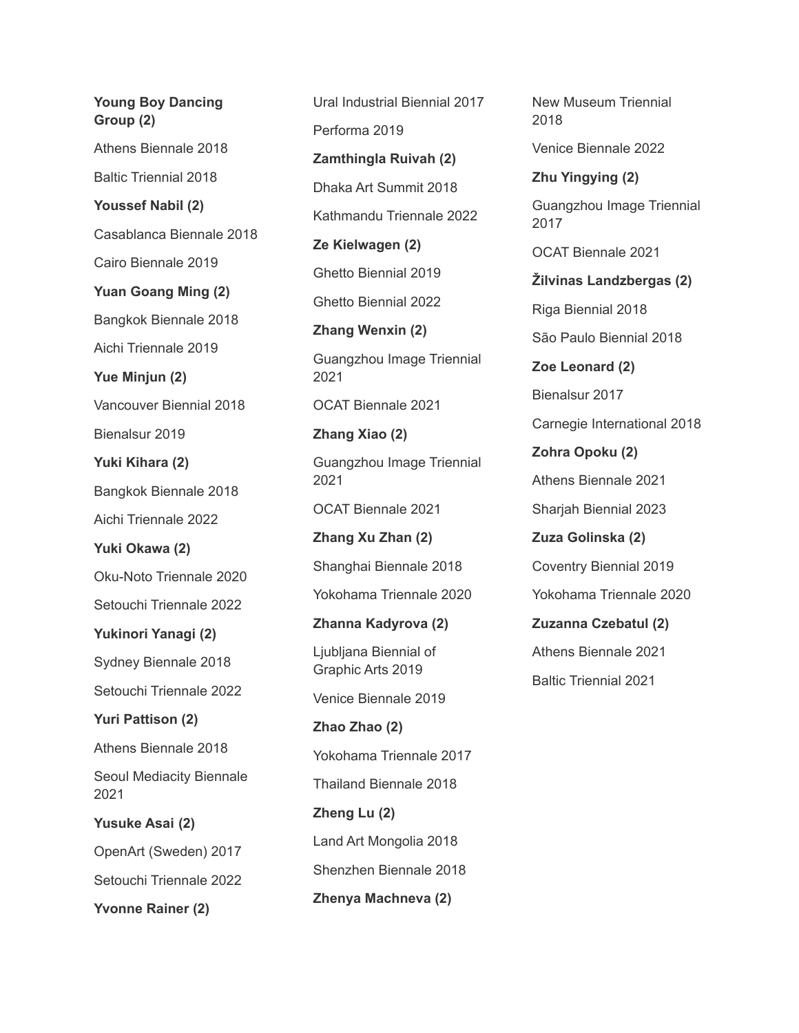**Young Boy Dancing Group (2)**

Athens Biennale 2018

Baltic Triennial 2018

**Youssef Nabil (2)**

Casablanca Biennale 2018

Cairo Biennale 2019

**Yuan Goang Ming (2)**

Bangkok Biennale 2018

Aichi Triennale 2019

**Yue Minjun (2)**

Vancouver Biennial 2018

Bienalsur 2019

**Yuki Kihara (2)**

Bangkok Biennale 2018

Aichi Triennale 2022

**Yuki Okawa (2)**

Oku-Noto Triennale 2020

Setouchi Triennale 2022

**Yukinori Yanagi (2)**

Sydney Biennale 2018

Setouchi Triennale 2022

**Yuri Pattison (2)**

Athens Biennale 2018

Seoul Mediacity Biennale 2021

**Yusuke Asai (2)**

OpenArt (Sweden) 2017

Setouchi Triennale 2022

**Yvonne Rainer (2)**

Ural Industrial Biennial 2017

Performa 2019

**Zamthingla Ruivah (2)**

Dhaka Art Summit 2018

Kathmandu Triennale 2022

**Ze Kielwagen (2)**

Ghetto Biennial 2019

Ghetto Biennial 2022

**Zhang Wenxin (2)**

Guangzhou Image Triennial 2021

OCAT Biennale 2021

**Zhang Xiao (2)**

Guangzhou Image Triennial 2021

OCAT Biennale 2021

**Zhang Xu Zhan (2)**

Shanghai Biennale 2018

Yokohama Triennale 2020

**Zhanna Kadyrova (2)**

Ljubljana Biennial of Graphic Arts 2019

Venice Biennale 2019

**Zhao Zhao (2)**

Yokohama Triennale 2017

Thailand Biennale 2018

**Zheng Lu (2)**

Land Art Mongolia 2018

Shenzhen Biennale 2018

**Zhenya Machneva (2)**

New Museum Triennial 2018

Venice Biennale 2022

**Zhu Yingying (2)**

Guangzhou Image Triennial 2017

OCAT Biennale 2021

**Žilvinas Landzbergas (2)**

Riga Biennial 2018

São Paulo Biennial 2018

**Zoe Leonard (2)**

Bienalsur 2017

Carnegie International 2018

**Zohra Opoku (2)**

Athens Biennale 2021

Sharjah Biennial 2023

**Zuza Golinska (2)**

Coventry Biennial 2019

Yokohama Triennale 2020

**Zuzanna Czebatul (2)**

Athens Biennale 2021

Baltic Triennial 2021